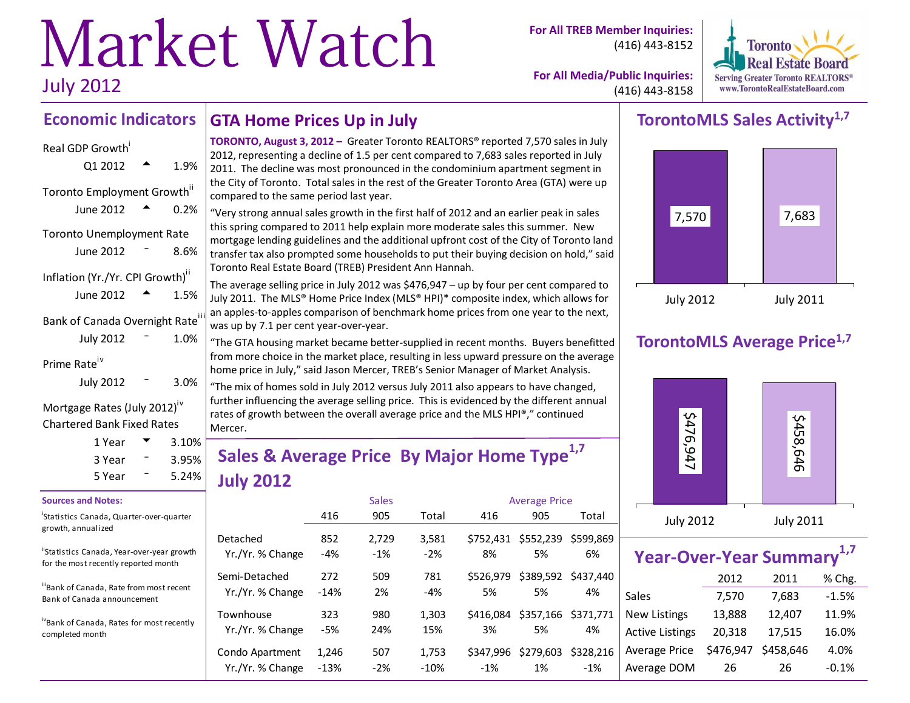# Market Watch

July 2012

**For All TREB Member Inquiries:** (416) 443-8152

**For All Media/Public Inquiries:** (416) 443-8158

Toronto Real Estate Board
Serving Greater Toronto REALTORS®
www.TorontoRealEstateBoard.com

## Economic Indicators

Real GDP Growth[i]

| | | |
|---|---|---|
| Q1 2012 | ▲ | 1.9% |

Toronto Employment Growth[ii]

| | | |
|---|---|---|
| June 2012 | ▲ | 0.2% |

Toronto Unemployment Rate

| | | |
|---|---|---|
| June 2012 | – | 8.6% |

Inflation (Yr./Yr. CPI Growth)[ii]

| | | |
|---|---|---|
| June 2012 | ▲ | 1.5% |

Bank of Canada Overnight Rate[iii]

| | | |
|---|---|---|
| July 2012 | – | 1.0% |

Prime Rate[iv]

| | | |
|---|---|---|
| July 2012 | – | 3.0% |

Mortgage Rates (July 2012)[iv]
Chartered Bank Fixed Rates

| | | |
|---|---|---|
| 1 Year | ▼ | 3.10% |
| 3 Year | – | 3.95% |
| 5 Year | – | 5.24% |

**Sources and Notes:**

[i] Statistics Canada, Quarter-over-quarter growth, annualized

[ii] Statistics Canada, Year-over-year growth for the most recently reported month

[iii] Bank of Canada, Rate from most recent Bank of Canada announcement

[iv] Bank of Canada, Rates for most recently completed month

## GTA Home Prices Up in July

**TORONTO, August 3, 2012 –** Greater Toronto REALTORS® reported 7,570 sales in July 2012, representing a decline of 1.5 per cent compared to 7,683 sales reported in July 2011. The decline was most pronounced in the condominium apartment segment in the City of Toronto. Total sales in the rest of the Greater Toronto Area (GTA) were up compared to the same period last year.

"Very strong annual sales growth in the first half of 2012 and an earlier peak in sales this spring compared to 2011 help explain more moderate sales this summer. New mortgage lending guidelines and the additional upfront cost of the City of Toronto land transfer tax also prompted some households to put their buying decision on hold," said Toronto Real Estate Board (TREB) President Ann Hannah.

The average selling price in July 2012 was $476,947 – up by four per cent compared to July 2011. The MLS® Home Price Index (MLS® HPI)* composite index, which allows for an apples-to-apples comparison of benchmark home prices from one year to the next, was up by 7.1 per cent year-over-year.

"The GTA housing market became better-supplied in recent months. Buyers benefitted from more choice in the market place, resulting in less upward pressure on the average home price in July," said Jason Mercer, TREB's Senior Manager of Market Analysis.

"The mix of homes sold in July 2012 versus July 2011 also appears to have changed, further influencing the average selling price. This is evidenced by the different annual rates of growth between the overall average price and the MLS HPI®," continued Mercer.

## Sales & Average Price By Major Home Type[1,7] July 2012

| | Sales | | | Average Price | | |
|---|---|---|---|---|---|---|
| | 416 | 905 | Total | 416 | 905 | Total |
| Detached | 852 | 2,729 | 3,581 | $752,431 | $552,239 | $599,869 |
| Yr./Yr. % Change | -4% | -1% | -2% | 8% | 5% | 6% |
| Semi-Detached | 272 | 509 | 781 | $526,979 | $389,592 | $437,440 |
| Yr./Yr. % Change | -14% | 2% | -4% | 5% | 5% | 4% |
| Townhouse | 323 | 980 | 1,303 | $416,084 | $357,166 | $371,771 |
| Yr./Yr. % Change | -5% | 24% | 15% | 3% | 5% | 4% |
| Condo Apartment | 1,246 | 507 | 1,753 | $347,996 | $279,603 | $328,216 |
| Yr./Yr. % Change | -13% | -2% | -10% | -1% | 1% | -1% |

## TorontoMLS Sales Activity[1,7]

| July 2012 | July 2011 |
|---|---|
| 7,570 | 7,683 |

## TorontoMLS Average Price[1,7]

| July 2012 | July 2011 |
|---|---|
| $476,947 | $458,646 |

## Year-Over-Year Summary[1,7]

| | 2012 | 2011 | % Chg. |
|---|---|---|---|
| Sales | 7,570 | 7,683 | -1.5% |
| New Listings | 13,888 | 12,407 | 11.9% |
| Active Listings | 20,318 | 17,515 | 16.0% |
| Average Price | $476,947 | $458,646 | 4.0% |
| Average DOM | 26 | 26 | -0.1% |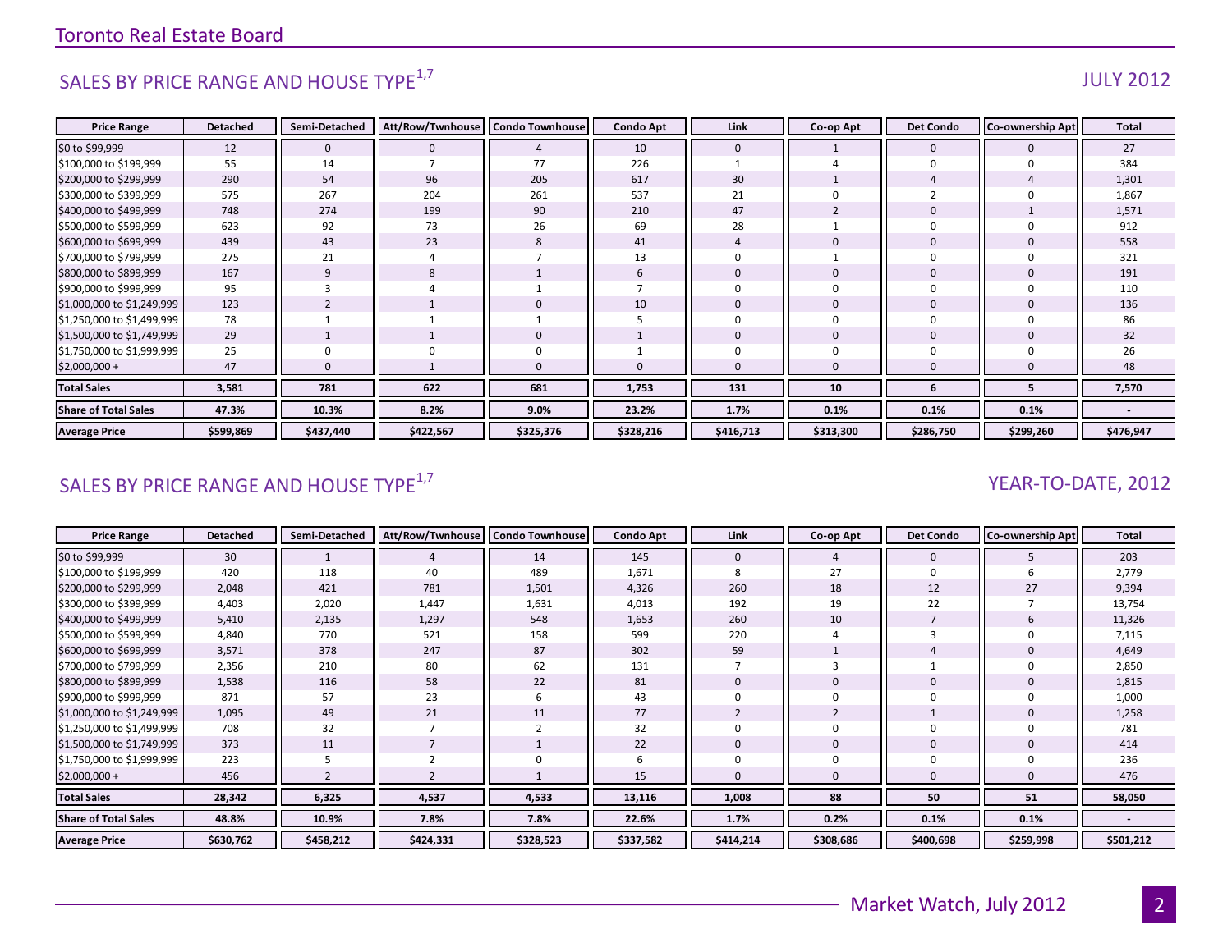## SALES BY PRICE RANGE AND HOUSE TYPE[1,7]

JULY 2012

| Price Range | Detached | Semi-Detached | Att/Row/Twnhouse | Condo Townhouse | Condo Apt | Link | Co-op Apt | Det Condo | Co-ownership Apt | Total |
|---|---|---|---|---|---|---|---|---|---|---|
| $0 to $99,999 | 12 | 0 | 0 | 4 | 10 | 0 | 1 | 0 | 0 | 27 |
| $100,000 to $199,999 | 55 | 14 | 7 | 77 | 226 | 1 | 4 | 0 | 0 | 384 |
| $200,000 to $299,999 | 290 | 54 | 96 | 205 | 617 | 30 | 1 | 4 | 4 | 1,301 |
| $300,000 to $399,999 | 575 | 267 | 204 | 261 | 537 | 21 | 0 | 2 | 0 | 1,867 |
| $400,000 to $499,999 | 748 | 274 | 199 | 90 | 210 | 47 | 2 | 0 | 1 | 1,571 |
| $500,000 to $599,999 | 623 | 92 | 73 | 26 | 69 | 28 | 1 | 0 | 0 | 912 |
| $600,000 to $699,999 | 439 | 43 | 23 | 8 | 41 | 4 | 0 | 0 | 0 | 558 |
| $700,000 to $799,999 | 275 | 21 | 4 | 7 | 13 | 0 | 1 | 0 | 0 | 321 |
| $800,000 to $899,999 | 167 | 9 | 8 | 1 | 6 | 0 | 0 | 0 | 0 | 191 |
| $900,000 to $999,999 | 95 | 3 | 4 | 1 | 7 | 0 | 0 | 0 | 0 | 110 |
| $1,000,000 to $1,249,999 | 123 | 2 | 1 | 0 | 10 | 0 | 0 | 0 | 0 | 136 |
| $1,250,000 to $1,499,999 | 78 | 1 | 1 | 1 | 5 | 0 | 0 | 0 | 0 | 86 |
| $1,500,000 to $1,749,999 | 29 | 1 | 1 | 0 | 1 | 0 | 0 | 0 | 0 | 32 |
| $1,750,000 to $1,999,999 | 25 | 0 | 0 | 0 | 1 | 0 | 0 | 0 | 0 | 26 |
| $2,000,000 + | 47 | 0 | 1 | 0 | 0 | 0 | 0 | 0 | 0 | 48 |
| **Total Sales** | **3,581** | **781** | **622** | **681** | **1,753** | **131** | **10** | **6** | **5** | **7,570** |
| **Share of Total Sales** | **47.3%** | **10.3%** | **8.2%** | **9.0%** | **23.2%** | **1.7%** | **0.1%** | **0.1%** | **0.1%** | **-** |
| **Average Price** | **$599,869** | **$437,440** | **$422,567** | **$325,376** | **$328,216** | **$416,713** | **$313,300** | **$286,750** | **$299,260** | **$476,947** |

## SALES BY PRICE RANGE AND HOUSE TYPE[1,7]

YEAR-TO-DATE, 2012

| Price Range | Detached | Semi-Detached | Att/Row/Twnhouse | Condo Townhouse | Condo Apt | Link | Co-op Apt | Det Condo | Co-ownership Apt | Total |
|---|---|---|---|---|---|---|---|---|---|---|
| $0 to $99,999 | 30 | 1 | 4 | 14 | 145 | 0 | 4 | 0 | 5 | 203 |
| $100,000 to $199,999 | 420 | 118 | 40 | 489 | 1,671 | 8 | 27 | 0 | 6 | 2,779 |
| $200,000 to $299,999 | 2,048 | 421 | 781 | 1,501 | 4,326 | 260 | 18 | 12 | 27 | 9,394 |
| $300,000 to $399,999 | 4,403 | 2,020 | 1,447 | 1,631 | 4,013 | 192 | 19 | 22 | 7 | 13,754 |
| $400,000 to $499,999 | 5,410 | 2,135 | 1,297 | 548 | 1,653 | 260 | 10 | 7 | 6 | 11,326 |
| $500,000 to $599,999 | 4,840 | 770 | 521 | 158 | 599 | 220 | 4 | 3 | 0 | 7,115 |
| $600,000 to $699,999 | 3,571 | 378 | 247 | 87 | 302 | 59 | 1 | 4 | 0 | 4,649 |
| $700,000 to $799,999 | 2,356 | 210 | 80 | 62 | 131 | 7 | 3 | 1 | 0 | 2,850 |
| $800,000 to $899,999 | 1,538 | 116 | 58 | 22 | 81 | 0 | 0 | 0 | 0 | 1,815 |
| $900,000 to $999,999 | 871 | 57 | 23 | 6 | 43 | 0 | 0 | 0 | 0 | 1,000 |
| $1,000,000 to $1,249,999 | 1,095 | 49 | 21 | 11 | 77 | 2 | 2 | 1 | 0 | 1,258 |
| $1,250,000 to $1,499,999 | 708 | 32 | 7 | 2 | 32 | 0 | 0 | 0 | 0 | 781 |
| $1,500,000 to $1,749,999 | 373 | 11 | 7 | 1 | 22 | 0 | 0 | 0 | 0 | 414 |
| $1,750,000 to $1,999,999 | 223 | 5 | 2 | 0 | 6 | 0 | 0 | 0 | 0 | 236 |
| $2,000,000 + | 456 | 2 | 2 | 1 | 15 | 0 | 0 | 0 | 0 | 476 |
| **Total Sales** | **28,342** | **6,325** | **4,537** | **4,533** | **13,116** | **1,008** | **88** | **50** | **51** | **58,050** |
| **Share of Total Sales** | **48.8%** | **10.9%** | **7.8%** | **7.8%** | **22.6%** | **1.7%** | **0.2%** | **0.1%** | **0.1%** | **-** |
| **Average Price** | **$630,762** | **$458,212** | **$424,331** | **$328,523** | **$337,582** | **$414,214** | **$308,686** | **$400,698** | **$259,998** | **$501,212** |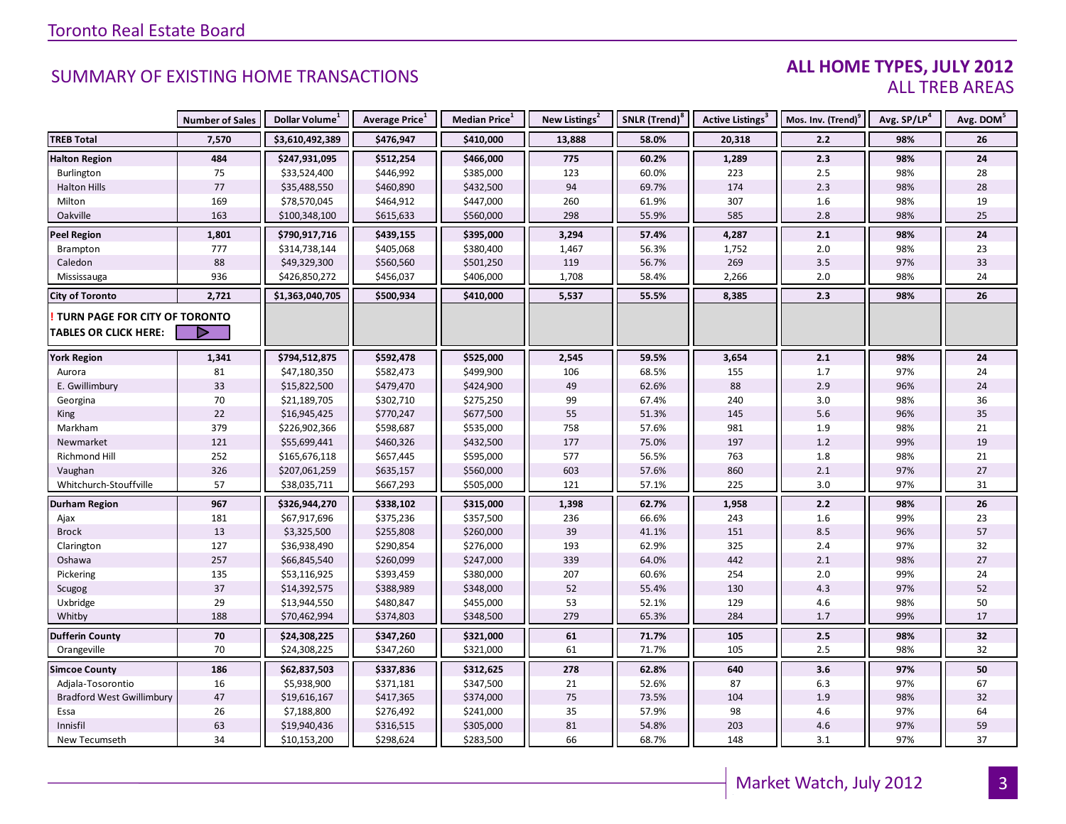Toronto Real Estate Board

## SUMMARY OF EXISTING HOME TRANSACTIONS

**ALL HOME TYPES, JULY 2012**
ALL TREB AREAS

| | Number of Sales | Dollar Volume[1] | Average Price[1] | Median Price[1] | New Listings[2] | SNLR (Trend)[8] | Active Listings[3] | Mos. Inv. (Trend)[9] | Avg. SP/LP[4] | Avg. DOM[5] |
|---|---|---|---|---|---|---|---|---|---|---|
| **TREB Total** | **7,570** | **$3,610,492,389** | **$476,947** | **$410,000** | **13,888** | **58.0%** | **20,318** | **2.2** | **98%** | **26** |
| **Halton Region** | **484** | **$247,931,095** | **$512,254** | **$466,000** | **775** | **60.2%** | **1,289** | **2.3** | **98%** | **24** |
| Burlington | 75 | $33,524,400 | $446,992 | $385,000 | 123 | 60.0% | 223 | 2.5 | 98% | 28 |
| Halton Hills | 77 | $35,488,550 | $460,890 | $432,500 | 94 | 69.7% | 174 | 2.3 | 98% | 28 |
| Milton | 169 | $78,570,045 | $464,912 | $447,000 | 260 | 61.9% | 307 | 1.6 | 98% | 19 |
| Oakville | 163 | $100,348,100 | $615,633 | $560,000 | 298 | 55.9% | 585 | 2.8 | 98% | 25 |
| **Peel Region** | **1,801** | **$790,917,716** | **$439,155** | **$395,000** | **3,294** | **57.4%** | **4,287** | **2.1** | **98%** | **24** |
| Brampton | 777 | $314,738,144 | $405,068 | $380,400 | 1,467 | 56.3% | 1,752 | 2.0 | 98% | 23 |
| Caledon | 88 | $49,329,300 | $560,560 | $501,250 | 119 | 56.7% | 269 | 3.5 | 97% | 33 |
| Mississauga | 936 | $426,850,272 | $456,037 | $406,000 | 1,708 | 58.4% | 2,266 | 2.0 | 98% | 24 |
| **City of Toronto** | **2,721** | **$1,363,040,705** | **$500,934** | **$410,000** | **5,537** | **55.5%** | **8,385** | **2.3** | **98%** | **26** |
| **! TURN PAGE FOR CITY OF TORONTO TABLES OR CLICK HERE:** | | | | | | | | | | |
| **York Region** | **1,341** | **$794,512,875** | **$592,478** | **$525,000** | **2,545** | **59.5%** | **3,654** | **2.1** | **98%** | **24** |
| Aurora | 81 | $47,180,350 | $582,473 | $499,900 | 106 | 68.5% | 155 | 1.7 | 97% | 24 |
| E. Gwillimbury | 33 | $15,822,500 | $479,470 | $424,900 | 49 | 62.6% | 88 | 2.9 | 96% | 24 |
| Georgina | 70 | $21,189,705 | $302,710 | $275,250 | 99 | 67.4% | 240 | 3.0 | 98% | 36 |
| King | 22 | $16,945,425 | $770,247 | $677,500 | 55 | 51.3% | 145 | 5.6 | 96% | 35 |
| Markham | 379 | $226,902,366 | $598,687 | $535,000 | 758 | 57.6% | 981 | 1.9 | 98% | 21 |
| Newmarket | 121 | $55,699,441 | $460,326 | $432,500 | 177 | 75.0% | 197 | 1.2 | 99% | 19 |
| Richmond Hill | 252 | $165,676,118 | $657,445 | $595,000 | 577 | 56.5% | 763 | 1.8 | 98% | 21 |
| Vaughan | 326 | $207,061,259 | $635,157 | $560,000 | 603 | 57.6% | 860 | 2.1 | 97% | 27 |
| Whitchurch-Stouffville | 57 | $38,035,711 | $667,293 | $505,000 | 121 | 57.1% | 225 | 3.0 | 97% | 31 |
| **Durham Region** | **967** | **$326,944,270** | **$338,102** | **$315,000** | **1,398** | **62.7%** | **1,958** | **2.2** | **98%** | **26** |
| Ajax | 181 | $67,917,696 | $375,236 | $357,500 | 236 | 66.6% | 243 | 1.6 | 99% | 23 |
| Brock | 13 | $3,325,500 | $255,808 | $260,000 | 39 | 41.1% | 151 | 8.5 | 96% | 57 |
| Clarington | 127 | $36,938,490 | $290,854 | $276,000 | 193 | 62.9% | 325 | 2.4 | 97% | 32 |
| Oshawa | 257 | $66,845,540 | $260,099 | $247,000 | 339 | 64.0% | 442 | 2.1 | 98% | 27 |
| Pickering | 135 | $53,116,925 | $393,459 | $380,000 | 207 | 60.6% | 254 | 2.0 | 99% | 24 |
| Scugog | 37 | $14,392,575 | $388,989 | $348,000 | 52 | 55.4% | 130 | 4.3 | 97% | 52 |
| Uxbridge | 29 | $13,944,550 | $480,847 | $455,000 | 53 | 52.1% | 129 | 4.6 | 98% | 50 |
| Whitby | 188 | $70,462,994 | $374,803 | $348,500 | 279 | 65.3% | 284 | 1.7 | 99% | 17 |
| **Dufferin County** | **70** | **$24,308,225** | **$347,260** | **$321,000** | **61** | **71.7%** | **105** | **2.5** | **98%** | **32** |
| Orangeville | 70 | $24,308,225 | $347,260 | $321,000 | 61 | 71.7% | 105 | 2.5 | 98% | 32 |
| **Simcoe County** | **186** | **$62,837,503** | **$337,836** | **$312,625** | **278** | **62.8%** | **640** | **3.6** | **97%** | **50** |
| Adjala-Tosorontio | 16 | $5,938,900 | $371,181 | $347,500 | 21 | 52.6% | 87 | 6.3 | 97% | 67 |
| Bradford West Gwillimbury | 47 | $19,616,167 | $417,365 | $374,000 | 75 | 73.5% | 104 | 1.9 | 98% | 32 |
| Essa | 26 | $7,188,800 | $276,492 | $241,000 | 35 | 57.9% | 98 | 4.6 | 97% | 64 |
| Innisfil | 63 | $19,940,436 | $316,515 | $305,000 | 81 | 54.8% | 203 | 4.6 | 97% | 59 |
| New Tecumseth | 34 | $10,153,200 | $298,624 | $283,500 | 66 | 68.7% | 148 | 3.1 | 97% | 37 |

Market Watch, July 2012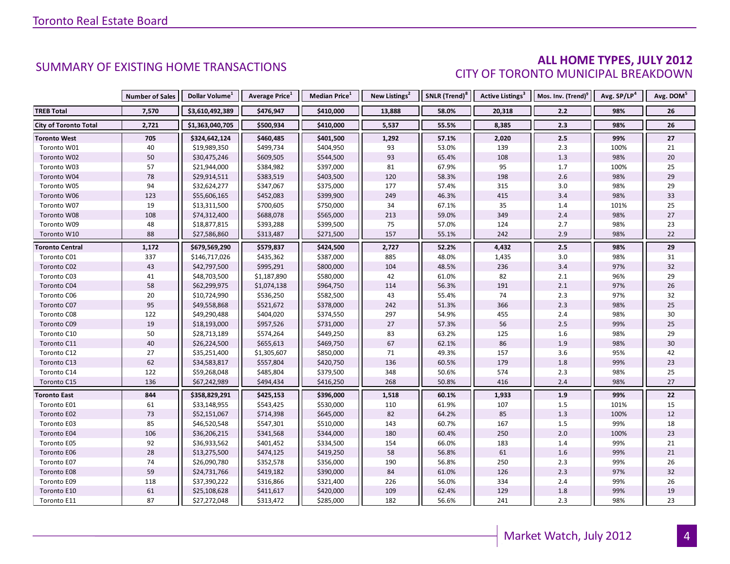## SUMMARY OF EXISTING HOME TRANSACTIONS

## ALL HOME TYPES, JULY 2012
### CITY OF TORONTO MUNICIPAL BREAKDOWN

| | Number of Sales | Dollar Volume[1] | Average Price[1] | Median Price[1] | New Listings[2] | SNLR (Trend)[8] | Active Listings[3] | Mos. Inv. (Trend)[9] | Avg. SP/LP[4] | Avg. DOM[5] |
|---|---|---|---|---|---|---|---|---|---|---|
| **TREB Total** | **7,570** | **$3,610,492,389** | **$476,947** | **$410,000** | **13,888** | **58.0%** | **20,318** | **2.2** | **98%** | **26** |
| **City of Toronto Total** | **2,721** | **$1,363,040,705** | **$500,934** | **$410,000** | **5,537** | **55.5%** | **8,385** | **2.3** | **98%** | **26** |
| **Toronto West** | **705** | **$324,642,124** | **$460,485** | **$401,500** | **1,292** | **57.1%** | **2,020** | **2.5** | **99%** | **27** |
| Toronto W01 | 40 | $19,989,350 | $499,734 | $404,950 | 93 | 53.0% | 139 | 2.3 | 100% | 21 |
| Toronto W02 | 50 | $30,475,246 | $609,505 | $544,500 | 93 | 65.4% | 108 | 1.3 | 98% | 20 |
| Toronto W03 | 57 | $21,944,000 | $384,982 | $397,000 | 81 | 67.9% | 95 | 1.7 | 100% | 25 |
| Toronto W04 | 78 | $29,914,511 | $383,519 | $403,500 | 120 | 58.3% | 198 | 2.6 | 98% | 29 |
| Toronto W05 | 94 | $32,624,277 | $347,067 | $375,000 | 177 | 57.4% | 315 | 3.0 | 98% | 29 |
| Toronto W06 | 123 | $55,606,165 | $452,083 | $399,900 | 249 | 46.3% | 415 | 3.4 | 98% | 33 |
| Toronto W07 | 19 | $13,311,500 | $700,605 | $750,000 | 34 | 67.1% | 35 | 1.4 | 101% | 25 |
| Toronto W08 | 108 | $74,312,400 | $688,078 | $565,000 | 213 | 59.0% | 349 | 2.4 | 98% | 27 |
| Toronto W09 | 48 | $18,877,815 | $393,288 | $399,500 | 75 | 57.0% | 124 | 2.7 | 98% | 23 |
| Toronto W10 | 88 | $27,586,860 | $313,487 | $271,500 | 157 | 55.1% | 242 | 2.9 | 98% | 22 |
| **Toronto Central** | **1,172** | **$679,569,290** | **$579,837** | **$424,500** | **2,727** | **52.2%** | **4,432** | **2.5** | **98%** | **29** |
| Toronto C01 | 337 | $146,717,026 | $435,362 | $387,000 | 885 | 48.0% | 1,435 | 3.0 | 98% | 31 |
| Toronto C02 | 43 | $42,797,500 | $995,291 | $800,000 | 104 | 48.5% | 236 | 3.4 | 97% | 32 |
| Toronto C03 | 41 | $48,703,500 | $1,187,890 | $580,000 | 42 | 61.0% | 82 | 2.1 | 96% | 29 |
| Toronto C04 | 58 | $62,299,975 | $1,074,138 | $964,750 | 114 | 56.3% | 191 | 2.1 | 97% | 26 |
| Toronto C06 | 20 | $10,724,990 | $536,250 | $582,500 | 43 | 55.4% | 74 | 2.3 | 97% | 32 |
| Toronto C07 | 95 | $49,558,868 | $521,672 | $378,000 | 242 | 51.3% | 366 | 2.3 | 98% | 25 |
| Toronto C08 | 122 | $49,290,488 | $404,020 | $374,550 | 297 | 54.9% | 455 | 2.4 | 98% | 30 |
| Toronto C09 | 19 | $18,193,000 | $957,526 | $731,000 | 27 | 57.3% | 56 | 2.5 | 99% | 25 |
| Toronto C10 | 50 | $28,713,189 | $574,264 | $449,250 | 83 | 63.2% | 125 | 1.6 | 98% | 29 |
| Toronto C11 | 40 | $26,224,500 | $655,613 | $469,750 | 67 | 62.1% | 86 | 1.9 | 98% | 30 |
| Toronto C12 | 27 | $35,251,400 | $1,305,607 | $850,000 | 71 | 49.3% | 157 | 3.6 | 95% | 42 |
| Toronto C13 | 62 | $34,583,817 | $557,804 | $420,750 | 136 | 60.5% | 179 | 1.8 | 99% | 23 |
| Toronto C14 | 122 | $59,268,048 | $485,804 | $379,500 | 348 | 50.6% | 574 | 2.3 | 98% | 25 |
| Toronto C15 | 136 | $67,242,989 | $494,434 | $416,250 | 268 | 50.8% | 416 | 2.4 | 98% | 27 |
| **Toronto East** | **844** | **$358,829,291** | **$425,153** | **$396,000** | **1,518** | **60.1%** | **1,933** | **1.9** | **99%** | **22** |
| Toronto E01 | 61 | $33,148,955 | $543,425 | $530,000 | 110 | 61.9% | 107 | 1.5 | 101% | 15 |
| Toronto E02 | 73 | $52,151,067 | $714,398 | $645,000 | 82 | 64.2% | 85 | 1.3 | 100% | 12 |
| Toronto E03 | 85 | $46,520,548 | $547,301 | $510,000 | 143 | 60.7% | 167 | 1.5 | 99% | 18 |
| Toronto E04 | 106 | $36,206,215 | $341,568 | $344,000 | 180 | 60.4% | 250 | 2.0 | 100% | 23 |
| Toronto E05 | 92 | $36,933,562 | $401,452 | $334,500 | 154 | 66.0% | 183 | 1.4 | 99% | 21 |
| Toronto E06 | 28 | $13,275,500 | $474,125 | $419,250 | 58 | 56.8% | 61 | 1.6 | 99% | 21 |
| Toronto E07 | 74 | $26,090,780 | $352,578 | $356,000 | 190 | 56.8% | 250 | 2.3 | 99% | 26 |
| Toronto E08 | 59 | $24,731,766 | $419,182 | $390,000 | 84 | 61.0% | 126 | 2.3 | 97% | 32 |
| Toronto E09 | 118 | $37,390,222 | $316,866 | $321,400 | 226 | 56.0% | 334 | 2.4 | 99% | 26 |
| Toronto E10 | 61 | $25,108,628 | $411,617 | $420,000 | 109 | 62.4% | 129 | 1.8 | 99% | 19 |
| Toronto E11 | 87 | $27,272,048 | $313,472 | $285,000 | 182 | 56.6% | 241 | 2.3 | 98% | 23 |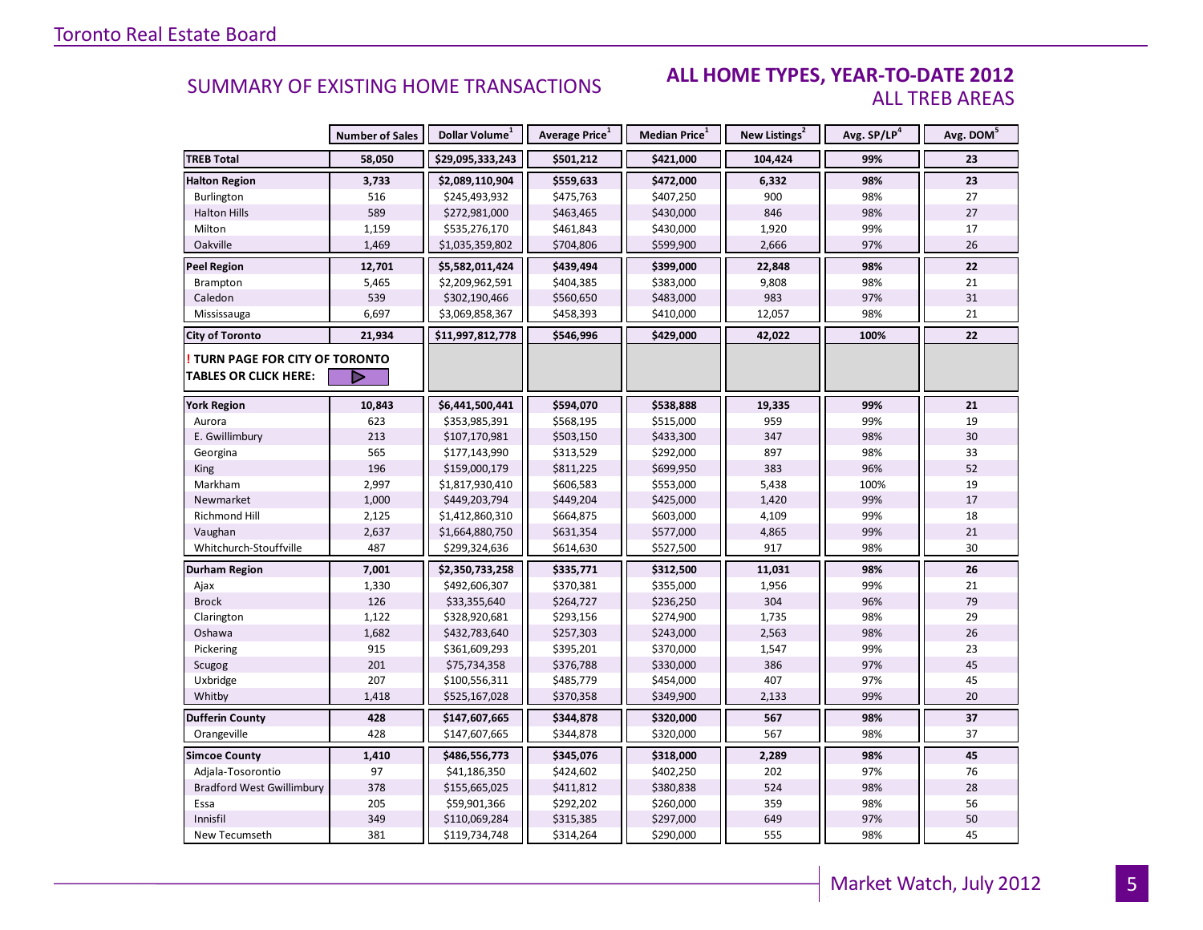## SUMMARY OF EXISTING HOME TRANSACTIONS

## ALL HOME TYPES, YEAR-TO-DATE 2012
### ALL TREB AREAS

| | Number of Sales | Dollar Volume[1] | Average Price[1] | Median Price[1] | New Listings[2] | Avg. SP/LP[4] | Avg. DOM[5] |
|---|---|---|---|---|---|---|---|
| **TREB Total** | **58,050** | **$29,095,333,243** | **$501,212** | **$421,000** | **104,424** | **99%** | **23** |
| **Halton Region** | **3,733** | **$2,089,110,904** | **$559,633** | **$472,000** | **6,332** | **98%** | **23** |
| Burlington | 516 | $245,493,932 | $475,763 | $407,250 | 900 | 98% | 27 |
| Halton Hills | 589 | $272,981,000 | $463,465 | $430,000 | 846 | 98% | 27 |
| Milton | 1,159 | $535,276,170 | $461,843 | $430,000 | 1,920 | 99% | 17 |
| Oakville | 1,469 | $1,035,359,802 | $704,806 | $599,900 | 2,666 | 97% | 26 |
| **Peel Region** | **12,701** | **$5,582,011,424** | **$439,494** | **$399,000** | **22,848** | **98%** | **22** |
| Brampton | 5,465 | $2,209,962,591 | $404,385 | $383,000 | 9,808 | 98% | 21 |
| Caledon | 539 | $302,190,466 | $560,650 | $483,000 | 983 | 97% | 31 |
| Mississauga | 6,697 | $3,069,858,367 | $458,393 | $410,000 | 12,057 | 98% | 21 |
| **City of Toronto** | **21,934** | **$11,997,812,778** | **$546,996** | **$429,000** | **42,022** | **100%** | **22** |
| **! TURN PAGE FOR CITY OF TORONTO TABLES OR CLICK HERE:** | | | | | | | |
| **York Region** | **10,843** | **$6,441,500,441** | **$594,070** | **$538,888** | **19,335** | **99%** | **21** |
| Aurora | 623 | $353,985,391 | $568,195 | $515,000 | 959 | 99% | 19 |
| E. Gwillimbury | 213 | $107,170,981 | $503,150 | $433,300 | 347 | 98% | 30 |
| Georgina | 565 | $177,143,990 | $313,529 | $292,000 | 897 | 98% | 33 |
| King | 196 | $159,000,179 | $811,225 | $699,950 | 383 | 96% | 52 |
| Markham | 2,997 | $1,817,930,410 | $606,583 | $553,000 | 5,438 | 100% | 19 |
| Newmarket | 1,000 | $449,203,794 | $449,204 | $425,000 | 1,420 | 99% | 17 |
| Richmond Hill | 2,125 | $1,412,860,310 | $664,875 | $603,000 | 4,109 | 99% | 18 |
| Vaughan | 2,637 | $1,664,880,750 | $631,354 | $577,000 | 4,865 | 99% | 21 |
| Whitchurch-Stouffville | 487 | $299,324,636 | $614,630 | $527,500 | 917 | 98% | 30 |
| **Durham Region** | **7,001** | **$2,350,733,258** | **$335,771** | **$312,500** | **11,031** | **98%** | **26** |
| Ajax | 1,330 | $492,606,307 | $370,381 | $355,000 | 1,956 | 99% | 21 |
| Brock | 126 | $33,355,640 | $264,727 | $236,250 | 304 | 96% | 79 |
| Clarington | 1,122 | $328,920,681 | $293,156 | $274,900 | 1,735 | 98% | 29 |
| Oshawa | 1,682 | $432,783,640 | $257,303 | $243,000 | 2,563 | 98% | 26 |
| Pickering | 915 | $361,609,293 | $395,201 | $370,000 | 1,547 | 99% | 23 |
| Scugog | 201 | $75,734,358 | $376,788 | $330,000 | 386 | 97% | 45 |
| Uxbridge | 207 | $100,556,311 | $485,779 | $454,000 | 407 | 97% | 45 |
| Whitby | 1,418 | $525,167,028 | $370,358 | $349,900 | 2,133 | 99% | 20 |
| **Dufferin County** | **428** | **$147,607,665** | **$344,878** | **$320,000** | **567** | **98%** | **37** |
| Orangeville | 428 | $147,607,665 | $344,878 | $320,000 | 567 | 98% | 37 |
| **Simcoe County** | **1,410** | **$486,556,773** | **$345,076** | **$318,000** | **2,289** | **98%** | **45** |
| Adjala-Tosorontio | 97 | $41,186,350 | $424,602 | $402,250 | 202 | 97% | 76 |
| Bradford West Gwillimbury | 378 | $155,665,025 | $411,812 | $380,838 | 524 | 98% | 28 |
| Essa | 205 | $59,901,366 | $292,202 | $260,000 | 359 | 98% | 56 |
| Innisfil | 349 | $110,069,284 | $315,385 | $297,000 | 649 | 97% | 50 |
| New Tecumseth | 381 | $119,734,748 | $314,264 | $290,000 | 555 | 98% | 45 |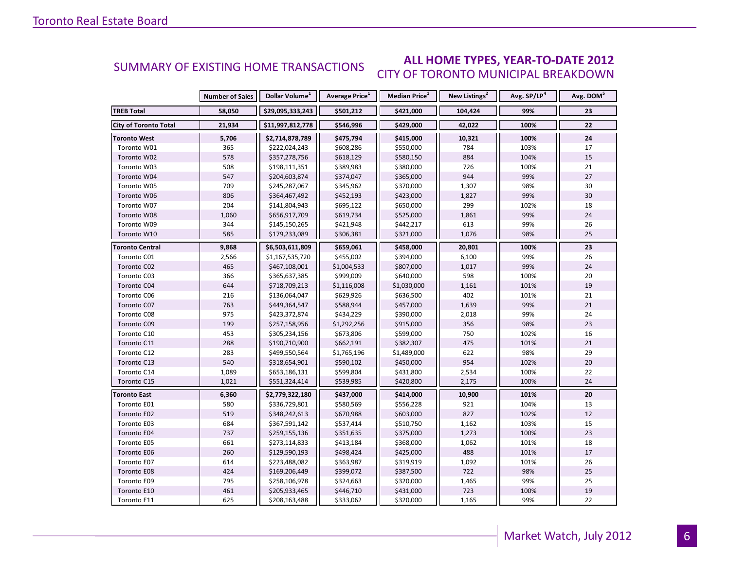## SUMMARY OF EXISTING HOME TRANSACTIONS

### ALL HOME TYPES, YEAR-TO-DATE 2012
### CITY OF TORONTO MUNICIPAL BREAKDOWN

| | Number of Sales | Dollar Volume[1] | Average Price[1] | Median Price[1] | New Listings[2] | Avg. SP/LP[4] | Avg. DOM[5] |
|---|---|---|---|---|---|---|---|
| **TREB Total** | **58,050** | **$29,095,333,243** | **$501,212** | **$421,000** | **104,424** | **99%** | **23** |
| **City of Toronto Total** | **21,934** | **$11,997,812,778** | **$546,996** | **$429,000** | **42,022** | **100%** | **22** |
| **Toronto West** | **5,706** | **$2,714,878,789** | **$475,794** | **$415,000** | **10,321** | **100%** | **24** |
| Toronto W01 | 365 | $222,024,243 | $608,286 | $550,000 | 784 | 103% | 17 |
| Toronto W02 | 578 | $357,278,756 | $618,129 | $580,150 | 884 | 104% | 15 |
| Toronto W03 | 508 | $198,111,351 | $389,983 | $380,000 | 726 | 100% | 21 |
| Toronto W04 | 547 | $204,603,874 | $374,047 | $365,000 | 944 | 99% | 27 |
| Toronto W05 | 709 | $245,287,067 | $345,962 | $370,000 | 1,307 | 98% | 30 |
| Toronto W06 | 806 | $364,467,492 | $452,193 | $423,000 | 1,827 | 99% | 30 |
| Toronto W07 | 204 | $141,804,943 | $695,122 | $650,000 | 299 | 102% | 18 |
| Toronto W08 | 1,060 | $656,917,709 | $619,734 | $525,000 | 1,861 | 99% | 24 |
| Toronto W09 | 344 | $145,150,265 | $421,948 | $442,217 | 613 | 99% | 26 |
| Toronto W10 | 585 | $179,233,089 | $306,381 | $321,000 | 1,076 | 98% | 25 |
| **Toronto Central** | **9,868** | **$6,503,611,809** | **$659,061** | **$458,000** | **20,801** | **100%** | **23** |
| Toronto C01 | 2,566 | $1,167,535,720 | $455,002 | $394,000 | 6,100 | 99% | 26 |
| Toronto C02 | 465 | $467,108,001 | $1,004,533 | $807,000 | 1,017 | 99% | 24 |
| Toronto C03 | 366 | $365,637,385 | $999,009 | $640,000 | 598 | 100% | 20 |
| Toronto C04 | 644 | $718,709,213 | $1,116,008 | $1,030,000 | 1,161 | 101% | 19 |
| Toronto C06 | 216 | $136,064,047 | $629,926 | $636,500 | 402 | 101% | 21 |
| Toronto C07 | 763 | $449,364,547 | $588,944 | $457,000 | 1,639 | 99% | 21 |
| Toronto C08 | 975 | $423,372,874 | $434,229 | $390,000 | 2,018 | 99% | 24 |
| Toronto C09 | 199 | $257,158,956 | $1,292,256 | $915,000 | 356 | 98% | 23 |
| Toronto C10 | 453 | $305,234,156 | $673,806 | $599,000 | 750 | 102% | 16 |
| Toronto C11 | 288 | $190,710,900 | $662,191 | $382,307 | 475 | 101% | 21 |
| Toronto C12 | 283 | $499,550,564 | $1,765,196 | $1,489,000 | 622 | 98% | 29 |
| Toronto C13 | 540 | $318,654,901 | $590,102 | $450,000 | 954 | 102% | 20 |
| Toronto C14 | 1,089 | $653,186,131 | $599,804 | $431,800 | 2,534 | 100% | 22 |
| Toronto C15 | 1,021 | $551,324,414 | $539,985 | $420,800 | 2,175 | 100% | 24 |
| **Toronto East** | **6,360** | **$2,779,322,180** | **$437,000** | **$414,000** | **10,900** | **101%** | **20** |
| Toronto E01 | 580 | $336,729,801 | $580,569 | $556,228 | 921 | 104% | 13 |
| Toronto E02 | 519 | $348,242,613 | $670,988 | $603,000 | 827 | 102% | 12 |
| Toronto E03 | 684 | $367,591,142 | $537,414 | $510,750 | 1,162 | 103% | 15 |
| Toronto E04 | 737 | $259,155,136 | $351,635 | $375,000 | 1,273 | 100% | 23 |
| Toronto E05 | 661 | $273,114,833 | $413,184 | $368,000 | 1,062 | 101% | 18 |
| Toronto E06 | 260 | $129,590,193 | $498,424 | $425,000 | 488 | 101% | 17 |
| Toronto E07 | 614 | $223,488,082 | $363,987 | $319,919 | 1,092 | 101% | 26 |
| Toronto E08 | 424 | $169,206,449 | $399,072 | $387,500 | 722 | 98% | 25 |
| Toronto E09 | 795 | $258,106,978 | $324,663 | $320,000 | 1,465 | 99% | 25 |
| Toronto E10 | 461 | $205,933,465 | $446,710 | $431,000 | 723 | 100% | 19 |
| Toronto E11 | 625 | $208,163,488 | $333,062 | $320,000 | 1,165 | 99% | 22 |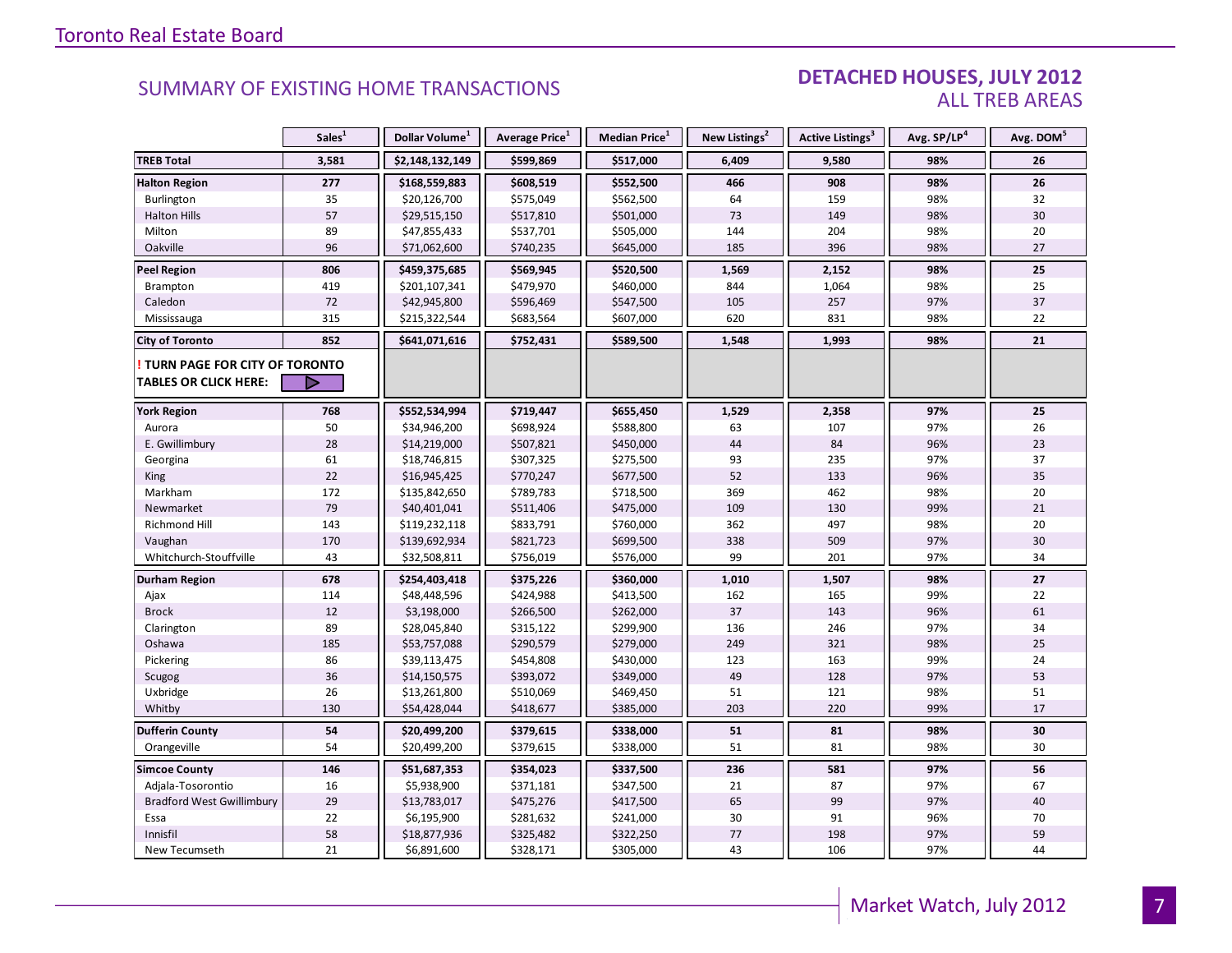## SUMMARY OF EXISTING HOME TRANSACTIONS

### DETACHED HOUSES, JULY 2012
### ALL TREB AREAS

| | Sales[1] | Dollar Volume[1] | Average Price[1] | Median Price[1] | New Listings[2] | Active Listings[3] | Avg. SP/LP[4] | Avg. DOM[5] |
|---|---|---|---|---|---|---|---|---|
| **TREB Total** | **3,581** | **$2,148,132,149** | **$599,869** | **$517,000** | **6,409** | **9,580** | **98%** | **26** |
| **Halton Region** | **277** | **$168,559,883** | **$608,519** | **$552,500** | **466** | **908** | **98%** | **26** |
| Burlington | 35 | $20,126,700 | $575,049 | $562,500 | 64 | 159 | 98% | 32 |
| Halton Hills | 57 | $29,515,150 | $517,810 | $501,000 | 73 | 149 | 98% | 30 |
| Milton | 89 | $47,855,433 | $537,701 | $505,000 | 144 | 204 | 98% | 20 |
| Oakville | 96 | $71,062,600 | $740,235 | $645,000 | 185 | 396 | 98% | 27 |
| **Peel Region** | **806** | **$459,375,685** | **$569,945** | **$520,500** | **1,569** | **2,152** | **98%** | **25** |
| Brampton | 419 | $201,107,341 | $479,970 | $460,000 | 844 | 1,064 | 98% | 25 |
| Caledon | 72 | $42,945,800 | $596,469 | $547,500 | 105 | 257 | 97% | 37 |
| Mississauga | 315 | $215,322,544 | $683,564 | $607,000 | 620 | 831 | 98% | 22 |
| **City of Toronto** | **852** | **$641,071,616** | **$752,431** | **$589,500** | **1,548** | **1,993** | **98%** | **21** |
| **! TURN PAGE FOR CITY OF TORONTO TABLES OR CLICK HERE:** | | | | | | | | |
| **York Region** | **768** | **$552,534,994** | **$719,447** | **$655,450** | **1,529** | **2,358** | **97%** | **25** |
| Aurora | 50 | $34,946,200 | $698,924 | $588,800 | 63 | 107 | 97% | 26 |
| E. Gwillimbury | 28 | $14,219,000 | $507,821 | $450,000 | 44 | 84 | 96% | 23 |
| Georgina | 61 | $18,746,815 | $307,325 | $275,500 | 93 | 235 | 97% | 37 |
| King | 22 | $16,945,425 | $770,247 | $677,500 | 52 | 133 | 96% | 35 |
| Markham | 172 | $135,842,650 | $789,783 | $718,500 | 369 | 462 | 98% | 20 |
| Newmarket | 79 | $40,401,041 | $511,406 | $475,000 | 109 | 130 | 99% | 21 |
| Richmond Hill | 143 | $119,232,118 | $833,791 | $760,000 | 362 | 497 | 98% | 20 |
| Vaughan | 170 | $139,692,934 | $821,723 | $699,500 | 338 | 509 | 97% | 30 |
| Whitchurch-Stouffville | 43 | $32,508,811 | $756,019 | $576,000 | 99 | 201 | 97% | 34 |
| **Durham Region** | **678** | **$254,403,418** | **$375,226** | **$360,000** | **1,010** | **1,507** | **98%** | **27** |
| Ajax | 114 | $48,448,596 | $424,988 | $413,500 | 162 | 165 | 99% | 22 |
| Brock | 12 | $3,198,000 | $266,500 | $262,000 | 37 | 143 | 96% | 61 |
| Clarington | 89 | $28,045,840 | $315,122 | $299,900 | 136 | 246 | 97% | 34 |
| Oshawa | 185 | $53,757,088 | $290,579 | $279,000 | 249 | 321 | 98% | 25 |
| Pickering | 86 | $39,113,475 | $454,808 | $430,000 | 123 | 163 | 99% | 24 |
| Scugog | 36 | $14,150,575 | $393,072 | $349,000 | 49 | 128 | 97% | 53 |
| Uxbridge | 26 | $13,261,800 | $510,069 | $469,450 | 51 | 121 | 98% | 51 |
| Whitby | 130 | $54,428,044 | $418,677 | $385,000 | 203 | 220 | 99% | 17 |
| **Dufferin County** | **54** | **$20,499,200** | **$379,615** | **$338,000** | **51** | **81** | **98%** | **30** |
| Orangeville | 54 | $20,499,200 | $379,615 | $338,000 | 51 | 81 | 98% | 30 |
| **Simcoe County** | **146** | **$51,687,353** | **$354,023** | **$337,500** | **236** | **581** | **97%** | **56** |
| Adjala-Tosorontio | 16 | $5,938,900 | $371,181 | $347,500 | 21 | 87 | 97% | 67 |
| Bradford West Gwillimbury | 29 | $13,783,017 | $475,276 | $417,500 | 65 | 99 | 97% | 40 |
| Essa | 22 | $6,195,900 | $281,632 | $241,000 | 30 | 91 | 96% | 70 |
| Innisfil | 58 | $18,877,936 | $325,482 | $322,250 | 77 | 198 | 97% | 59 |
| New Tecumseth | 21 | $6,891,600 | $328,171 | $305,000 | 43 | 106 | 97% | 44 |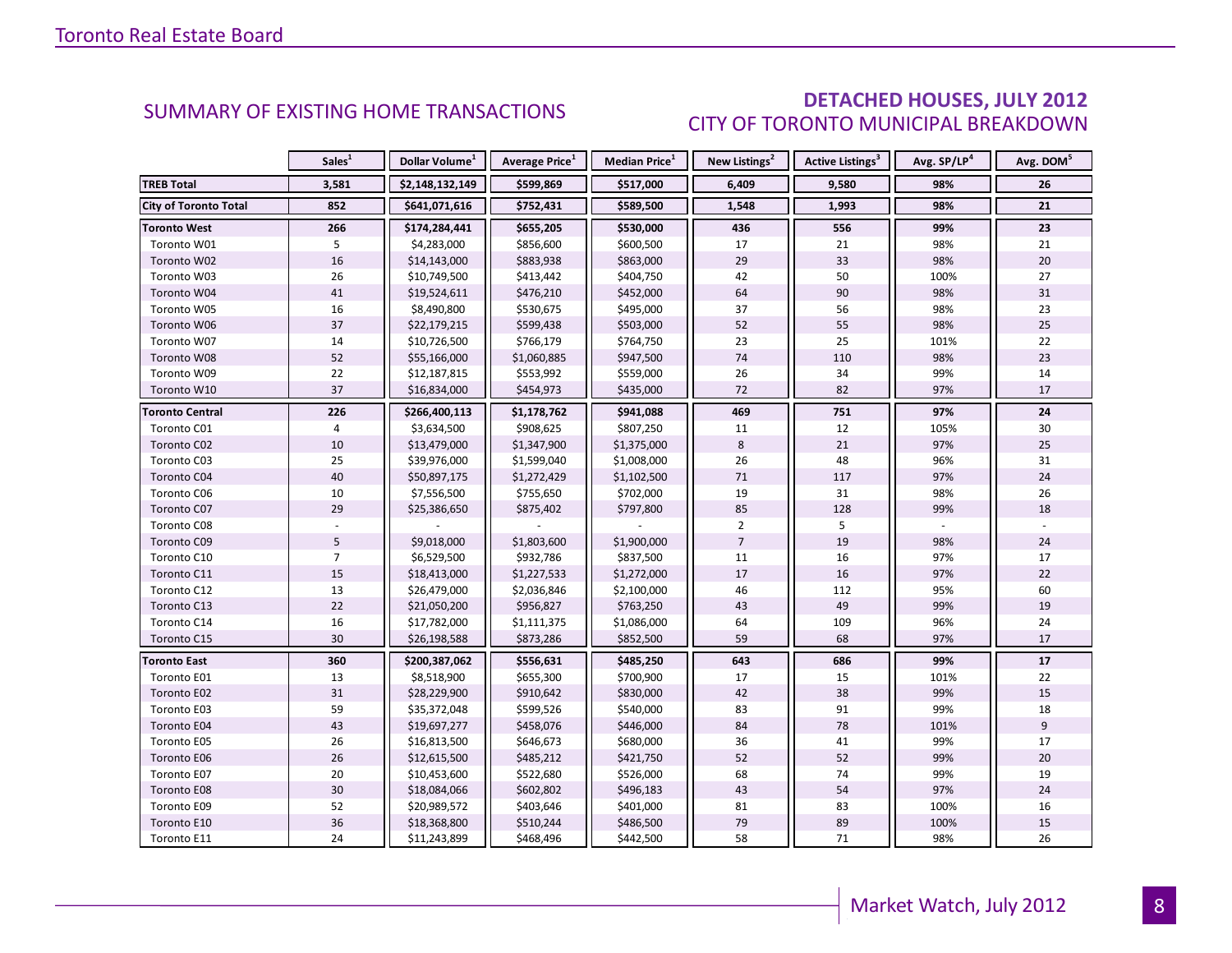## SUMMARY OF EXISTING HOME TRANSACTIONS

## DETACHED HOUSES, JULY 2012
### CITY OF TORONTO MUNICIPAL BREAKDOWN

| | Sales[1] | Dollar Volume[1] | Average Price[1] | Median Price[1] | New Listings[2] | Active Listings[3] | Avg. SP/LP[4] | Avg. DOM[5] |
|---|---|---|---|---|---|---|---|---|
| **TREB Total** | **3,581** | **$2,148,132,149** | **$599,869** | **$517,000** | **6,409** | **9,580** | **98%** | **26** |
| **City of Toronto Total** | **852** | **$641,071,616** | **$752,431** | **$589,500** | **1,548** | **1,993** | **98%** | **21** |
| **Toronto West** | **266** | **$174,284,441** | **$655,205** | **$530,000** | **436** | **556** | **99%** | **23** |
| Toronto W01 | 5 | $4,283,000 | $856,600 | $600,500 | 17 | 21 | 98% | 21 |
| Toronto W02 | 16 | $14,143,000 | $883,938 | $863,000 | 29 | 33 | 98% | 20 |
| Toronto W03 | 26 | $10,749,500 | $413,442 | $404,750 | 42 | 50 | 100% | 27 |
| Toronto W04 | 41 | $19,524,611 | $476,210 | $452,000 | 64 | 90 | 98% | 31 |
| Toronto W05 | 16 | $8,490,800 | $530,675 | $495,000 | 37 | 56 | 98% | 23 |
| Toronto W06 | 37 | $22,179,215 | $599,438 | $503,000 | 52 | 55 | 98% | 25 |
| Toronto W07 | 14 | $10,726,500 | $766,179 | $764,750 | 23 | 25 | 101% | 22 |
| Toronto W08 | 52 | $55,166,000 | $1,060,885 | $947,500 | 74 | 110 | 98% | 23 |
| Toronto W09 | 22 | $12,187,815 | $553,992 | $559,000 | 26 | 34 | 99% | 14 |
| Toronto W10 | 37 | $16,834,000 | $454,973 | $435,000 | 72 | 82 | 97% | 17 |
| **Toronto Central** | **226** | **$266,400,113** | **$1,178,762** | **$941,088** | **469** | **751** | **97%** | **24** |
| Toronto C01 | 4 | $3,634,500 | $908,625 | $807,250 | 11 | 12 | 105% | 30 |
| Toronto C02 | 10 | $13,479,000 | $1,347,900 | $1,375,000 | 8 | 21 | 97% | 25 |
| Toronto C03 | 25 | $39,976,000 | $1,599,040 | $1,008,000 | 26 | 48 | 96% | 31 |
| Toronto C04 | 40 | $50,897,175 | $1,272,429 | $1,102,500 | 71 | 117 | 97% | 24 |
| Toronto C06 | 10 | $7,556,500 | $755,650 | $702,000 | 19 | 31 | 98% | 26 |
| Toronto C07 | 29 | $25,386,650 | $875,402 | $797,800 | 85 | 128 | 99% | 18 |
| Toronto C08 | - | - | - | - | 2 | 5 | - | - |
| Toronto C09 | 5 | $9,018,000 | $1,803,600 | $1,900,000 | 7 | 19 | 98% | 24 |
| Toronto C10 | 7 | $6,529,500 | $932,786 | $837,500 | 11 | 16 | 97% | 17 |
| Toronto C11 | 15 | $18,413,000 | $1,227,533 | $1,272,000 | 17 | 16 | 97% | 22 |
| Toronto C12 | 13 | $26,479,000 | $2,036,846 | $2,100,000 | 46 | 112 | 95% | 60 |
| Toronto C13 | 22 | $21,050,200 | $956,827 | $763,250 | 43 | 49 | 99% | 19 |
| Toronto C14 | 16 | $17,782,000 | $1,111,375 | $1,086,000 | 64 | 109 | 96% | 24 |
| Toronto C15 | 30 | $26,198,588 | $873,286 | $852,500 | 59 | 68 | 97% | 17 |
| **Toronto East** | **360** | **$200,387,062** | **$556,631** | **$485,250** | **643** | **686** | **99%** | **17** |
| Toronto E01 | 13 | $8,518,900 | $655,300 | $700,900 | 17 | 15 | 101% | 22 |
| Toronto E02 | 31 | $28,229,900 | $910,642 | $830,000 | 42 | 38 | 99% | 15 |
| Toronto E03 | 59 | $35,372,048 | $599,526 | $540,000 | 83 | 91 | 99% | 18 |
| Toronto E04 | 43 | $19,697,277 | $458,076 | $446,000 | 84 | 78 | 101% | 9 |
| Toronto E05 | 26 | $16,813,500 | $646,673 | $680,000 | 36 | 41 | 99% | 17 |
| Toronto E06 | 26 | $12,615,500 | $485,212 | $421,750 | 52 | 52 | 99% | 20 |
| Toronto E07 | 20 | $10,453,600 | $522,680 | $526,000 | 68 | 74 | 99% | 19 |
| Toronto E08 | 30 | $18,084,066 | $602,802 | $496,183 | 43 | 54 | 97% | 24 |
| Toronto E09 | 52 | $20,989,572 | $403,646 | $401,000 | 81 | 83 | 100% | 16 |
| Toronto E10 | 36 | $18,368,800 | $510,244 | $486,500 | 79 | 89 | 100% | 15 |
| Toronto E11 | 24 | $11,243,899 | $468,496 | $442,500 | 58 | 71 | 98% | 26 |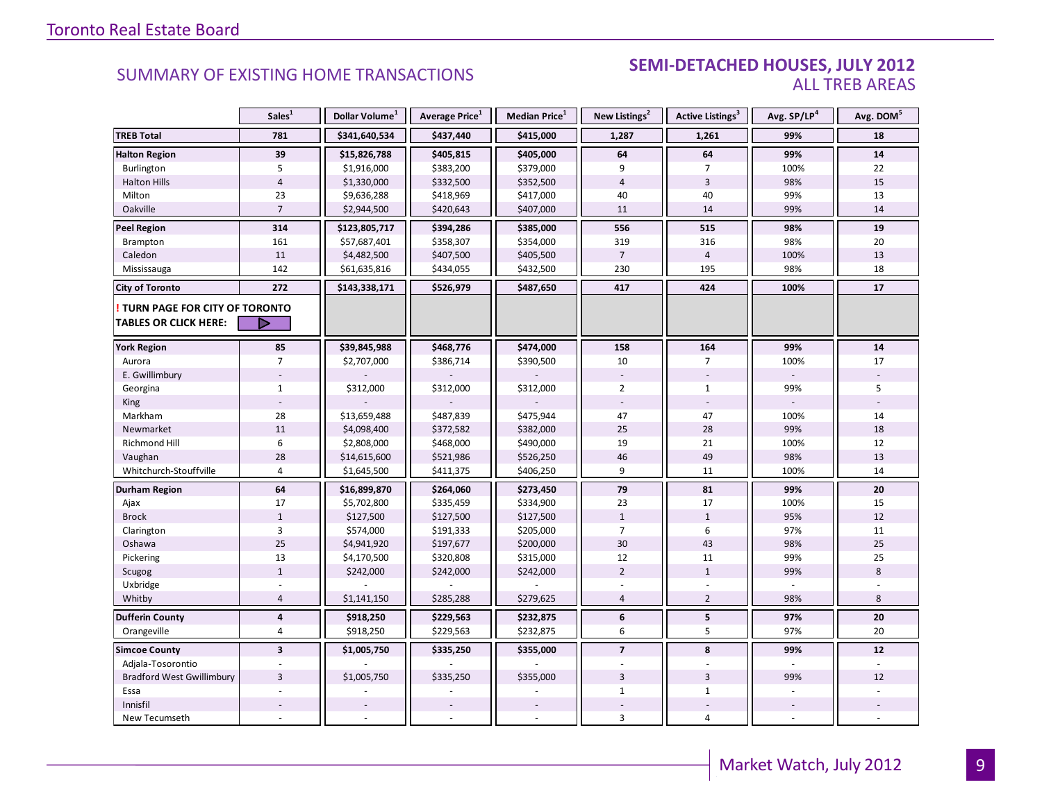Toronto Real Estate Board

## SUMMARY OF EXISTING HOME TRANSACTIONS

## SEMI-DETACHED HOUSES, JULY 2012
### ALL TREB AREAS

| | Sales[1] | Dollar Volume[1] | Average Price[1] | Median Price[1] | New Listings[2] | Active Listings[3] | Avg. SP/LP[4] | Avg. DOM[5] |
|---|---|---|---|---|---|---|---|---|
| **TREB Total** | **781** | **$341,640,534** | **$437,440** | **$415,000** | **1,287** | **1,261** | **99%** | **18** |
| **Halton Region** | **39** | **$15,826,788** | **$405,815** | **$405,000** | **64** | **64** | **99%** | **14** |
| Burlington | 5 | $1,916,000 | $383,200 | $379,000 | 9 | 7 | 100% | 22 |
| Halton Hills | 4 | $1,330,000 | $332,500 | $352,500 | 4 | 3 | 98% | 15 |
| Milton | 23 | $9,636,288 | $418,969 | $417,000 | 40 | 40 | 99% | 13 |
| Oakville | 7 | $2,944,500 | $420,643 | $407,000 | 11 | 14 | 99% | 14 |
| **Peel Region** | **314** | **$123,805,717** | **$394,286** | **$385,000** | **556** | **515** | **98%** | **19** |
| Brampton | 161 | $57,687,401 | $358,307 | $354,000 | 319 | 316 | 98% | 20 |
| Caledon | 11 | $4,482,500 | $407,500 | $405,500 | 7 | 4 | 100% | 13 |
| Mississauga | 142 | $61,635,816 | $434,055 | $432,500 | 230 | 195 | 98% | 18 |
| **City of Toronto** | **272** | **$143,338,171** | **$526,979** | **$487,650** | **417** | **424** | **100%** | **17** |
| **! TURN PAGE FOR CITY OF TORONTO TABLES OR CLICK HERE:** | | | | | | | | |
| **York Region** | **85** | **$39,845,988** | **$468,776** | **$474,000** | **158** | **164** | **99%** | **14** |
| Aurora | 7 | $2,707,000 | $386,714 | $390,500 | 10 | 7 | 100% | 17 |
| E. Gwillimbury | - | - | - | - | - | - | - | - |
| Georgina | 1 | $312,000 | $312,000 | $312,000 | 2 | 1 | 99% | 5 |
| King | - | - | - | - | - | - | - | - |
| Markham | 28 | $13,659,488 | $487,839 | $475,944 | 47 | 47 | 100% | 14 |
| Newmarket | 11 | $4,098,400 | $372,582 | $382,000 | 25 | 28 | 99% | 18 |
| Richmond Hill | 6 | $2,808,000 | $468,000 | $490,000 | 19 | 21 | 100% | 12 |
| Vaughan | 28 | $14,615,600 | $521,986 | $526,250 | 46 | 49 | 98% | 13 |
| Whitchurch-Stouffville | 4 | $1,645,500 | $411,375 | $406,250 | 9 | 11 | 100% | 14 |
| **Durham Region** | **64** | **$16,899,870** | **$264,060** | **$273,450** | **79** | **81** | **99%** | **20** |
| Ajax | 17 | $5,702,800 | $335,459 | $334,900 | 23 | 17 | 100% | 15 |
| Brock | 1 | $127,500 | $127,500 | $127,500 | 1 | 1 | 95% | 12 |
| Clarington | 3 | $574,000 | $191,333 | $205,000 | 7 | 6 | 97% | 11 |
| Oshawa | 25 | $4,941,920 | $197,677 | $200,000 | 30 | 43 | 98% | 25 |
| Pickering | 13 | $4,170,500 | $320,808 | $315,000 | 12 | 11 | 99% | 25 |
| Scugog | 1 | $242,000 | $242,000 | $242,000 | 2 | 1 | 99% | 8 |
| Uxbridge | - | - | - | - | - | - | - | - |
| Whitby | 4 | $1,141,150 | $285,288 | $279,625 | 4 | 2 | 98% | 8 |
| **Dufferin County** | **4** | **$918,250** | **$229,563** | **$232,875** | **6** | **5** | **97%** | **20** |
| Orangeville | 4 | $918,250 | $229,563 | $232,875 | 6 | 5 | 97% | 20 |
| **Simcoe County** | **3** | **$1,005,750** | **$335,250** | **$355,000** | **7** | **8** | **99%** | **12** |
| Adjala-Tosorontio | - | - | - | - | - | - | - | - |
| Bradford West Gwillimbury | 3 | $1,005,750 | $335,250 | $355,000 | 3 | 3 | 99% | 12 |
| Essa | - | - | - | - | 1 | 1 | - | - |
| Innisfil | - | - | - | - | - | - | - | - |
| New Tecumseth | - | - | - | - | 3 | 4 | - | - |

Market Watch, July 2012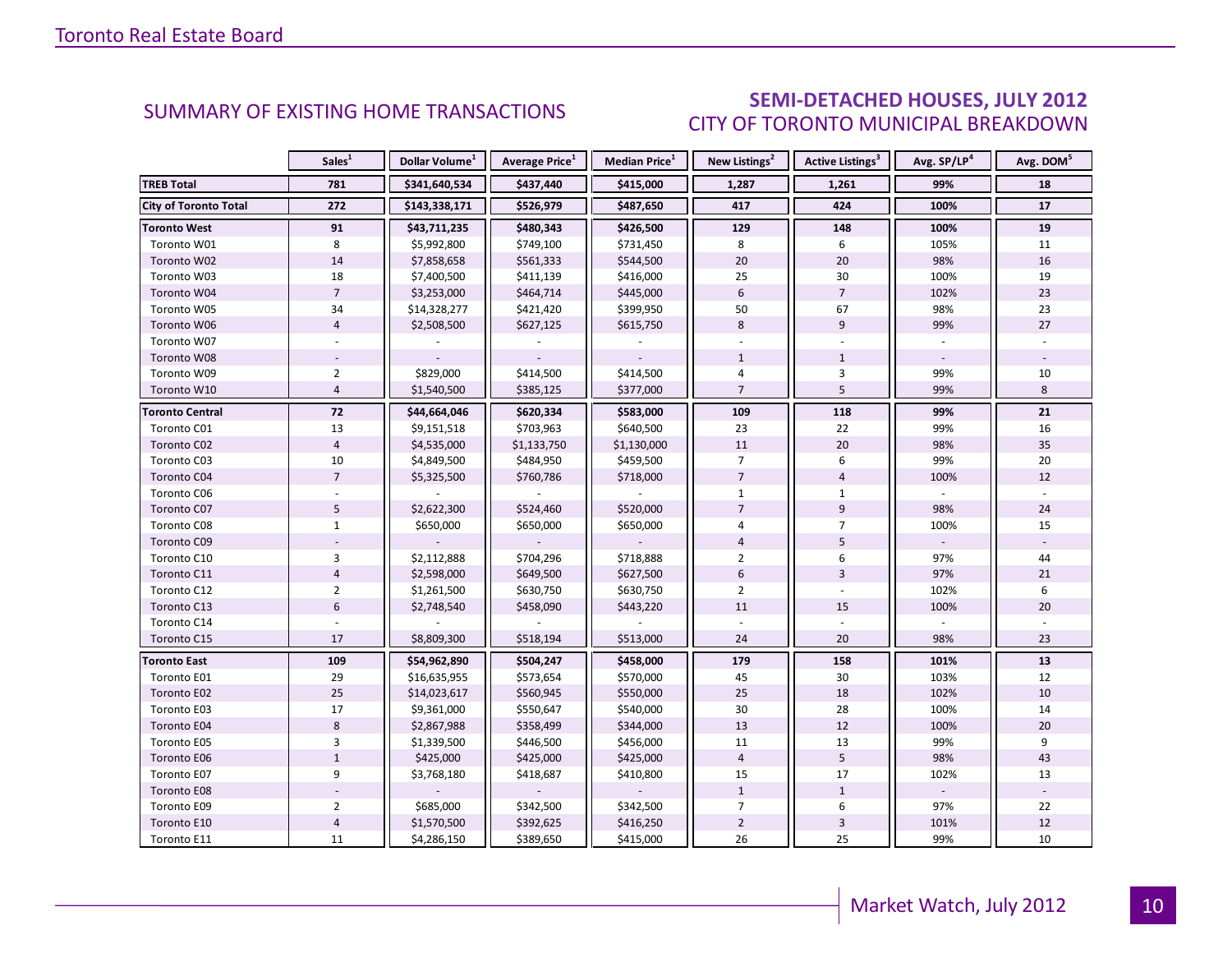## SUMMARY OF EXISTING HOME TRANSACTIONS

## SEMI-DETACHED HOUSES, JULY 2012
### CITY OF TORONTO MUNICIPAL BREAKDOWN

| | Sales[1] | Dollar Volume[1] | Average Price[1] | Median Price[1] | New Listings[2] | Active Listings[3] | Avg. SP/LP[4] | Avg. DOM[5] |
|---|---|---|---|---|---|---|---|---|
| **TREB Total** | **781** | **$341,640,534** | **$437,440** | **$415,000** | **1,287** | **1,261** | **99%** | **18** |
| **City of Toronto Total** | **272** | **$143,338,171** | **$526,979** | **$487,650** | **417** | **424** | **100%** | **17** |
| **Toronto West** | **91** | **$43,711,235** | **$480,343** | **$426,500** | **129** | **148** | **100%** | **19** |
| Toronto W01 | 8 | $5,992,800 | $749,100 | $731,450 | 8 | 6 | 105% | 11 |
| Toronto W02 | 14 | $7,858,658 | $561,333 | $544,500 | 20 | 20 | 98% | 16 |
| Toronto W03 | 18 | $7,400,500 | $411,139 | $416,000 | 25 | 30 | 100% | 19 |
| Toronto W04 | 7 | $3,253,000 | $464,714 | $445,000 | 6 | 7 | 102% | 23 |
| Toronto W05 | 34 | $14,328,277 | $421,420 | $399,950 | 50 | 67 | 98% | 23 |
| Toronto W06 | 4 | $2,508,500 | $627,125 | $615,750 | 8 | 9 | 99% | 27 |
| Toronto W07 | - | - | - | - | - | - | - | - |
| Toronto W08 | - | - | - | - | 1 | 1 | - | - |
| Toronto W09 | 2 | $829,000 | $414,500 | $414,500 | 4 | 3 | 99% | 10 |
| Toronto W10 | 4 | $1,540,500 | $385,125 | $377,000 | 7 | 5 | 99% | 8 |
| **Toronto Central** | **72** | **$44,664,046** | **$620,334** | **$583,000** | **109** | **118** | **99%** | **21** |
| Toronto C01 | 13 | $9,151,518 | $703,963 | $640,500 | 23 | 22 | 99% | 16 |
| Toronto C02 | 4 | $4,535,000 | $1,133,750 | $1,130,000 | 11 | 20 | 98% | 35 |
| Toronto C03 | 10 | $4,849,500 | $484,950 | $459,500 | 7 | 6 | 99% | 20 |
| Toronto C04 | 7 | $5,325,500 | $760,786 | $718,000 | 7 | 4 | 100% | 12 |
| Toronto C06 | - | - | - | - | 1 | 1 | - | - |
| Toronto C07 | 5 | $2,622,300 | $524,460 | $520,000 | 7 | 9 | 98% | 24 |
| Toronto C08 | 1 | $650,000 | $650,000 | $650,000 | 4 | 7 | 100% | 15 |
| Toronto C09 | - | - | - | - | 4 | 5 | - | - |
| Toronto C10 | 3 | $2,112,888 | $704,296 | $718,888 | 2 | 6 | 97% | 44 |
| Toronto C11 | 4 | $2,598,000 | $649,500 | $627,500 | 6 | 3 | 97% | 21 |
| Toronto C12 | 2 | $1,261,500 | $630,750 | $630,750 | 2 | - | 102% | 6 |
| Toronto C13 | 6 | $2,748,540 | $458,090 | $443,220 | 11 | 15 | 100% | 20 |
| Toronto C14 | - | - | - | - | - | - | - | - |
| Toronto C15 | 17 | $8,809,300 | $518,194 | $513,000 | 24 | 20 | 98% | 23 |
| **Toronto East** | **109** | **$54,962,890** | **$504,247** | **$458,000** | **179** | **158** | **101%** | **13** |
| Toronto E01 | 29 | $16,635,955 | $573,654 | $570,000 | 45 | 30 | 103% | 12 |
| Toronto E02 | 25 | $14,023,617 | $560,945 | $550,000 | 25 | 18 | 102% | 10 |
| Toronto E03 | 17 | $9,361,000 | $550,647 | $540,000 | 30 | 28 | 100% | 14 |
| Toronto E04 | 8 | $2,867,988 | $358,499 | $344,000 | 13 | 12 | 100% | 20 |
| Toronto E05 | 3 | $1,339,500 | $446,500 | $456,000 | 11 | 13 | 99% | 9 |
| Toronto E06 | 1 | $425,000 | $425,000 | $425,000 | 4 | 5 | 98% | 43 |
| Toronto E07 | 9 | $3,768,180 | $418,687 | $410,800 | 15 | 17 | 102% | 13 |
| Toronto E08 | - | - | - | - | 1 | 1 | - | - |
| Toronto E09 | 2 | $685,000 | $342,500 | $342,500 | 7 | 6 | 97% | 22 |
| Toronto E10 | 4 | $1,570,500 | $392,625 | $416,250 | 2 | 3 | 101% | 12 |
| Toronto E11 | 11 | $4,286,150 | $389,650 | $415,000 | 26 | 25 | 99% | 10 |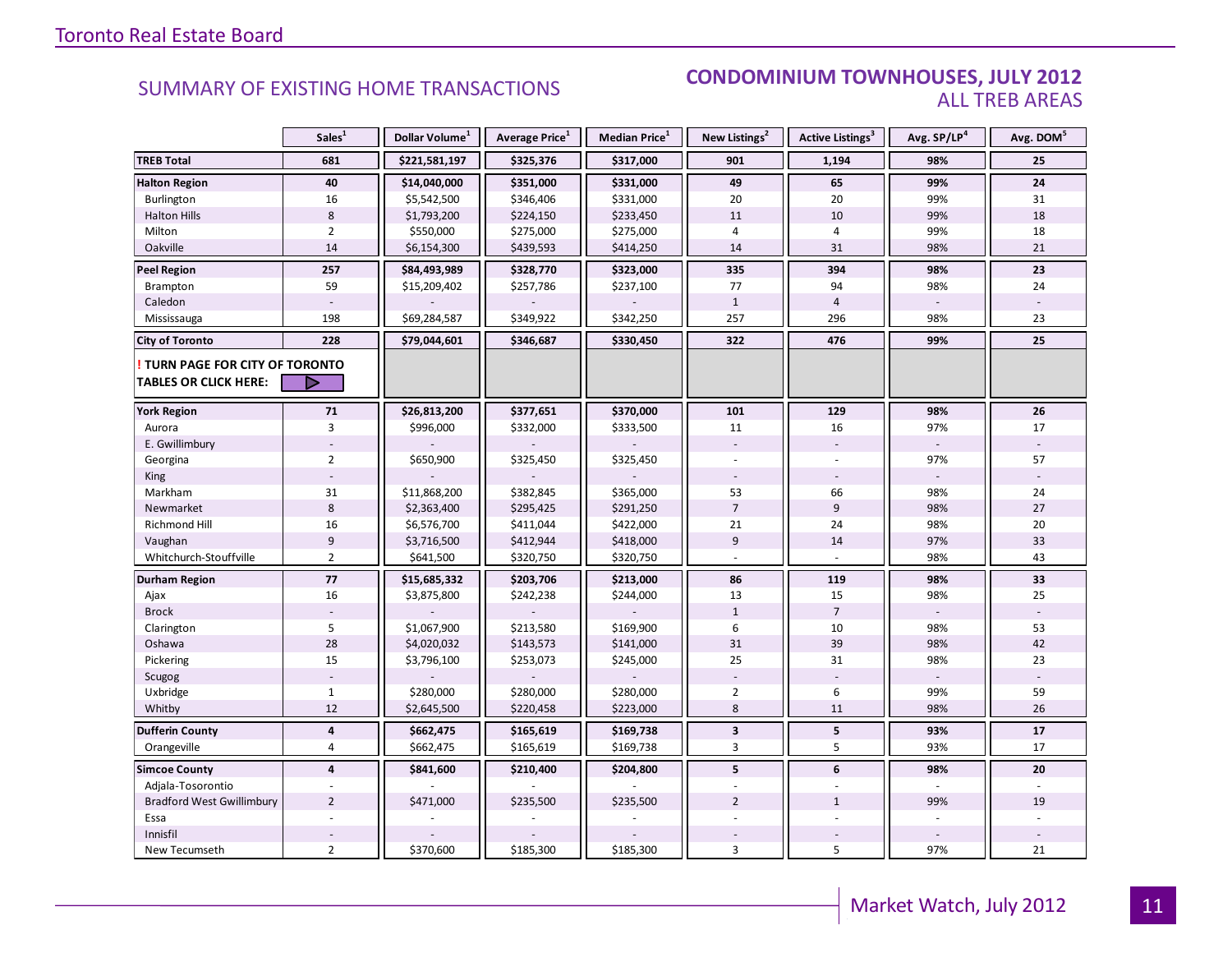Toronto Real Estate Board

## SUMMARY OF EXISTING HOME TRANSACTIONS

## CONDOMINIUM TOWNHOUSES, JULY 2012
ALL TREB AREAS

| | Sales[1] | Dollar Volume[1] | Average Price[1] | Median Price[1] | New Listings[2] | Active Listings[3] | Avg. SP/LP[4] | Avg. DOM[5] |
|---|---|---|---|---|---|---|---|---|
| **TREB Total** | **681** | **$221,581,197** | **$325,376** | **$317,000** | **901** | **1,194** | **98%** | **25** |
| **Halton Region** | **40** | **$14,040,000** | **$351,000** | **$331,000** | **49** | **65** | **99%** | **24** |
| Burlington | 16 | $5,542,500 | $346,406 | $331,000 | 20 | 20 | 99% | 31 |
| Halton Hills | 8 | $1,793,200 | $224,150 | $233,450 | 11 | 10 | 99% | 18 |
| Milton | 2 | $550,000 | $275,000 | $275,000 | 4 | 4 | 99% | 18 |
| Oakville | 14 | $6,154,300 | $439,593 | $414,250 | 14 | 31 | 98% | 21 |
| **Peel Region** | **257** | **$84,493,989** | **$328,770** | **$323,000** | **335** | **394** | **98%** | **23** |
| Brampton | 59 | $15,209,402 | $257,786 | $237,100 | 77 | 94 | 98% | 24 |
| Caledon | - | - | - | - | 1 | 4 | - | - |
| Mississauga | 198 | $69,284,587 | $349,922 | $342,250 | 257 | 296 | 98% | 23 |
| **City of Toronto** | **228** | **$79,044,601** | **$346,687** | **$330,450** | **322** | **476** | **99%** | **25** |
| **! TURN PAGE FOR CITY OF TORONTO TABLES OR CLICK HERE:** | | | | | | | | |
| **York Region** | **71** | **$26,813,200** | **$377,651** | **$370,000** | **101** | **129** | **98%** | **26** |
| Aurora | 3 | $996,000 | $332,000 | $333,500 | 11 | 16 | 97% | 17 |
| E. Gwillimbury | - | - | - | - | - | - | - | - |
| Georgina | 2 | $650,900 | $325,450 | $325,450 | - | - | 97% | 57 |
| King | - | - | - | - | - | - | - | - |
| Markham | 31 | $11,868,200 | $382,845 | $365,000 | 53 | 66 | 98% | 24 |
| Newmarket | 8 | $2,363,400 | $295,425 | $291,250 | 7 | 9 | 98% | 27 |
| Richmond Hill | 16 | $6,576,700 | $411,044 | $422,000 | 21 | 24 | 98% | 20 |
| Vaughan | 9 | $3,716,500 | $412,944 | $418,000 | 9 | 14 | 97% | 33 |
| Whitchurch-Stouffville | 2 | $641,500 | $320,750 | $320,750 | - | - | 98% | 43 |
| **Durham Region** | **77** | **$15,685,332** | **$203,706** | **$213,000** | **86** | **119** | **98%** | **33** |
| Ajax | 16 | $3,875,800 | $242,238 | $244,000 | 13 | 15 | 98% | 25 |
| Brock | - | - | - | - | 1 | 7 | - | - |
| Clarington | 5 | $1,067,900 | $213,580 | $169,900 | 6 | 10 | 98% | 53 |
| Oshawa | 28 | $4,020,032 | $143,573 | $141,000 | 31 | 39 | 98% | 42 |
| Pickering | 15 | $3,796,100 | $253,073 | $245,000 | 25 | 31 | 98% | 23 |
| Scugog | - | - | - | - | - | - | - | - |
| Uxbridge | 1 | $280,000 | $280,000 | $280,000 | 2 | 6 | 99% | 59 |
| Whitby | 12 | $2,645,500 | $220,458 | $223,000 | 8 | 11 | 98% | 26 |
| **Dufferin County** | **4** | **$662,475** | **$165,619** | **$169,738** | **3** | **5** | **93%** | **17** |
| Orangeville | 4 | $662,475 | $165,619 | $169,738 | 3 | 5 | 93% | 17 |
| **Simcoe County** | **4** | **$841,600** | **$210,400** | **$204,800** | **5** | **6** | **98%** | **20** |
| Adjala-Tosorontio | - | - | - | - | - | - | - | - |
| Bradford West Gwillimbury | 2 | $471,000 | $235,500 | $235,500 | 2 | 1 | 99% | 19 |
| Essa | - | - | - | - | - | - | - | - |
| Innisfil | - | - | - | - | - | - | - | - |
| New Tecumseth | 2 | $370,600 | $185,300 | $185,300 | 3 | 5 | 97% | 21 |

Market Watch, July 2012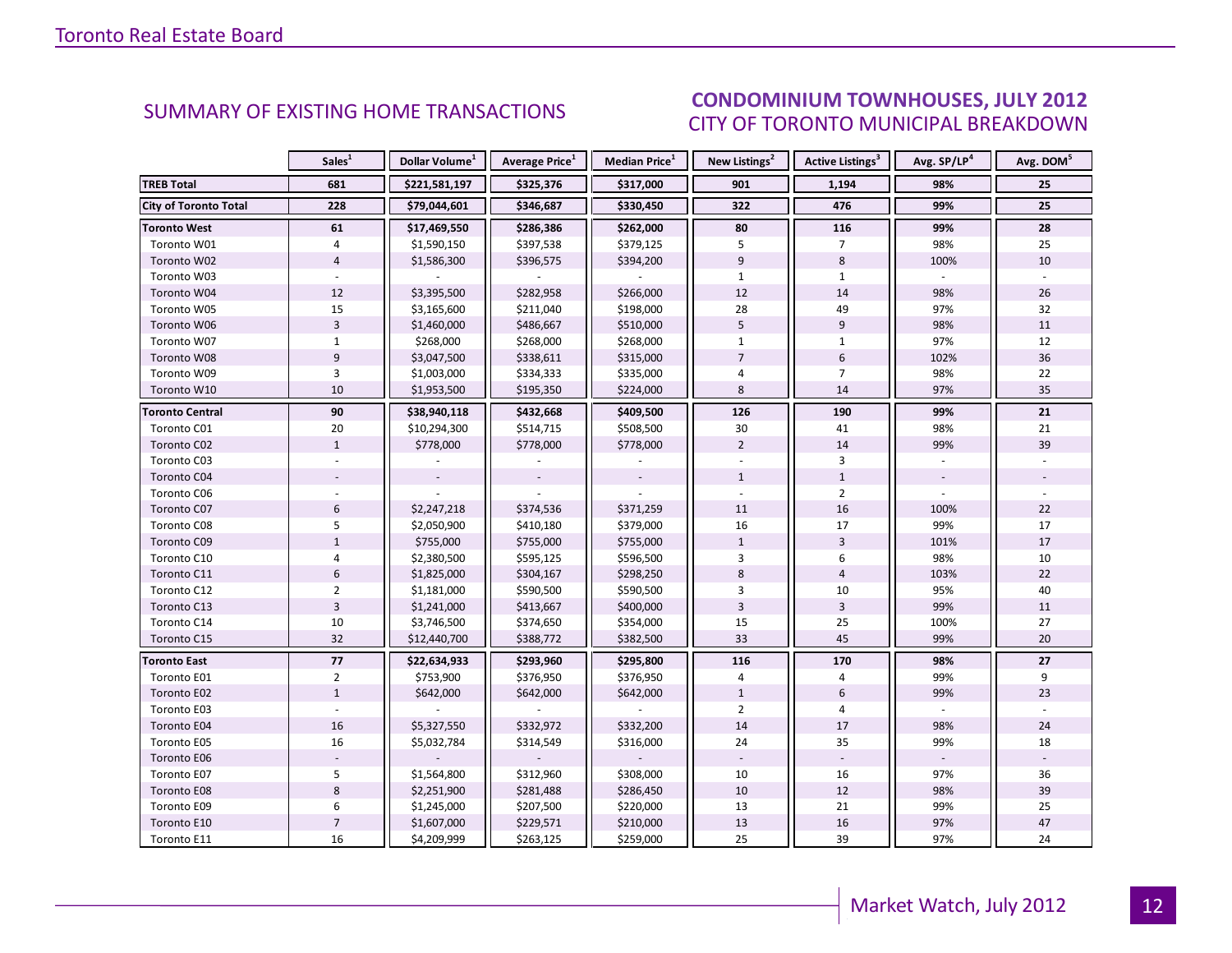## SUMMARY OF EXISTING HOME TRANSACTIONS

## CONDOMINIUM TOWNHOUSES, JULY 2012
### CITY OF TORONTO MUNICIPAL BREAKDOWN

| | Sales[1] | Dollar Volume[1] | Average Price[1] | Median Price[1] | New Listings[2] | Active Listings[3] | Avg. SP/LP[4] | Avg. DOM[5] |
|---|---|---|---|---|---|---|---|---|
| **TREB Total** | **681** | **$221,581,197** | **$325,376** | **$317,000** | **901** | **1,194** | **98%** | **25** |
| **City of Toronto Total** | **228** | **$79,044,601** | **$346,687** | **$330,450** | **322** | **476** | **99%** | **25** |
| **Toronto West** | **61** | **$17,469,550** | **$286,386** | **$262,000** | **80** | **116** | **99%** | **28** |
| Toronto W01 | 4 | $1,590,150 | $397,538 | $379,125 | 5 | 7 | 98% | 25 |
| Toronto W02 | 4 | $1,586,300 | $396,575 | $394,200 | 9 | 8 | 100% | 10 |
| Toronto W03 | - | - | - | - | 1 | 1 | - | - |
| Toronto W04 | 12 | $3,395,500 | $282,958 | $266,000 | 12 | 14 | 98% | 26 |
| Toronto W05 | 15 | $3,165,600 | $211,040 | $198,000 | 28 | 49 | 97% | 32 |
| Toronto W06 | 3 | $1,460,000 | $486,667 | $510,000 | 5 | 9 | 98% | 11 |
| Toronto W07 | 1 | $268,000 | $268,000 | $268,000 | 1 | 1 | 97% | 12 |
| Toronto W08 | 9 | $3,047,500 | $338,611 | $315,000 | 7 | 6 | 102% | 36 |
| Toronto W09 | 3 | $1,003,000 | $334,333 | $335,000 | 4 | 7 | 98% | 22 |
| Toronto W10 | 10 | $1,953,500 | $195,350 | $224,000 | 8 | 14 | 97% | 35 |
| **Toronto Central** | **90** | **$38,940,118** | **$432,668** | **$409,500** | **126** | **190** | **99%** | **21** |
| Toronto C01 | 20 | $10,294,300 | $514,715 | $508,500 | 30 | 41 | 98% | 21 |
| Toronto C02 | 1 | $778,000 | $778,000 | $778,000 | 2 | 14 | 99% | 39 |
| Toronto C03 | - | - | - | - | - | 3 | - | - |
| Toronto C04 | - | - | - | - | 1 | 1 | - | - |
| Toronto C06 | - | - | - | - | - | 2 | - | - |
| Toronto C07 | 6 | $2,247,218 | $374,536 | $371,259 | 11 | 16 | 100% | 22 |
| Toronto C08 | 5 | $2,050,900 | $410,180 | $379,000 | 16 | 17 | 99% | 17 |
| Toronto C09 | 1 | $755,000 | $755,000 | $755,000 | 1 | 3 | 101% | 17 |
| Toronto C10 | 4 | $2,380,500 | $595,125 | $596,500 | 3 | 6 | 98% | 10 |
| Toronto C11 | 6 | $1,825,000 | $304,167 | $298,250 | 8 | 4 | 103% | 22 |
| Toronto C12 | 2 | $1,181,000 | $590,500 | $590,500 | 3 | 10 | 95% | 40 |
| Toronto C13 | 3 | $1,241,000 | $413,667 | $400,000 | 3 | 3 | 99% | 11 |
| Toronto C14 | 10 | $3,746,500 | $374,650 | $354,000 | 15 | 25 | 100% | 27 |
| Toronto C15 | 32 | $12,440,700 | $388,772 | $382,500 | 33 | 45 | 99% | 20 |
| **Toronto East** | **77** | **$22,634,933** | **$293,960** | **$295,800** | **116** | **170** | **98%** | **27** |
| Toronto E01 | 2 | $753,900 | $376,950 | $376,950 | 4 | 4 | 99% | 9 |
| Toronto E02 | 1 | $642,000 | $642,000 | $642,000 | 1 | 6 | 99% | 23 |
| Toronto E03 | - | - | - | - | 2 | 4 | - | - |
| Toronto E04 | 16 | $5,327,550 | $332,972 | $332,200 | 14 | 17 | 98% | 24 |
| Toronto E05 | 16 | $5,032,784 | $314,549 | $316,000 | 24 | 35 | 99% | 18 |
| Toronto E06 | - | - | - | - | - | - | - | - |
| Toronto E07 | 5 | $1,564,800 | $312,960 | $308,000 | 10 | 16 | 97% | 36 |
| Toronto E08 | 8 | $2,251,900 | $281,488 | $286,450 | 10 | 12 | 98% | 39 |
| Toronto E09 | 6 | $1,245,000 | $207,500 | $220,000 | 13 | 21 | 99% | 25 |
| Toronto E10 | 7 | $1,607,000 | $229,571 | $210,000 | 13 | 16 | 97% | 47 |
| Toronto E11 | 16 | $4,209,999 | $263,125 | $259,000 | 25 | 39 | 97% | 24 |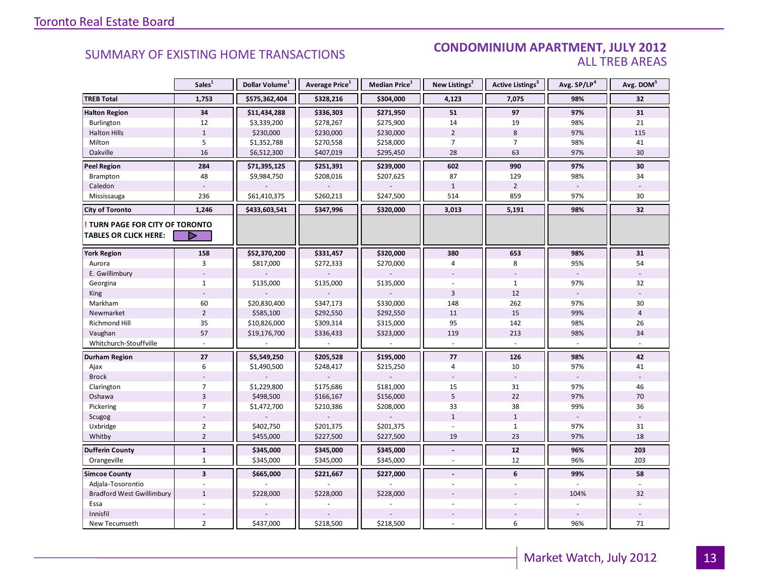## SUMMARY OF EXISTING HOME TRANSACTIONS

## CONDOMINIUM APARTMENT, JULY 2012
### ALL TREB AREAS

| | Sales[1] | Dollar Volume[1] | Average Price[1] | Median Price[1] | New Listings[2] | Active Listings[3] | Avg. SP/LP[4] | Avg. DOM[5] |
|---|---|---|---|---|---|---|---|---|
| **TREB Total** | **1,753** | **$575,362,404** | **$328,216** | **$304,000** | **4,123** | **7,075** | **98%** | **32** |
| **Halton Region** | **34** | **$11,434,288** | **$336,303** | **$271,950** | **51** | **97** | **97%** | **31** |
| Burlington | 12 | $3,339,200 | $278,267 | $275,900 | 14 | 19 | 98% | 21 |
| Halton Hills | 1 | $230,000 | $230,000 | $230,000 | 2 | 8 | 97% | 115 |
| Milton | 5 | $1,352,788 | $270,558 | $258,000 | 7 | 7 | 98% | 41 |
| Oakville | 16 | $6,512,300 | $407,019 | $295,450 | 28 | 63 | 97% | 30 |
| **Peel Region** | **284** | **$71,395,125** | **$251,391** | **$239,000** | **602** | **990** | **97%** | **30** |
| Brampton | 48 | $9,984,750 | $208,016 | $207,625 | 87 | 129 | 98% | 34 |
| Caledon | - | - | - | - | 1 | 2 | - | - |
| Mississauga | 236 | $61,410,375 | $260,213 | $247,500 | 514 | 859 | 97% | 30 |
| **City of Toronto** | **1,246** | **$433,603,541** | **$347,996** | **$320,000** | **3,013** | **5,191** | **98%** | **32** |
| **! TURN PAGE FOR CITY OF TORONTO TABLES OR CLICK HERE:** | | | | | | | | |
| **York Region** | **158** | **$52,370,200** | **$331,457** | **$320,000** | **380** | **653** | **98%** | **31** |
| Aurora | 3 | $817,000 | $272,333 | $270,000 | 4 | 8 | 95% | 54 |
| E. Gwillimbury | - | - | - | - | - | - | - | - |
| Georgina | 1 | $135,000 | $135,000 | $135,000 | - | 1 | 97% | 32 |
| King | - | - | - | - | 3 | 12 | - | - |
| Markham | 60 | $20,830,400 | $347,173 | $330,000 | 148 | 262 | 97% | 30 |
| Newmarket | 2 | $585,100 | $292,550 | $292,550 | 11 | 15 | 99% | 4 |
| Richmond Hill | 35 | $10,826,000 | $309,314 | $315,000 | 95 | 142 | 98% | 26 |
| Vaughan | 57 | $19,176,700 | $336,433 | $323,000 | 119 | 213 | 98% | 34 |
| Whitchurch-Stouffville | - | - | - | - | - | - | - | - |
| **Durham Region** | **27** | **$5,549,250** | **$205,528** | **$195,000** | **77** | **126** | **98%** | **42** |
| Ajax | 6 | $1,490,500 | $248,417 | $215,250 | 4 | 10 | 97% | 41 |
| Brock | - | - | - | - | - | - | - | - |
| Clarington | 7 | $1,229,800 | $175,686 | $181,000 | 15 | 31 | 97% | 46 |
| Oshawa | 3 | $498,500 | $166,167 | $156,000 | 5 | 22 | 97% | 70 |
| Pickering | 7 | $1,472,700 | $210,386 | $208,000 | 33 | 38 | 99% | 36 |
| Scugog | - | - | - | - | 1 | 1 | - | - |
| Uxbridge | 2 | $402,750 | $201,375 | $201,375 | - | 1 | 97% | 31 |
| Whitby | 2 | $455,000 | $227,500 | $227,500 | 19 | 23 | 97% | 18 |
| **Dufferin County** | **1** | **$345,000** | **$345,000** | **$345,000** | **-** | **12** | **96%** | **203** |
| Orangeville | 1 | $345,000 | $345,000 | $345,000 | - | 12 | 96% | 203 |
| **Simcoe County** | **3** | **$665,000** | **$221,667** | **$227,000** | **-** | **6** | **99%** | **58** |
| Adjala-Tosorontio | - | - | - | - | - | - | - | - |
| Bradford West Gwillimbury | 1 | $228,000 | $228,000 | $228,000 | - | - | 104% | 32 |
| Essa | - | - | - | - | - | - | - | - |
| Innisfil | - | - | - | - | - | - | - | - |
| New Tecumseth | 2 | $437,000 | $218,500 | $218,500 | - | 6 | 96% | 71 |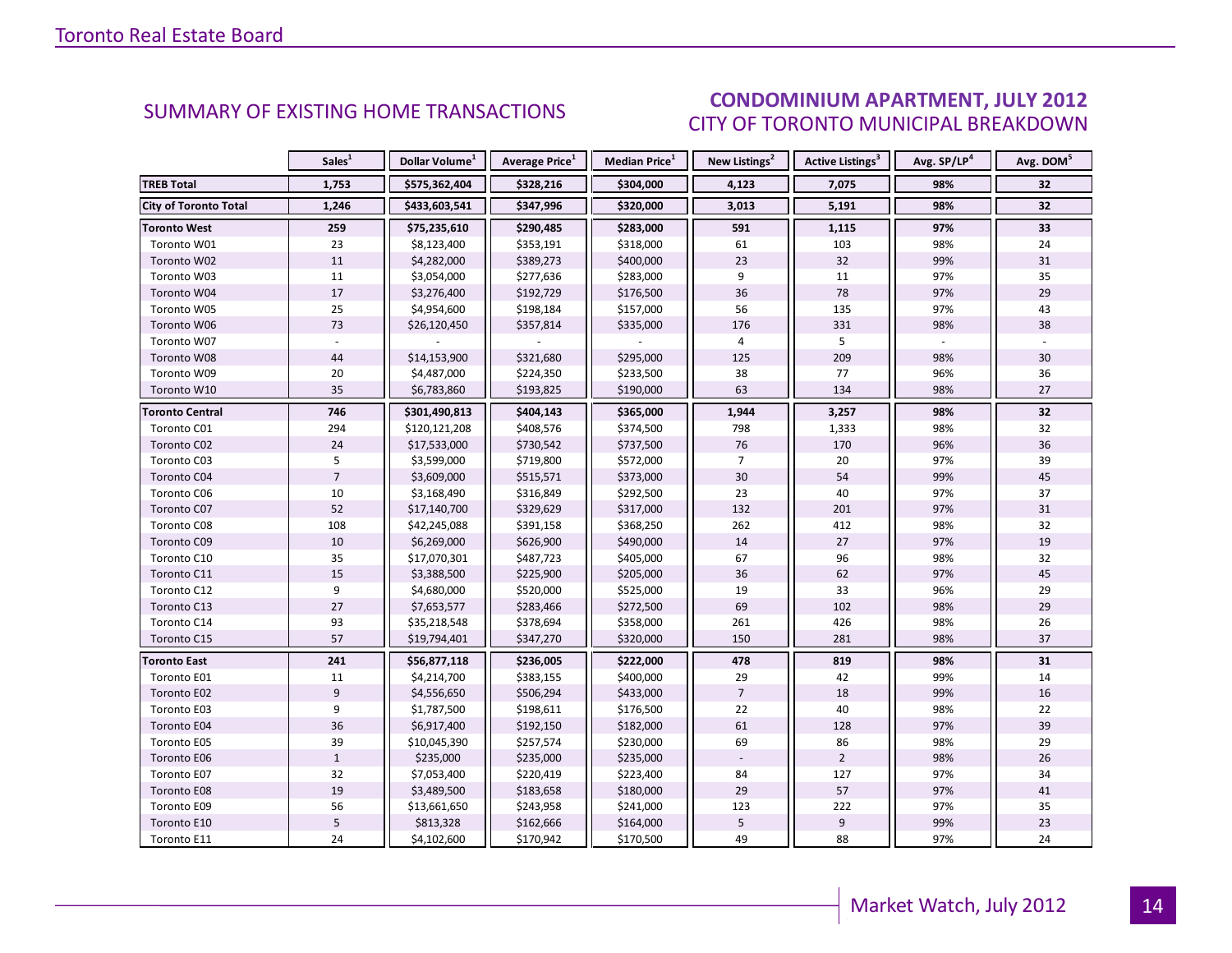## SUMMARY OF EXISTING HOME TRANSACTIONS

## CONDOMINIUM APARTMENT, JULY 2012
### CITY OF TORONTO MUNICIPAL BREAKDOWN

| | Sales[1] | Dollar Volume[1] | Average Price[1] | Median Price[1] | New Listings[2] | Active Listings[3] | Avg. SP/LP[4] | Avg. DOM[5] |
|---|---|---|---|---|---|---|---|---|
| **TREB Total** | **1,753** | **$575,362,404** | **$328,216** | **$304,000** | **4,123** | **7,075** | **98%** | **32** |
| **City of Toronto Total** | **1,246** | **$433,603,541** | **$347,996** | **$320,000** | **3,013** | **5,191** | **98%** | **32** |
| **Toronto West** | **259** | **$75,235,610** | **$290,485** | **$283,000** | **591** | **1,115** | **97%** | **33** |
| Toronto W01 | 23 | $8,123,400 | $353,191 | $318,000 | 61 | 103 | 98% | 24 |
| Toronto W02 | 11 | $4,282,000 | $389,273 | $400,000 | 23 | 32 | 99% | 31 |
| Toronto W03 | 11 | $3,054,000 | $277,636 | $283,000 | 9 | 11 | 97% | 35 |
| Toronto W04 | 17 | $3,276,400 | $192,729 | $176,500 | 36 | 78 | 97% | 29 |
| Toronto W05 | 25 | $4,954,600 | $198,184 | $157,000 | 56 | 135 | 97% | 43 |
| Toronto W06 | 73 | $26,120,450 | $357,814 | $335,000 | 176 | 331 | 98% | 38 |
| Toronto W07 | - | - | - | - | 4 | 5 | - | - |
| Toronto W08 | 44 | $14,153,900 | $321,680 | $295,000 | 125 | 209 | 98% | 30 |
| Toronto W09 | 20 | $4,487,000 | $224,350 | $233,500 | 38 | 77 | 96% | 36 |
| Toronto W10 | 35 | $6,783,860 | $193,825 | $190,000 | 63 | 134 | 98% | 27 |
| **Toronto Central** | **746** | **$301,490,813** | **$404,143** | **$365,000** | **1,944** | **3,257** | **98%** | **32** |
| Toronto C01 | 294 | $120,121,208 | $408,576 | $374,500 | 798 | 1,333 | 98% | 32 |
| Toronto C02 | 24 | $17,533,000 | $730,542 | $737,500 | 76 | 170 | 96% | 36 |
| Toronto C03 | 5 | $3,599,000 | $719,800 | $572,000 | 7 | 20 | 97% | 39 |
| Toronto C04 | 7 | $3,609,000 | $515,571 | $373,000 | 30 | 54 | 99% | 45 |
| Toronto C06 | 10 | $3,168,490 | $316,849 | $292,500 | 23 | 40 | 97% | 37 |
| Toronto C07 | 52 | $17,140,700 | $329,629 | $317,000 | 132 | 201 | 97% | 31 |
| Toronto C08 | 108 | $42,245,088 | $391,158 | $368,250 | 262 | 412 | 98% | 32 |
| Toronto C09 | 10 | $6,269,000 | $626,900 | $490,000 | 14 | 27 | 97% | 19 |
| Toronto C10 | 35 | $17,070,301 | $487,723 | $405,000 | 67 | 96 | 98% | 32 |
| Toronto C11 | 15 | $3,388,500 | $225,900 | $205,000 | 36 | 62 | 97% | 45 |
| Toronto C12 | 9 | $4,680,000 | $520,000 | $525,000 | 19 | 33 | 96% | 29 |
| Toronto C13 | 27 | $7,653,577 | $283,466 | $272,500 | 69 | 102 | 98% | 29 |
| Toronto C14 | 93 | $35,218,548 | $378,694 | $358,000 | 261 | 426 | 98% | 26 |
| Toronto C15 | 57 | $19,794,401 | $347,270 | $320,000 | 150 | 281 | 98% | 37 |
| **Toronto East** | **241** | **$56,877,118** | **$236,005** | **$222,000** | **478** | **819** | **98%** | **31** |
| Toronto E01 | 11 | $4,214,700 | $383,155 | $400,000 | 29 | 42 | 99% | 14 |
| Toronto E02 | 9 | $4,556,650 | $506,294 | $433,000 | 7 | 18 | 99% | 16 |
| Toronto E03 | 9 | $1,787,500 | $198,611 | $176,500 | 22 | 40 | 98% | 22 |
| Toronto E04 | 36 | $6,917,400 | $192,150 | $182,000 | 61 | 128 | 97% | 39 |
| Toronto E05 | 39 | $10,045,390 | $257,574 | $230,000 | 69 | 86 | 98% | 29 |
| Toronto E06 | 1 | $235,000 | $235,000 | $235,000 | - | 2 | 98% | 26 |
| Toronto E07 | 32 | $7,053,400 | $220,419 | $223,400 | 84 | 127 | 97% | 34 |
| Toronto E08 | 19 | $3,489,500 | $183,658 | $180,000 | 29 | 57 | 97% | 41 |
| Toronto E09 | 56 | $13,661,650 | $243,958 | $241,000 | 123 | 222 | 97% | 35 |
| Toronto E10 | 5 | $813,328 | $162,666 | $164,000 | 5 | 9 | 99% | 23 |
| Toronto E11 | 24 | $4,102,600 | $170,942 | $170,500 | 49 | 88 | 97% | 24 |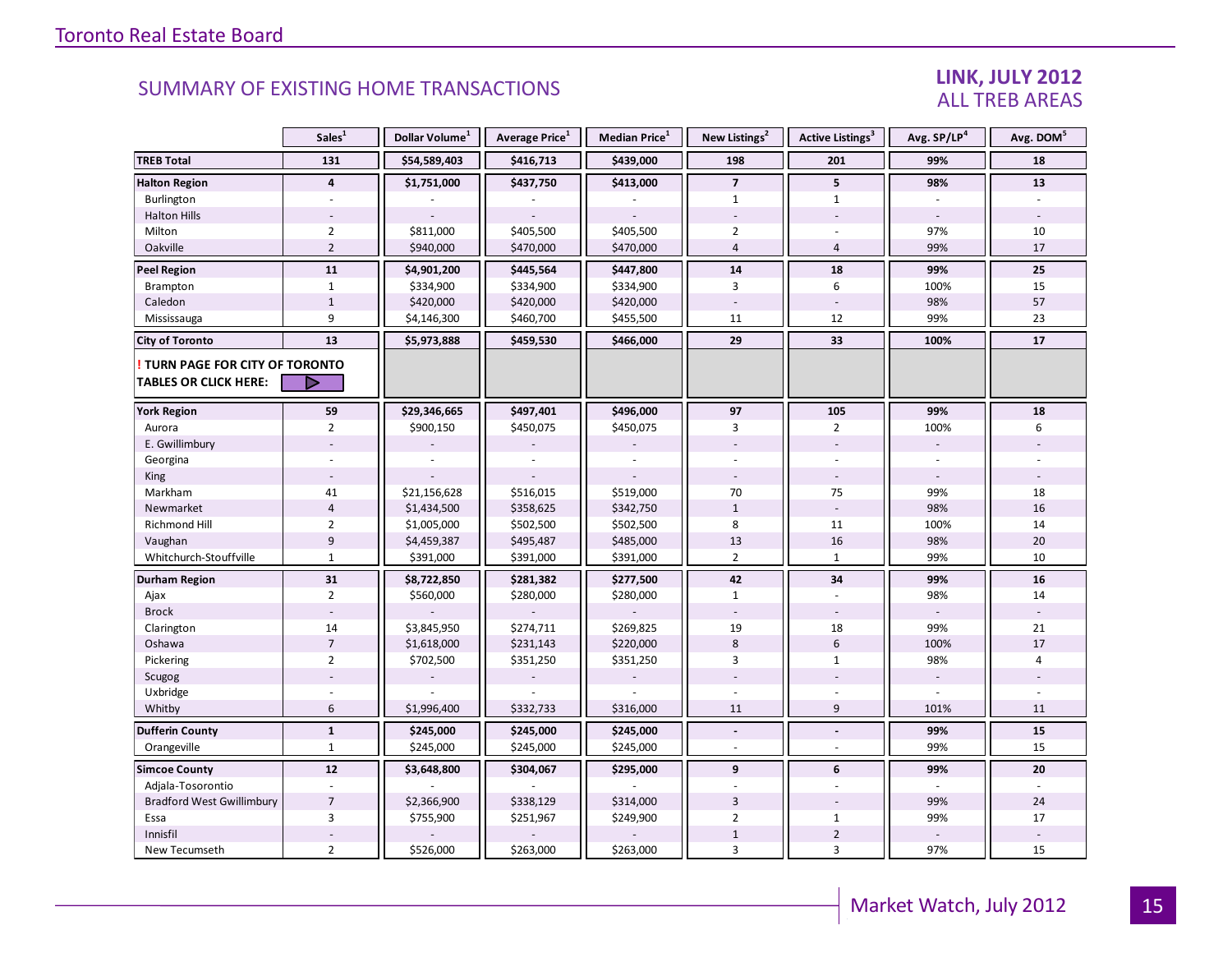Toronto Real Estate Board

## SUMMARY OF EXISTING HOME TRANSACTIONS

**LINK, JULY 2012**
ALL TREB AREAS

| | Sales[1] | Dollar Volume[1] | Average Price[1] | Median Price[1] | New Listings[2] | Active Listings[3] | Avg. SP/LP[4] | Avg. DOM[5] |
|---|---|---|---|---|---|---|---|---|
| **TREB Total** | **131** | **$54,589,403** | **$416,713** | **$439,000** | **198** | **201** | **99%** | **18** |
| **Halton Region** | **4** | **$1,751,000** | **$437,750** | **$413,000** | **7** | **5** | **98%** | **13** |
| Burlington | - | - | - | - | 1 | 1 | - | - |
| Halton Hills | - | - | - | - | - | - | - | - |
| Milton | 2 | $811,000 | $405,500 | $405,500 | 2 | - | 97% | 10 |
| Oakville | 2 | $940,000 | $470,000 | $470,000 | 4 | 4 | 99% | 17 |
| **Peel Region** | **11** | **$4,901,200** | **$445,564** | **$447,800** | **14** | **18** | **99%** | **25** |
| Brampton | 1 | $334,900 | $334,900 | $334,900 | 3 | 6 | 100% | 15 |
| Caledon | 1 | $420,000 | $420,000 | $420,000 | - | - | 98% | 57 |
| Mississauga | 9 | $4,146,300 | $460,700 | $455,500 | 11 | 12 | 99% | 23 |
| **City of Toronto** | **13** | **$5,973,888** | **$459,530** | **$466,000** | **29** | **33** | **100%** | **17** |
| **! TURN PAGE FOR CITY OF TORONTO TABLES OR CLICK HERE:** | | | | | | | | |
| **York Region** | **59** | **$29,346,665** | **$497,401** | **$496,000** | **97** | **105** | **99%** | **18** |
| Aurora | 2 | $900,150 | $450,075 | $450,075 | 3 | 2 | 100% | 6 |
| E. Gwillimbury | - | - | - | - | - | - | - | - |
| Georgina | - | - | - | - | - | - | - | - |
| King | - | - | - | - | - | - | - | - |
| Markham | 41 | $21,156,628 | $516,015 | $519,000 | 70 | 75 | 99% | 18 |
| Newmarket | 4 | $1,434,500 | $358,625 | $342,750 | 1 | - | 98% | 16 |
| Richmond Hill | 2 | $1,005,000 | $502,500 | $502,500 | 8 | 11 | 100% | 14 |
| Vaughan | 9 | $4,459,387 | $495,487 | $485,000 | 13 | 16 | 98% | 20 |
| Whitchurch-Stouffville | 1 | $391,000 | $391,000 | $391,000 | 2 | 1 | 99% | 10 |
| **Durham Region** | **31** | **$8,722,850** | **$281,382** | **$277,500** | **42** | **34** | **99%** | **16** |
| Ajax | 2 | $560,000 | $280,000 | $280,000 | 1 | - | 98% | 14 |
| Brock | - | - | - | - | - | - | - | - |
| Clarington | 14 | $3,845,950 | $274,711 | $269,825 | 19 | 18 | 99% | 21 |
| Oshawa | 7 | $1,618,000 | $231,143 | $220,000 | 8 | 6 | 100% | 17 |
| Pickering | 2 | $702,500 | $351,250 | $351,250 | 3 | 1 | 98% | 4 |
| Scugog | - | - | - | - | - | - | - | - |
| Uxbridge | - | - | - | - | - | - | - | - |
| Whitby | 6 | $1,996,400 | $332,733 | $316,000 | 11 | 9 | 101% | 11 |
| **Dufferin County** | **1** | **$245,000** | **$245,000** | **$245,000** | **-** | **-** | **99%** | **15** |
| Orangeville | 1 | $245,000 | $245,000 | $245,000 | - | - | 99% | 15 |
| **Simcoe County** | **12** | **$3,648,800** | **$304,067** | **$295,000** | **9** | **6** | **99%** | **20** |
| Adjala-Tosorontio | - | - | - | - | - | - | - | - |
| Bradford West Gwillimbury | 7 | $2,366,900 | $338,129 | $314,000 | 3 | - | 99% | 24 |
| Essa | 3 | $755,900 | $251,967 | $249,900 | 2 | 1 | 99% | 17 |
| Innisfil | - | - | - | - | 1 | 2 | - | - |
| New Tecumseth | 2 | $526,000 | $263,000 | $263,000 | 3 | 3 | 97% | 15 |

Market Watch, July 2012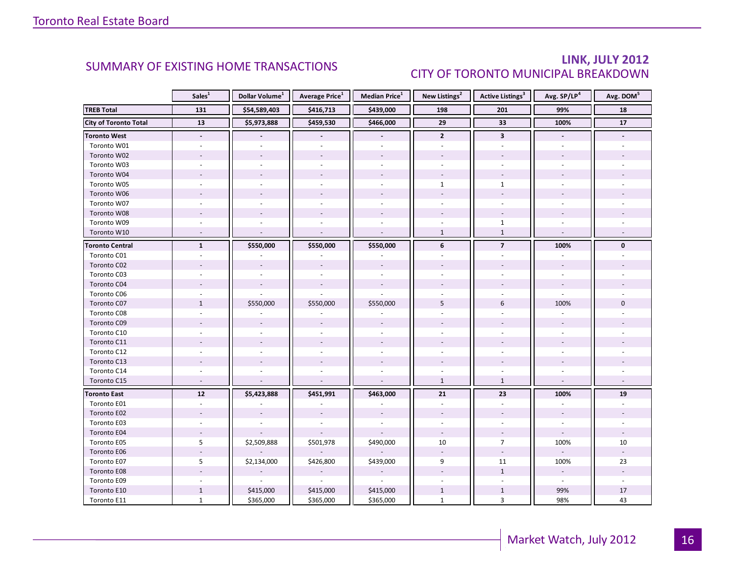## SUMMARY OF EXISTING HOME TRANSACTIONS

## LINK, JULY 2012
### CITY OF TORONTO MUNICIPAL BREAKDOWN

| | Sales[1] | Dollar Volume[1] | Average Price[1] | Median Price[1] | New Listings[2] | Active Listings[3] | Avg. SP/LP[4] | Avg. DOM[5] |
|---|---|---|---|---|---|---|---|---|
| **TREB Total** | **131** | **$54,589,403** | **$416,713** | **$439,000** | **198** | **201** | **99%** | **18** |
| **City of Toronto Total** | **13** | **$5,973,888** | **$459,530** | **$466,000** | **29** | **33** | **100%** | **17** |
| **Toronto West** | **-** | **-** | **-** | **-** | **2** | **3** | **-** | **-** |
| Toronto W01 | - | - | - | - | - | - | - | - |
| Toronto W02 | - | - | - | - | - | - | - | - |
| Toronto W03 | - | - | - | - | - | - | - | - |
| Toronto W04 | - | - | - | - | - | - | - | - |
| Toronto W05 | - | - | - | - | 1 | 1 | - | - |
| Toronto W06 | - | - | - | - | - | - | - | - |
| Toronto W07 | - | - | - | - | - | - | - | - |
| Toronto W08 | - | - | - | - | - | - | - | - |
| Toronto W09 | - | - | - | - | - | 1 | - | - |
| Toronto W10 | - | - | - | - | 1 | 1 | - | - |
| **Toronto Central** | **1** | **$550,000** | **$550,000** | **$550,000** | **6** | **7** | **100%** | **0** |
| Toronto C01 | - | - | - | - | - | - | - | - |
| Toronto C02 | - | - | - | - | - | - | - | - |
| Toronto C03 | - | - | - | - | - | - | - | - |
| Toronto C04 | - | - | - | - | - | - | - | - |
| Toronto C06 | - | - | - | - | - | - | - | - |
| Toronto C07 | 1 | $550,000 | $550,000 | $550,000 | 5 | 6 | 100% | 0 |
| Toronto C08 | - | - | - | - | - | - | - | - |
| Toronto C09 | - | - | - | - | - | - | - | - |
| Toronto C10 | - | - | - | - | - | - | - | - |
| Toronto C11 | - | - | - | - | - | - | - | - |
| Toronto C12 | - | - | - | - | - | - | - | - |
| Toronto C13 | - | - | - | - | - | - | - | - |
| Toronto C14 | - | - | - | - | - | - | - | - |
| Toronto C15 | - | - | - | - | 1 | 1 | - | - |
| **Toronto East** | **12** | **$5,423,888** | **$451,991** | **$463,000** | **21** | **23** | **100%** | **19** |
| Toronto E01 | - | - | - | - | - | - | - | - |
| Toronto E02 | - | - | - | - | - | - | - | - |
| Toronto E03 | - | - | - | - | - | - | - | - |
| Toronto E04 | - | - | - | - | - | - | - | - |
| Toronto E05 | 5 | $2,509,888 | $501,978 | $490,000 | 10 | 7 | 100% | 10 |
| Toronto E06 | - | - | - | - | - | - | - | - |
| Toronto E07 | 5 | $2,134,000 | $426,800 | $439,000 | 9 | 11 | 100% | 23 |
| Toronto E08 | - | - | - | - | - | 1 | - | - |
| Toronto E09 | - | - | - | - | - | - | - | - |
| Toronto E10 | 1 | $415,000 | $415,000 | $415,000 | 1 | 1 | 99% | 17 |
| Toronto E11 | 1 | $365,000 | $365,000 | $365,000 | 1 | 3 | 98% | 43 |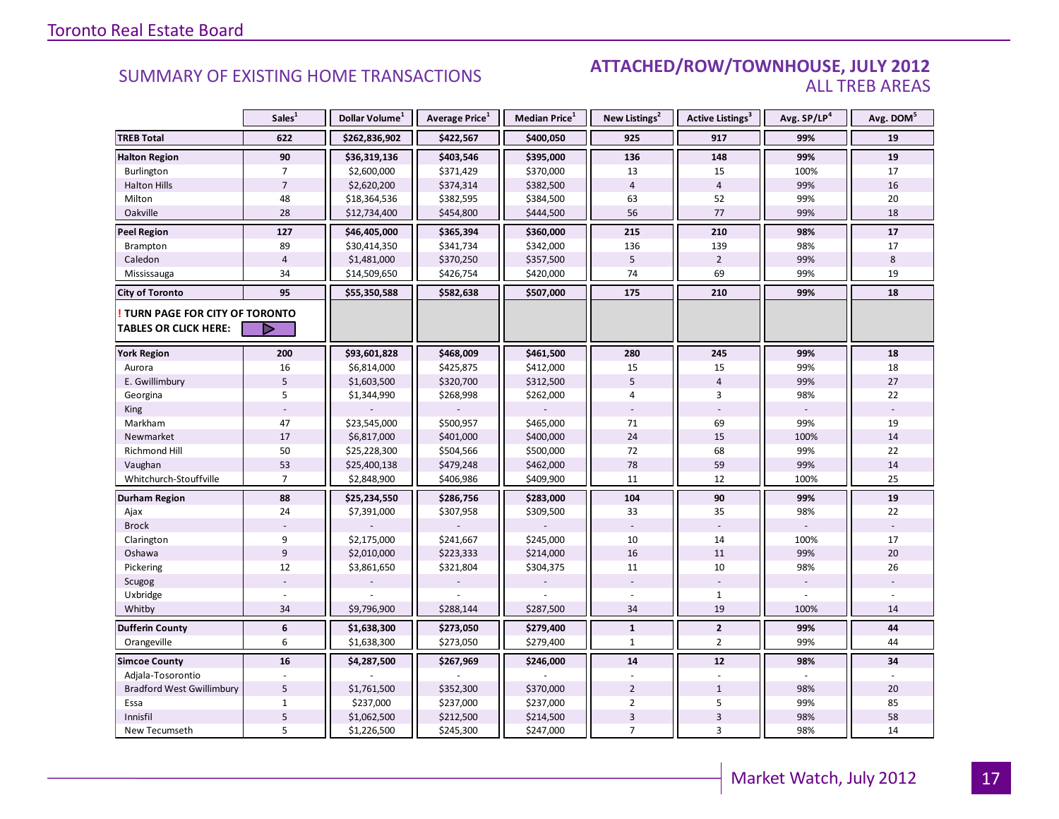Toronto Real Estate Board

## SUMMARY OF EXISTING HOME TRANSACTIONS

## ATTACHED/ROW/TOWNHOUSE, JULY 2012
### ALL TREB AREAS

| | Sales[1] | Dollar Volume[1] | Average Price[1] | Median Price[1] | New Listings[2] | Active Listings[3] | Avg. SP/LP[4] | Avg. DOM[5] |
|---|---|---|---|---|---|---|---|---|
| **TREB Total** | **622** | **$262,836,902** | **$422,567** | **$400,050** | **925** | **917** | **99%** | **19** |
| **Halton Region** | **90** | **$36,319,136** | **$403,546** | **$395,000** | **136** | **148** | **99%** | **19** |
| Burlington | 7 | $2,600,000 | $371,429 | $370,000 | 13 | 15 | 100% | 17 |
| Halton Hills | 7 | $2,620,200 | $374,314 | $382,500 | 4 | 4 | 99% | 16 |
| Milton | 48 | $18,364,536 | $382,595 | $384,500 | 63 | 52 | 99% | 20 |
| Oakville | 28 | $12,734,400 | $454,800 | $444,500 | 56 | 77 | 99% | 18 |
| **Peel Region** | **127** | **$46,405,000** | **$365,394** | **$360,000** | **215** | **210** | **98%** | **17** |
| Brampton | 89 | $30,414,350 | $341,734 | $342,000 | 136 | 139 | 98% | 17 |
| Caledon | 4 | $1,481,000 | $370,250 | $357,500 | 5 | 2 | 99% | 8 |
| Mississauga | 34 | $14,509,650 | $426,754 | $420,000 | 74 | 69 | 99% | 19 |
| **City of Toronto** | **95** | **$55,350,588** | **$582,638** | **$507,000** | **175** | **210** | **99%** | **18** |
| **! TURN PAGE FOR CITY OF TORONTO TABLES OR CLICK HERE:** | | | | | | | | |
| **York Region** | **200** | **$93,601,828** | **$468,009** | **$461,500** | **280** | **245** | **99%** | **18** |
| Aurora | 16 | $6,814,000 | $425,875 | $412,000 | 15 | 15 | 99% | 18 |
| E. Gwillimbury | 5 | $1,603,500 | $320,700 | $312,500 | 5 | 4 | 99% | 27 |
| Georgina | 5 | $1,344,990 | $268,998 | $262,000 | 4 | 3 | 98% | 22 |
| King | - | - | - | - | - | - | - | - |
| Markham | 47 | $23,545,000 | $500,957 | $465,000 | 71 | 69 | 99% | 19 |
| Newmarket | 17 | $6,817,000 | $401,000 | $400,000 | 24 | 15 | 100% | 14 |
| Richmond Hill | 50 | $25,228,300 | $504,566 | $500,000 | 72 | 68 | 99% | 22 |
| Vaughan | 53 | $25,400,138 | $479,248 | $462,000 | 78 | 59 | 99% | 14 |
| Whitchurch-Stouffville | 7 | $2,848,900 | $406,986 | $409,900 | 11 | 12 | 100% | 25 |
| **Durham Region** | **88** | **$25,234,550** | **$286,756** | **$283,000** | **104** | **90** | **99%** | **19** |
| Ajax | 24 | $7,391,000 | $307,958 | $309,500 | 33 | 35 | 98% | 22 |
| Brock | - | - | - | - | - | - | - | - |
| Clarington | 9 | $2,175,000 | $241,667 | $245,000 | 10 | 14 | 100% | 17 |
| Oshawa | 9 | $2,010,000 | $223,333 | $214,000 | 16 | 11 | 99% | 20 |
| Pickering | 12 | $3,861,650 | $321,804 | $304,375 | 11 | 10 | 98% | 26 |
| Scugog | - | - | - | - | - | - | - | - |
| Uxbridge | - | - | - | - | - | 1 | - | - |
| Whitby | 34 | $9,796,900 | $288,144 | $287,500 | 34 | 19 | 100% | 14 |
| **Dufferin County** | **6** | **$1,638,300** | **$273,050** | **$279,400** | **1** | **2** | **99%** | **44** |
| Orangeville | 6 | $1,638,300 | $273,050 | $279,400 | 1 | 2 | 99% | 44 |
| **Simcoe County** | **16** | **$4,287,500** | **$267,969** | **$246,000** | **14** | **12** | **98%** | **34** |
| Adjala-Tosorontio | - | - | - | - | - | - | - | - |
| Bradford West Gwillimbury | 5 | $1,761,500 | $352,300 | $370,000 | 2 | 1 | 98% | 20 |
| Essa | 1 | $237,000 | $237,000 | $237,000 | 2 | 5 | 99% | 85 |
| Innisfil | 5 | $1,062,500 | $212,500 | $214,500 | 3 | 3 | 98% | 58 |
| New Tecumseth | 5 | $1,226,500 | $245,300 | $247,000 | 7 | 3 | 98% | 14 |

Market Watch, July 2012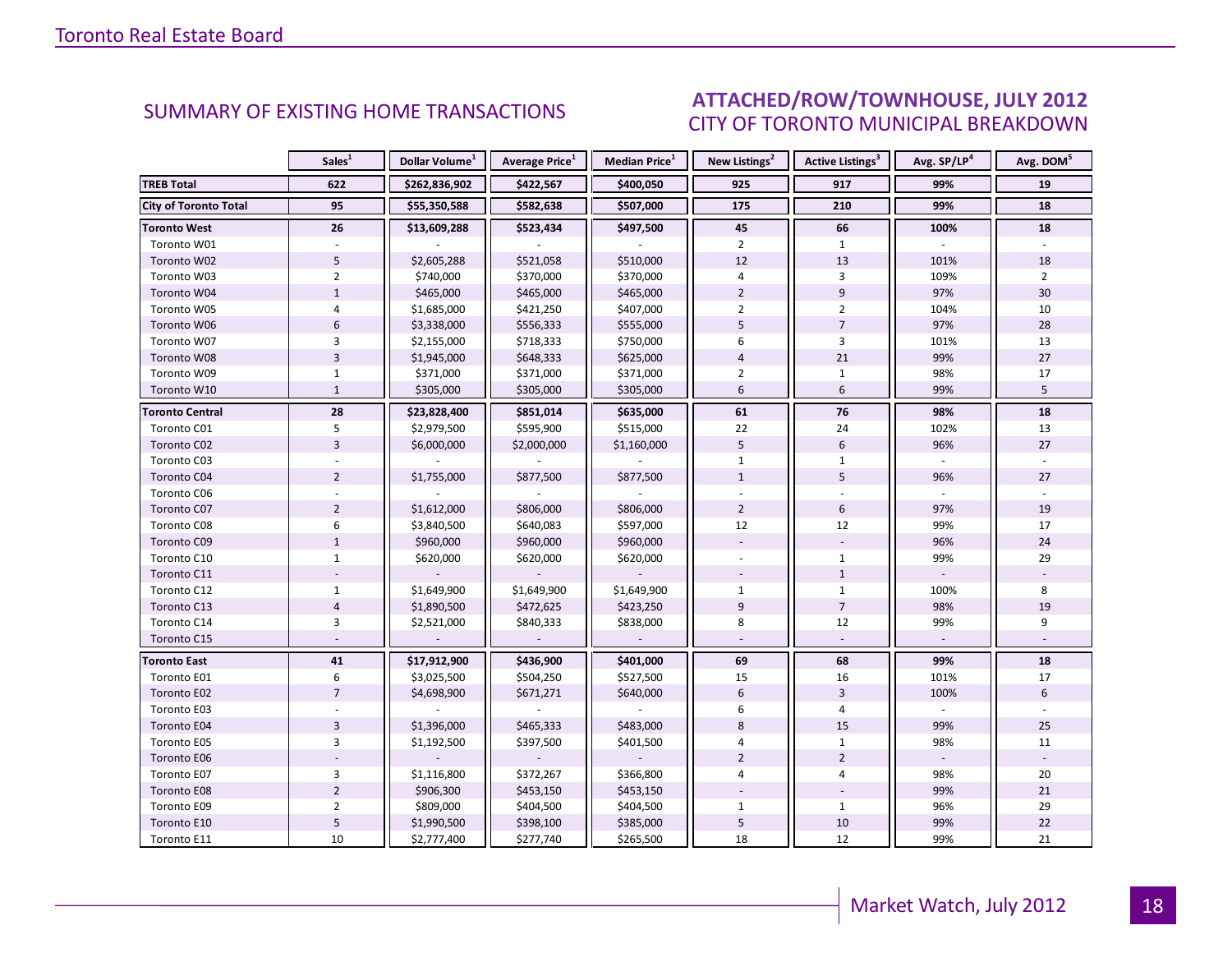## SUMMARY OF EXISTING HOME TRANSACTIONS

## ATTACHED/ROW/TOWNHOUSE, JULY 2012
### CITY OF TORONTO MUNICIPAL BREAKDOWN

| | Sales[1] | Dollar Volume[1] | Average Price[1] | Median Price[1] | New Listings[2] | Active Listings[3] | Avg. SP/LP[4] | Avg. DOM[5] |
|---|---|---|---|---|---|---|---|---|
| **TREB Total** | **622** | **$262,836,902** | **$422,567** | **$400,050** | **925** | **917** | **99%** | **19** |
| **City of Toronto Total** | **95** | **$55,350,588** | **$582,638** | **$507,000** | **175** | **210** | **99%** | **18** |
| **Toronto West** | **26** | **$13,609,288** | **$523,434** | **$497,500** | **45** | **66** | **100%** | **18** |
| Toronto W01 | - | - | - | - | 2 | 1 | - | - |
| Toronto W02 | 5 | $2,605,288 | $521,058 | $510,000 | 12 | 13 | 101% | 18 |
| Toronto W03 | 2 | $740,000 | $370,000 | $370,000 | 4 | 3 | 109% | 2 |
| Toronto W04 | 1 | $465,000 | $465,000 | $465,000 | 2 | 9 | 97% | 30 |
| Toronto W05 | 4 | $1,685,000 | $421,250 | $407,000 | 2 | 2 | 104% | 10 |
| Toronto W06 | 6 | $3,338,000 | $556,333 | $555,000 | 5 | 7 | 97% | 28 |
| Toronto W07 | 3 | $2,155,000 | $718,333 | $750,000 | 6 | 3 | 101% | 13 |
| Toronto W08 | 3 | $1,945,000 | $648,333 | $625,000 | 4 | 21 | 99% | 27 |
| Toronto W09 | 1 | $371,000 | $371,000 | $371,000 | 2 | 1 | 98% | 17 |
| Toronto W10 | 1 | $305,000 | $305,000 | $305,000 | 6 | 6 | 99% | 5 |
| **Toronto Central** | **28** | **$23,828,400** | **$851,014** | **$635,000** | **61** | **76** | **98%** | **18** |
| Toronto C01 | 5 | $2,979,500 | $595,900 | $515,000 | 22 | 24 | 102% | 13 |
| Toronto C02 | 3 | $6,000,000 | $2,000,000 | $1,160,000 | 5 | 6 | 96% | 27 |
| Toronto C03 | - | - | - | - | 1 | 1 | - | - |
| Toronto C04 | 2 | $1,755,000 | $877,500 | $877,500 | 1 | 5 | 96% | 27 |
| Toronto C06 | - | - | - | - | - | - | - | - |
| Toronto C07 | 2 | $1,612,000 | $806,000 | $806,000 | 2 | 6 | 97% | 19 |
| Toronto C08 | 6 | $3,840,500 | $640,083 | $597,000 | 12 | 12 | 99% | 17 |
| Toronto C09 | 1 | $960,000 | $960,000 | $960,000 | - | - | 96% | 24 |
| Toronto C10 | 1 | $620,000 | $620,000 | $620,000 | - | 1 | 99% | 29 |
| Toronto C11 | - | - | - | - | - | 1 | - | - |
| Toronto C12 | 1 | $1,649,900 | $1,649,900 | $1,649,900 | 1 | 1 | 100% | 8 |
| Toronto C13 | 4 | $1,890,500 | $472,625 | $423,250 | 9 | 7 | 98% | 19 |
| Toronto C14 | 3 | $2,521,000 | $840,333 | $838,000 | 8 | 12 | 99% | 9 |
| Toronto C15 | - | - | - | - | - | - | - | - |
| **Toronto East** | **41** | **$17,912,900** | **$436,900** | **$401,000** | **69** | **68** | **99%** | **18** |
| Toronto E01 | 6 | $3,025,500 | $504,250 | $527,500 | 15 | 16 | 101% | 17 |
| Toronto E02 | 7 | $4,698,900 | $671,271 | $640,000 | 6 | 3 | 100% | 6 |
| Toronto E03 | - | - | - | - | 6 | 4 | - | - |
| Toronto E04 | 3 | $1,396,000 | $465,333 | $483,000 | 8 | 15 | 99% | 25 |
| Toronto E05 | 3 | $1,192,500 | $397,500 | $401,500 | 4 | 1 | 98% | 11 |
| Toronto E06 | - | - | - | - | 2 | 2 | - | - |
| Toronto E07 | 3 | $1,116,800 | $372,267 | $366,800 | 4 | 4 | 98% | 20 |
| Toronto E08 | 2 | $906,300 | $453,150 | $453,150 | - | - | 99% | 21 |
| Toronto E09 | 2 | $809,000 | $404,500 | $404,500 | 1 | 1 | 96% | 29 |
| Toronto E10 | 5 | $1,990,500 | $398,100 | $385,000 | 5 | 10 | 99% | 22 |
| Toronto E11 | 10 | $2,777,400 | $277,740 | $265,500 | 18 | 12 | 99% | 21 |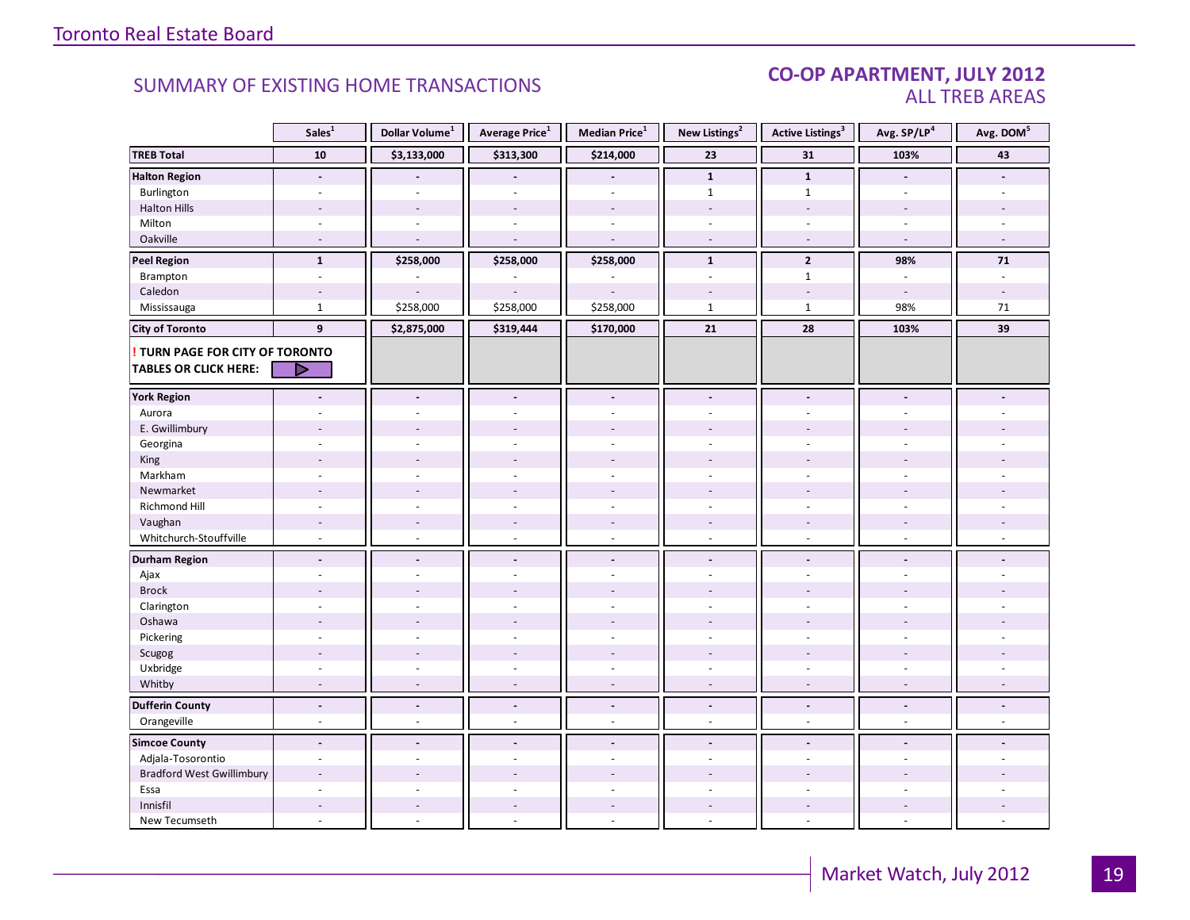# SUMMARY OF EXISTING HOME TRANSACTIONS

## CO-OP APARTMENT, JULY 2012
## ALL TREB AREAS

| | Sales[1] | Dollar Volume[1] | Average Price[1] | Median Price[1] | New Listings[2] | Active Listings[3] | Avg. SP/LP[4] | Avg. DOM[5] |
|---|---|---|---|---|---|---|---|---|
| **TREB Total** | **10** | **$3,133,000** | **$313,300** | **$214,000** | **23** | **31** | **103%** | **43** |
| **Halton Region** | **-** | **-** | **-** | **-** | **1** | **1** | **-** | **-** |
| Burlington | - | - | - | - | 1 | 1 | - | - |
| Halton Hills | - | - | - | - | - | - | - | - |
| Milton | - | - | - | - | - | - | - | - |
| Oakville | - | - | - | - | - | - | - | - |
| **Peel Region** | **1** | **$258,000** | **$258,000** | **$258,000** | **1** | **2** | **98%** | **71** |
| Brampton | - | - | - | - | - | 1 | - | - |
| Caledon | - | - | - | - | - | - | - | - |
| Mississauga | 1 | $258,000 | $258,000 | $258,000 | 1 | 1 | 98% | 71 |
| **City of Toronto** | **9** | **$2,875,000** | **$319,444** | **$170,000** | **21** | **28** | **103%** | **39** |
| **! TURN PAGE FOR CITY OF TORONTO TABLES OR CLICK HERE:** | | | | | | | | |
| **York Region** | **-** | **-** | **-** | **-** | **-** | **-** | **-** | **-** |
| Aurora | - | - | - | - | - | - | - | - |
| E. Gwillimbury | - | - | - | - | - | - | - | - |
| Georgina | - | - | - | - | - | - | - | - |
| King | - | - | - | - | - | - | - | - |
| Markham | - | - | - | - | - | - | - | - |
| Newmarket | - | - | - | - | - | - | - | - |
| Richmond Hill | - | - | - | - | - | - | - | - |
| Vaughan | - | - | - | - | - | - | - | - |
| Whitchurch-Stouffville | - | - | - | - | - | - | - | - |
| **Durham Region** | **-** | **-** | **-** | **-** | **-** | **-** | **-** | **-** |
| Ajax | - | - | - | - | - | - | - | - |
| Brock | - | - | - | - | - | - | - | - |
| Clarington | - | - | - | - | - | - | - | - |
| Oshawa | - | - | - | - | - | - | - | - |
| Pickering | - | - | - | - | - | - | - | - |
| Scugog | - | - | - | - | - | - | - | - |
| Uxbridge | - | - | - | - | - | - | - | - |
| Whitby | - | - | - | - | - | - | - | - |
| **Dufferin County** | **-** | **-** | **-** | **-** | **-** | **-** | **-** | **-** |
| Orangeville | - | - | - | - | - | - | - | - |
| **Simcoe County** | **-** | **-** | **-** | **-** | **-** | **-** | **-** | **-** |
| Adjala-Tosorontio | - | - | - | - | - | - | - | - |
| Bradford West Gwillimbury | - | - | - | - | - | - | - | - |
| Essa | - | - | - | - | - | - | - | - |
| Innisfil | - | - | - | - | - | - | - | - |
| New Tecumseth | - | - | - | - | - | - | - | - |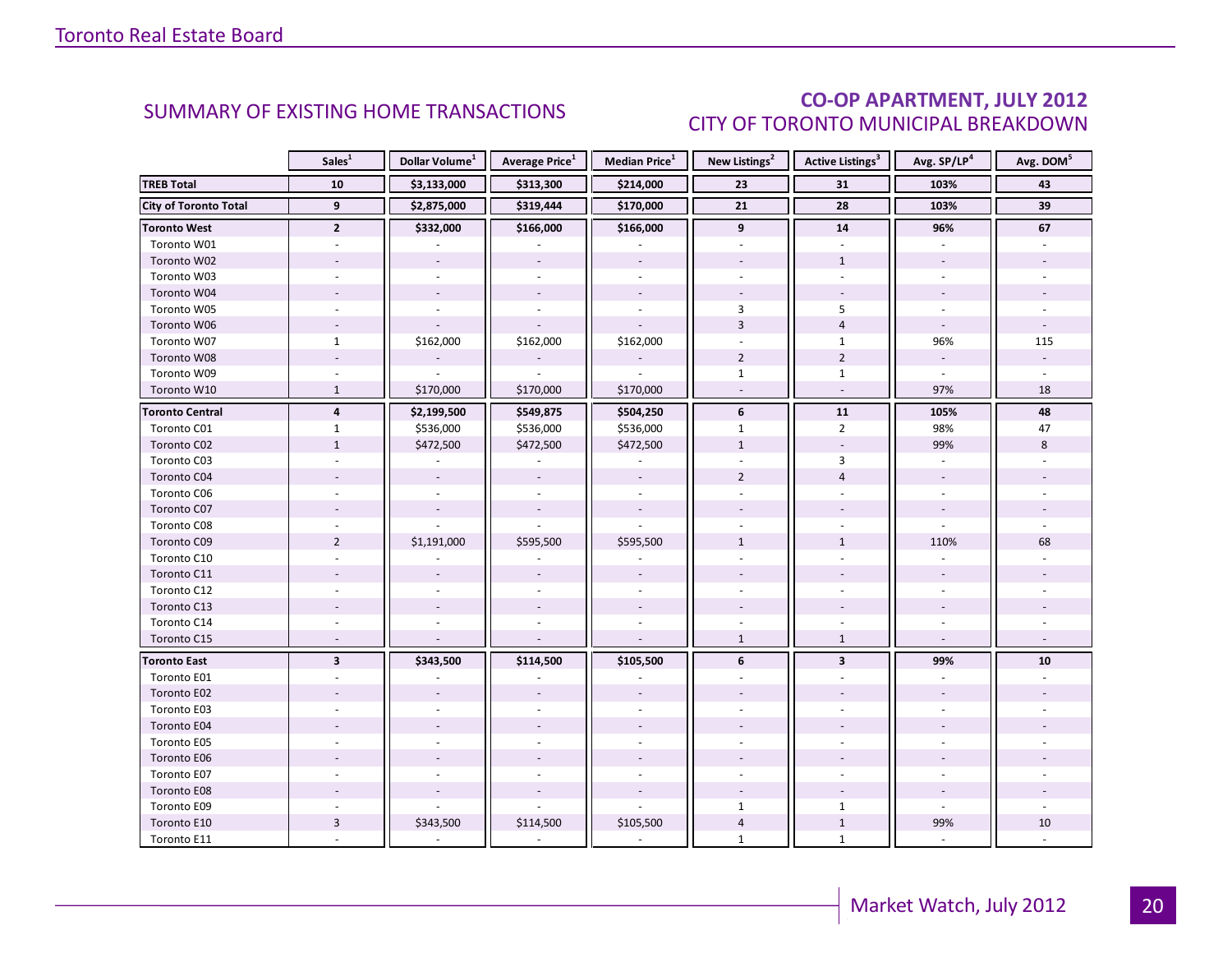## SUMMARY OF EXISTING HOME TRANSACTIONS

## CO-OP APARTMENT, JULY 2012
### CITY OF TORONTO MUNICIPAL BREAKDOWN

| | Sales[1] | Dollar Volume[1] | Average Price[1] | Median Price[1] | New Listings[2] | Active Listings[3] | Avg. SP/LP[4] | Avg. DOM[5] |
|---|---|---|---|---|---|---|---|---|
| **TREB Total** | **10** | **$3,133,000** | **$313,300** | **$214,000** | **23** | **31** | **103%** | **43** |
| **City of Toronto Total** | **9** | **$2,875,000** | **$319,444** | **$170,000** | **21** | **28** | **103%** | **39** |
| **Toronto West** | **2** | **$332,000** | **$166,000** | **$166,000** | **9** | **14** | **96%** | **67** |
| Toronto W01 | - | - | - | - | - | - | - | - |
| Toronto W02 | - | - | - | - | - | 1 | - | - |
| Toronto W03 | - | - | - | - | - | - | - | - |
| Toronto W04 | - | - | - | - | - | - | - | - |
| Toronto W05 | - | - | - | - | 3 | 5 | - | - |
| Toronto W06 | - | - | - | - | 3 | 4 | - | - |
| Toronto W07 | 1 | $162,000 | $162,000 | $162,000 | - | 1 | 96% | 115 |
| Toronto W08 | - | - | - | - | 2 | 2 | - | - |
| Toronto W09 | - | - | - | - | 1 | 1 | - | - |
| Toronto W10 | 1 | $170,000 | $170,000 | $170,000 | - | - | 97% | 18 |
| **Toronto Central** | **4** | **$2,199,500** | **$549,875** | **$504,250** | **6** | **11** | **105%** | **48** |
| Toronto C01 | 1 | $536,000 | $536,000 | $536,000 | 1 | 2 | 98% | 47 |
| Toronto C02 | 1 | $472,500 | $472,500 | $472,500 | 1 | - | 99% | 8 |
| Toronto C03 | - | - | - | - | - | 3 | - | - |
| Toronto C04 | - | - | - | - | 2 | 4 | - | - |
| Toronto C06 | - | - | - | - | - | - | - | - |
| Toronto C07 | - | - | - | - | - | - | - | - |
| Toronto C08 | - | - | - | - | - | - | - | - |
| Toronto C09 | 2 | $1,191,000 | $595,500 | $595,500 | 1 | 1 | 110% | 68 |
| Toronto C10 | - | - | - | - | - | - | - | - |
| Toronto C11 | - | - | - | - | - | - | - | - |
| Toronto C12 | - | - | - | - | - | - | - | - |
| Toronto C13 | - | - | - | - | - | - | - | - |
| Toronto C14 | - | - | - | - | - | - | - | - |
| Toronto C15 | - | - | - | - | 1 | 1 | - | - |
| **Toronto East** | **3** | **$343,500** | **$114,500** | **$105,500** | **6** | **3** | **99%** | **10** |
| Toronto E01 | - | - | - | - | - | - | - | - |
| Toronto E02 | - | - | - | - | - | - | - | - |
| Toronto E03 | - | - | - | - | - | - | - | - |
| Toronto E04 | - | - | - | - | - | - | - | - |
| Toronto E05 | - | - | - | - | - | - | - | - |
| Toronto E06 | - | - | - | - | - | - | - | - |
| Toronto E07 | - | - | - | - | - | - | - | - |
| Toronto E08 | - | - | - | - | - | - | - | - |
| Toronto E09 | - | - | - | - | 1 | 1 | - | - |
| Toronto E10 | 3 | $343,500 | $114,500 | $105,500 | 4 | 1 | 99% | 10 |
| Toronto E11 | - | - | - | - | 1 | 1 | - | - |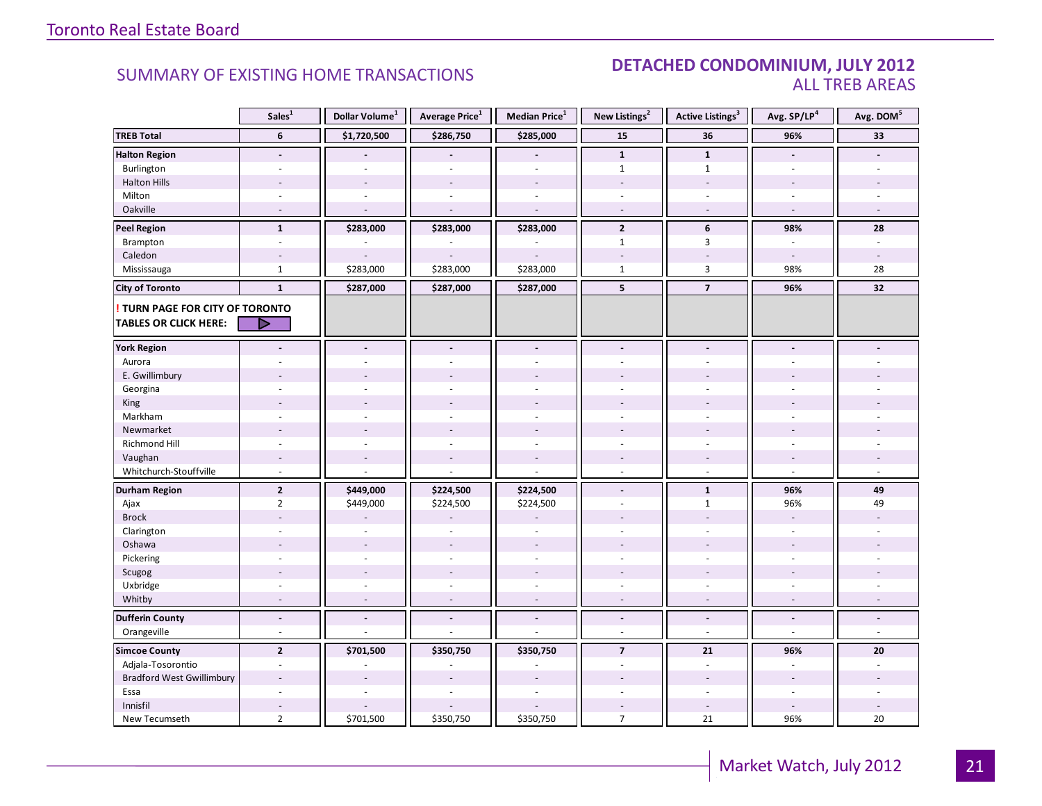## SUMMARY OF EXISTING HOME TRANSACTIONS

## DETACHED CONDOMINIUM, JULY 2012
### ALL TREB AREAS

| | Sales[1] | Dollar Volume[1] | Average Price[1] | Median Price[1] | New Listings[2] | Active Listings[3] | Avg. SP/LP[4] | Avg. DOM[5] |
|---|---|---|---|---|---|---|---|---|
| **TREB Total** | **6** | **$1,720,500** | **$286,750** | **$285,000** | **15** | **36** | **96%** | **33** |
| **Halton Region** | **-** | **-** | **-** | **-** | **1** | **1** | **-** | **-** |
| Burlington | - | - | - | - | 1 | 1 | - | - |
| Halton Hills | - | - | - | - | - | - | - | - |
| Milton | - | - | - | - | - | - | - | - |
| Oakville | - | - | - | - | - | - | - | - |
| **Peel Region** | **1** | **$283,000** | **$283,000** | **$283,000** | **2** | **6** | **98%** | **28** |
| Brampton | - | - | - | - | 1 | 3 | - | - |
| Caledon | - | - | - | - | - | - | - | - |
| Mississauga | 1 | $283,000 | $283,000 | $283,000 | 1 | 3 | 98% | 28 |
| **City of Toronto** | **1** | **$287,000** | **$287,000** | **$287,000** | **5** | **7** | **96%** | **32** |
| **! TURN PAGE FOR CITY OF TORONTO TABLES OR CLICK HERE:** | | | | | | | | |
| **York Region** | **-** | **-** | **-** | **-** | **-** | **-** | **-** | **-** |
| Aurora | - | - | - | - | - | - | - | - |
| E. Gwillimbury | - | - | - | - | - | - | - | - |
| Georgina | - | - | - | - | - | - | - | - |
| King | - | - | - | - | - | - | - | - |
| Markham | - | - | - | - | - | - | - | - |
| Newmarket | - | - | - | - | - | - | - | - |
| Richmond Hill | - | - | - | - | - | - | - | - |
| Vaughan | - | - | - | - | - | - | - | - |
| Whitchurch-Stouffville | - | - | - | - | - | - | - | - |
| **Durham Region** | **2** | **$449,000** | **$224,500** | **$224,500** | **-** | **1** | **96%** | **49** |
| Ajax | 2 | $449,000 | $224,500 | $224,500 | - | 1 | 96% | 49 |
| Brock | - | - | - | - | - | - | - | - |
| Clarington | - | - | - | - | - | - | - | - |
| Oshawa | - | - | - | - | - | - | - | - |
| Pickering | - | - | - | - | - | - | - | - |
| Scugog | - | - | - | - | - | - | - | - |
| Uxbridge | - | - | - | - | - | - | - | - |
| Whitby | - | - | - | - | - | - | - | - |
| **Dufferin County** | **-** | **-** | **-** | **-** | **-** | **-** | **-** | **-** |
| Orangeville | - | - | - | - | - | - | - | - |
| **Simcoe County** | **2** | **$701,500** | **$350,750** | **$350,750** | **7** | **21** | **96%** | **20** |
| Adjala-Tosorontio | - | - | - | - | - | - | - | - |
| Bradford West Gwillimbury | - | - | - | - | - | - | - | - |
| Essa | - | - | - | - | - | - | - | - |
| Innisfil | - | - | - | - | - | - | - | - |
| New Tecumseth | 2 | $701,500 | $350,750 | $350,750 | 7 | 21 | 96% | 20 |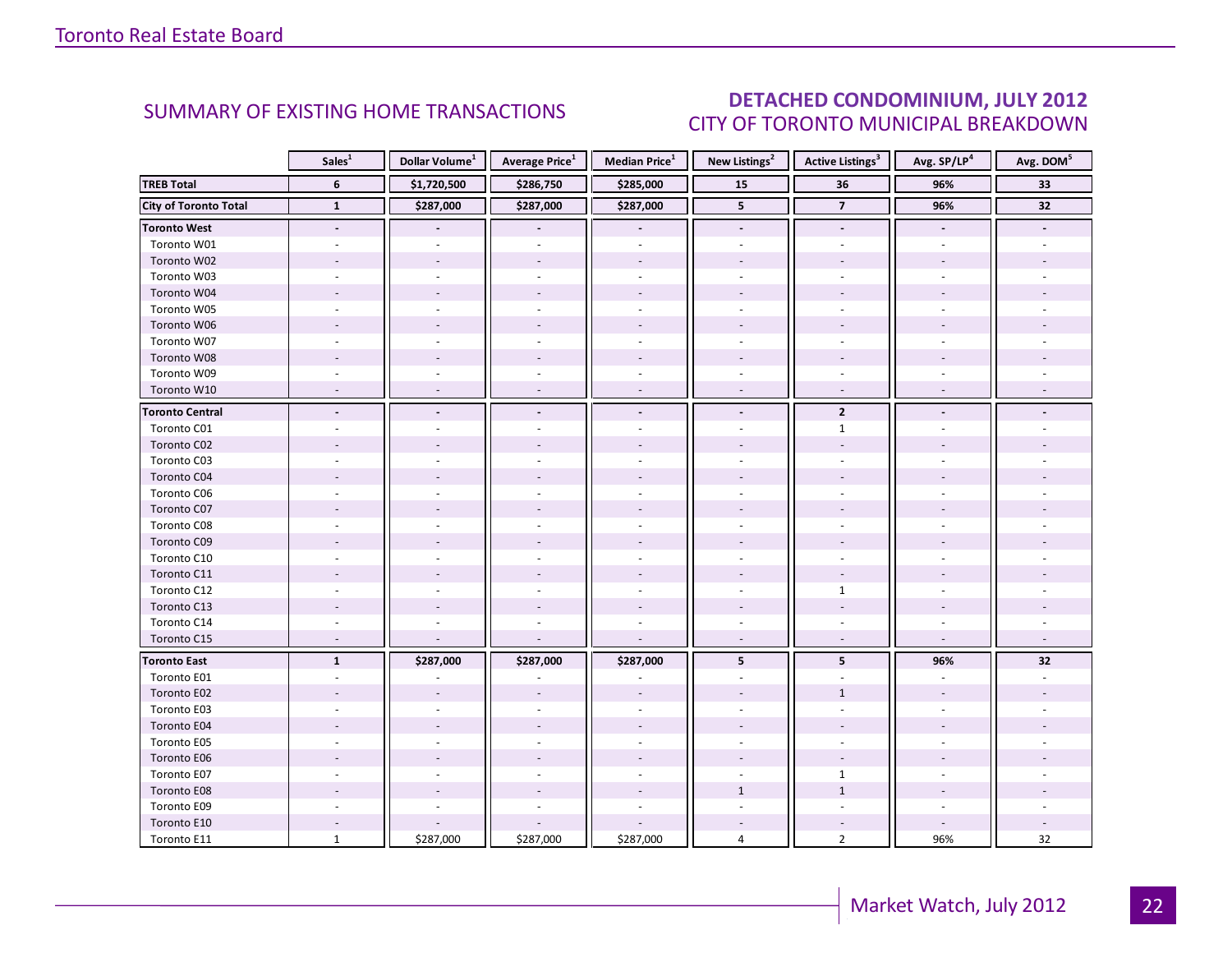## SUMMARY OF EXISTING HOME TRANSACTIONS

## DETACHED CONDOMINIUM, JULY 2012
### CITY OF TORONTO MUNICIPAL BREAKDOWN

| | Sales[1] | Dollar Volume[1] | Average Price[1] | Median Price[1] | New Listings[2] | Active Listings[3] | Avg. SP/LP[4] | Avg. DOM[5] |
|---|---|---|---|---|---|---|---|---|
| **TREB Total** | **6** | **$1,720,500** | **$286,750** | **$285,000** | **15** | **36** | **96%** | **33** |
| **City of Toronto Total** | **1** | **$287,000** | **$287,000** | **$287,000** | **5** | **7** | **96%** | **32** |
| **Toronto West** | **-** | **-** | **-** | **-** | **-** | **-** | **-** | **-** |
| Toronto W01 | - | - | - | - | - | - | - | - |
| Toronto W02 | - | - | - | - | - | - | - | - |
| Toronto W03 | - | - | - | - | - | - | - | - |
| Toronto W04 | - | - | - | - | - | - | - | - |
| Toronto W05 | - | - | - | - | - | - | - | - |
| Toronto W06 | - | - | - | - | - | - | - | - |
| Toronto W07 | - | - | - | - | - | - | - | - |
| Toronto W08 | - | - | - | - | - | - | - | - |
| Toronto W09 | - | - | - | - | - | - | - | - |
| Toronto W10 | - | - | - | - | - | - | - | - |
| **Toronto Central** | **-** | **-** | **-** | **-** | **-** | **2** | **-** | **-** |
| Toronto C01 | - | - | - | - | - | 1 | - | - |
| Toronto C02 | - | - | - | - | - | - | - | - |
| Toronto C03 | - | - | - | - | - | - | - | - |
| Toronto C04 | - | - | - | - | - | - | - | - |
| Toronto C06 | - | - | - | - | - | - | - | - |
| Toronto C07 | - | - | - | - | - | - | - | - |
| Toronto C08 | - | - | - | - | - | - | - | - |
| Toronto C09 | - | - | - | - | - | - | - | - |
| Toronto C10 | - | - | - | - | - | - | - | - |
| Toronto C11 | - | - | - | - | - | - | - | - |
| Toronto C12 | - | - | - | - | - | 1 | - | - |
| Toronto C13 | - | - | - | - | - | - | - | - |
| Toronto C14 | - | - | - | - | - | - | - | - |
| Toronto C15 | - | - | - | - | - | - | - | - |
| **Toronto East** | **1** | **$287,000** | **$287,000** | **$287,000** | **5** | **5** | **96%** | **32** |
| Toronto E01 | - | - | - | - | - | - | - | - |
| Toronto E02 | - | - | - | - | - | 1 | - | - |
| Toronto E03 | - | - | - | - | - | - | - | - |
| Toronto E04 | - | - | - | - | - | - | - | - |
| Toronto E05 | - | - | - | - | - | - | - | - |
| Toronto E06 | - | - | - | - | - | - | - | - |
| Toronto E07 | - | - | - | - | - | 1 | - | - |
| Toronto E08 | - | - | - | - | 1 | 1 | - | - |
| Toronto E09 | - | - | - | - | - | - | - | - |
| Toronto E10 | - | - | - | - | - | - | - | - |
| Toronto E11 | 1 | $287,000 | $287,000 | $287,000 | 4 | 2 | 96% | 32 |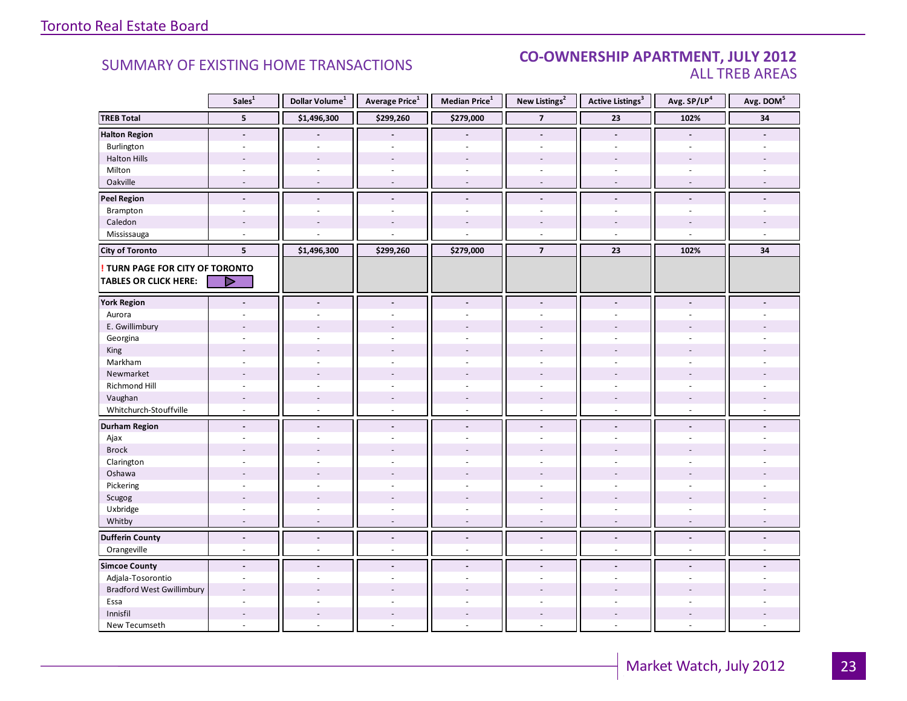## SUMMARY OF EXISTING HOME TRANSACTIONS

## CO-OWNERSHIP APARTMENT, JULY 2012
### ALL TREB AREAS

| | Sales[1] | Dollar Volume[1] | Average Price[1] | Median Price[1] | New Listings[2] | Active Listings[3] | Avg. SP/LP[4] | Avg. DOM[5] |
|---|---|---|---|---|---|---|---|---|
| **TREB Total** | **5** | **$1,496,300** | **$299,260** | **$279,000** | **7** | **23** | **102%** | **34** |
| **Halton Region** | **-** | **-** | **-** | **-** | **-** | **-** | **-** | **-** |
| Burlington | - | - | - | - | - | - | - | - |
| Halton Hills | - | - | - | - | - | - | - | - |
| Milton | - | - | - | - | - | - | - | - |
| Oakville | - | - | - | - | - | - | - | - |
| **Peel Region** | **-** | **-** | **-** | **-** | **-** | **-** | **-** | **-** |
| Brampton | - | - | - | - | - | - | - | - |
| Caledon | - | - | - | - | - | - | - | - |
| Mississauga | - | - | - | - | - | - | - | - |
| **City of Toronto** | **5** | **$1,496,300** | **$299,260** | **$279,000** | **7** | **23** | **102%** | **34** |
| **! TURN PAGE FOR CITY OF TORONTO TABLES OR CLICK HERE:** | | | | | | | | |
| **York Region** | **-** | **-** | **-** | **-** | **-** | **-** | **-** | **-** |
| Aurora | - | - | - | - | - | - | - | - |
| E. Gwillimbury | - | - | - | - | - | - | - | - |
| Georgina | - | - | - | - | - | - | - | - |
| King | - | - | - | - | - | - | - | - |
| Markham | - | - | - | - | - | - | - | - |
| Newmarket | - | - | - | - | - | - | - | - |
| Richmond Hill | - | - | - | - | - | - | - | - |
| Vaughan | - | - | - | - | - | - | - | - |
| Whitchurch-Stouffville | - | - | - | - | - | - | - | - |
| **Durham Region** | **-** | **-** | **-** | **-** | **-** | **-** | **-** | **-** |
| Ajax | - | - | - | - | - | - | - | - |
| Brock | - | - | - | - | - | - | - | - |
| Clarington | - | - | - | - | - | - | - | - |
| Oshawa | - | - | - | - | - | - | - | - |
| Pickering | - | - | - | - | - | - | - | - |
| Scugog | - | - | - | - | - | - | - | - |
| Uxbridge | - | - | - | - | - | - | - | - |
| Whitby | - | - | - | - | - | - | - | - |
| **Dufferin County** | **-** | **-** | **-** | **-** | **-** | **-** | **-** | **-** |
| Orangeville | - | - | - | - | - | - | - | - |
| **Simcoe County** | **-** | **-** | **-** | **-** | **-** | **-** | **-** | **-** |
| Adjala-Tosorontio | - | - | - | - | - | - | - | - |
| Bradford West Gwillimbury | - | - | - | - | - | - | - | - |
| Essa | - | - | - | - | - | - | - | - |
| Innisfil | - | - | - | - | - | - | - | - |
| New Tecumseth | - | - | - | - | - | - | - | - |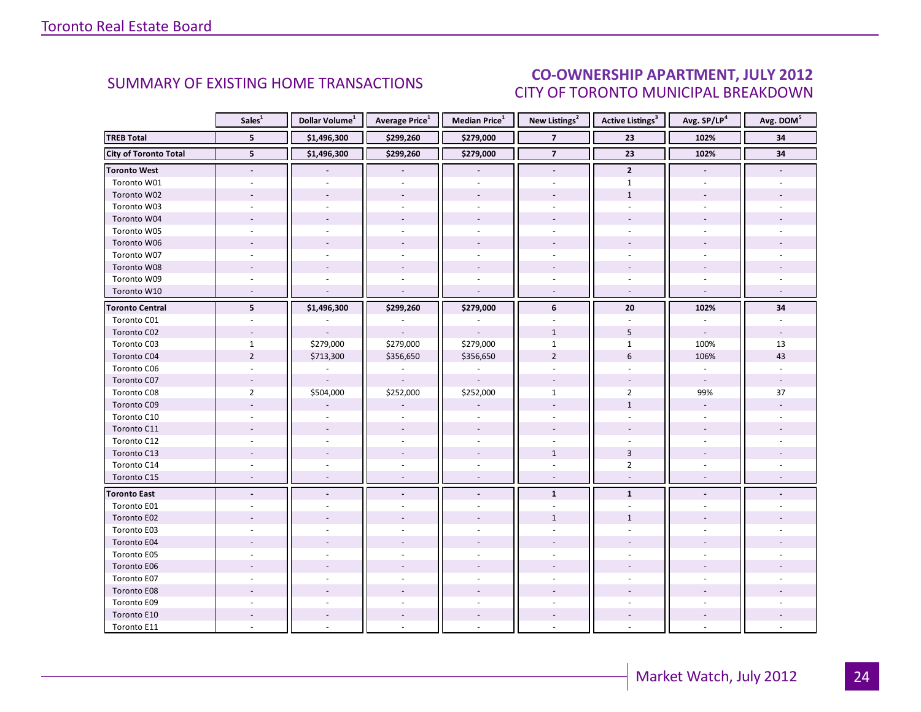## SUMMARY OF EXISTING HOME TRANSACTIONS

## CO-OWNERSHIP APARTMENT, JULY 2012
CITY OF TORONTO MUNICIPAL BREAKDOWN

| | Sales[1] | Dollar Volume[1] | Average Price[1] | Median Price[1] | New Listings[2] | Active Listings[3] | Avg. SP/LP[4] | Avg. DOM[5] |
|---|---|---|---|---|---|---|---|---|
| **TREB Total** | **5** | **$1,496,300** | **$299,260** | **$279,000** | **7** | **23** | **102%** | **34** |
| **City of Toronto Total** | **5** | **$1,496,300** | **$299,260** | **$279,000** | **7** | **23** | **102%** | **34** |
| **Toronto West** | **-** | **-** | **-** | **-** | **-** | **2** | **-** | **-** |
| Toronto W01 | - | - | - | - | - | 1 | - | - |
| Toronto W02 | - | - | - | - | - | 1 | - | - |
| Toronto W03 | - | - | - | - | - | - | - | - |
| Toronto W04 | - | - | - | - | - | - | - | - |
| Toronto W05 | - | - | - | - | - | - | - | - |
| Toronto W06 | - | - | - | - | - | - | - | - |
| Toronto W07 | - | - | - | - | - | - | - | - |
| Toronto W08 | - | - | - | - | - | - | - | - |
| Toronto W09 | - | - | - | - | - | - | - | - |
| Toronto W10 | - | - | - | - | - | - | - | - |
| **Toronto Central** | **5** | **$1,496,300** | **$299,260** | **$279,000** | **6** | **20** | **102%** | **34** |
| Toronto C01 | - | - | - | - | - | - | - | - |
| Toronto C02 | - | - | - | - | 1 | 5 | - | - |
| Toronto C03 | 1 | $279,000 | $279,000 | $279,000 | 1 | 1 | 100% | 13 |
| Toronto C04 | 2 | $713,300 | $356,650 | $356,650 | 2 | 6 | 106% | 43 |
| Toronto C06 | - | - | - | - | - | - | - | - |
| Toronto C07 | - | - | - | - | - | - | - | - |
| Toronto C08 | 2 | $504,000 | $252,000 | $252,000 | 1 | 2 | 99% | 37 |
| Toronto C09 | - | - | - | - | - | 1 | - | - |
| Toronto C10 | - | - | - | - | - | - | - | - |
| Toronto C11 | - | - | - | - | - | - | - | - |
| Toronto C12 | - | - | - | - | - | - | - | - |
| Toronto C13 | - | - | - | - | 1 | 3 | - | - |
| Toronto C14 | - | - | - | - | - | 2 | - | - |
| Toronto C15 | - | - | - | - | - | - | - | - |
| **Toronto East** | **-** | **-** | **-** | **-** | **1** | **1** | **-** | **-** |
| Toronto E01 | - | - | - | - | - | - | - | - |
| Toronto E02 | - | - | - | - | 1 | 1 | - | - |
| Toronto E03 | - | - | - | - | - | - | - | - |
| Toronto E04 | - | - | - | - | - | - | - | - |
| Toronto E05 | - | - | - | - | - | - | - | - |
| Toronto E06 | - | - | - | - | - | - | - | - |
| Toronto E07 | - | - | - | - | - | - | - | - |
| Toronto E08 | - | - | - | - | - | - | - | - |
| Toronto E09 | - | - | - | - | - | - | - | - |
| Toronto E10 | - | - | - | - | - | - | - | - |
| Toronto E11 | - | - | - | - | - | - | - | - |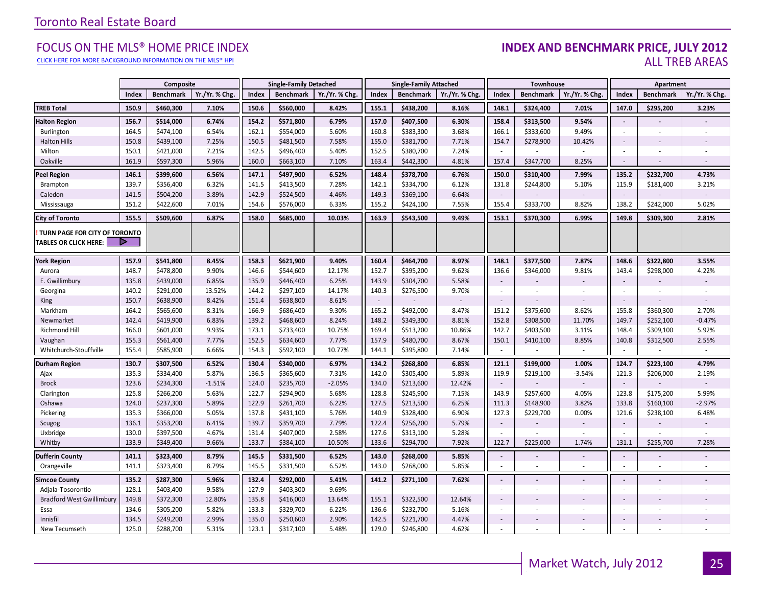Toronto Real Estate Board

# FOCUS ON THE MLS® HOME PRICE INDEX

CLICK HERE FOR MORE BACKGROUND INFORMATION ON THE MLS® HPI

## INDEX AND BENCHMARK PRICE, JULY 2012
## ALL TREB AREAS

| | Composite | | | Single-Family Detached | | | Single-Family Attached | | | Townhouse | | | Apartment | | |
|---|---|---|---|---|---|---|---|---|---|---|---|---|---|---|---|
| | Index | Benchmark | Yr./Yr. % Chg. | Index | Benchmark | Yr./Yr. % Chg. | Index | Benchmark | Yr./Yr. % Chg. | Index | Benchmark | Yr./Yr. % Chg. | Index | Benchmark | Yr./Yr. % Chg. |
| **TREB Total** | **150.9** | **$460,300** | **7.10%** | **150.6** | **$560,000** | **8.42%** | **155.1** | **$438,200** | **8.16%** | **148.1** | **$324,400** | **7.01%** | **147.0** | **$295,200** | **3.23%** |
| **Halton Region** | **156.7** | **$514,000** | **6.74%** | **154.2** | **$571,800** | **6.79%** | **157.0** | **$407,500** | **6.30%** | **158.4** | **$313,500** | **9.54%** | **-** | **-** | **-** |
| Burlington | 164.5 | $474,100 | 6.54% | 162.1 | $554,000 | 5.60% | 160.8 | $383,300 | 3.68% | 166.1 | $333,600 | 9.49% | - | - | - |
| Halton Hills | 150.8 | $439,100 | 7.25% | 150.5 | $481,500 | 7.58% | 155.0 | $381,700 | 7.71% | 154.7 | $278,900 | 10.42% | - | - | - |
| Milton | 150.1 | $421,000 | 7.21% | 142.5 | $496,400 | 5.40% | 152.5 | $380,700 | 7.24% | - | - | - | - | - | - |
| Oakville | 161.9 | $597,300 | 5.96% | 160.0 | $663,100 | 7.10% | 163.4 | $442,300 | 4.81% | 157.4 | $347,700 | 8.25% | - | - | - |
| **Peel Region** | **146.1** | **$399,600** | **6.56%** | **147.1** | **$497,900** | **6.52%** | **148.4** | **$378,700** | **6.76%** | **150.0** | **$310,400** | **7.99%** | **135.2** | **$232,700** | **4.73%** |
| Brampton | 139.7 | $356,400 | 6.32% | 141.5 | $413,500 | 7.28% | 142.1 | $334,700 | 6.12% | 131.8 | $244,800 | 5.10% | 115.9 | $181,400 | 3.21% |
| Caledon | 141.5 | $504,200 | 3.89% | 142.9 | $524,500 | 4.46% | 149.3 | $369,100 | 6.64% | - | - | - | - | - | - |
| Mississauga | 151.2 | $422,600 | 7.01% | 154.6 | $576,000 | 6.33% | 155.2 | $424,100 | 7.55% | 155.4 | $333,700 | 8.82% | 138.2 | $242,000 | 5.02% |
| **City of Toronto** | **155.5** | **$509,600** | **6.87%** | **158.0** | **$685,000** | **10.03%** | **163.9** | **$543,500** | **9.49%** | **153.1** | **$370,300** | **6.99%** | **149.8** | **$309,300** | **2.81%** |
| **! TURN PAGE FOR CITY OF TORONTO TABLES OR CLICK HERE:** | | | | | | | | | | | | | | | |
| **York Region** | **157.9** | **$541,800** | **8.45%** | **158.3** | **$621,900** | **9.40%** | **160.4** | **$464,700** | **8.97%** | **148.1** | **$377,500** | **7.87%** | **148.6** | **$322,800** | **3.55%** |
| Aurora | 148.7 | $478,800 | 9.90% | 146.6 | $544,600 | 12.17% | 152.7 | $395,200 | 9.62% | 136.6 | $346,000 | 9.81% | 143.4 | $298,000 | 4.22% |
| E. Gwillimbury | 135.8 | $439,000 | 6.85% | 135.9 | $446,400 | 6.25% | 143.9 | $304,700 | 5.58% | - | - | - | - | - | - |
| Georgina | 140.2 | $291,000 | 13.52% | 144.2 | $297,100 | 14.17% | 140.3 | $276,500 | 9.70% | - | - | - | - | - | - |
| King | 150.7 | $638,900 | 8.42% | 151.4 | $638,800 | 8.61% | - | - | - | - | - | - | - | - | - |
| Markham | 164.2 | $565,600 | 8.31% | 166.9 | $686,400 | 9.30% | 165.2 | $492,000 | 8.47% | 151.2 | $375,600 | 8.62% | 155.8 | $360,300 | 2.70% |
| Newmarket | 142.4 | $419,900 | 6.83% | 139.2 | $468,600 | 8.24% | 148.2 | $349,300 | 8.81% | 152.8 | $308,500 | 11.70% | 149.7 | $252,100 | -0.47% |
| Richmond Hill | 166.0 | $601,000 | 9.93% | 173.1 | $733,400 | 10.75% | 169.4 | $513,200 | 10.86% | 142.7 | $403,500 | 3.11% | 148.4 | $309,100 | 5.92% |
| Vaughan | 155.3 | $561,400 | 7.77% | 152.5 | $634,600 | 7.77% | 157.9 | $480,700 | 8.67% | 150.1 | $410,100 | 8.85% | 140.8 | $312,500 | 2.55% |
| Whitchurch-Stouffville | 155.4 | $585,900 | 6.66% | 154.3 | $592,100 | 10.77% | 144.1 | $395,800 | 7.14% | - | - | - | - | - | - |
| **Durham Region** | **130.7** | **$307,500** | **6.52%** | **130.4** | **$340,000** | **6.97%** | **134.2** | **$268,800** | **6.85%** | **121.1** | **$199,000** | **1.00%** | **124.7** | **$223,100** | **4.79%** |
| Ajax | 135.3 | $334,400 | 5.87% | 136.5 | $365,600 | 7.31% | 142.0 | $305,400 | 5.89% | 119.9 | $219,100 | -3.54% | 121.3 | $206,000 | 2.19% |
| Brock | 123.6 | $234,300 | -1.51% | 124.0 | $235,700 | -2.05% | 134.0 | $213,600 | 12.42% | - | - | - | - | - | - |
| Clarington | 125.8 | $266,200 | 5.63% | 122.7 | $294,900 | 5.68% | 128.8 | $245,900 | 7.15% | 143.9 | $257,600 | 4.05% | 123.8 | $175,200 | 5.99% |
| Oshawa | 124.0 | $237,300 | 5.89% | 122.9 | $261,700 | 6.22% | 127.5 | $213,500 | 6.25% | 111.3 | $148,900 | 3.82% | 133.8 | $160,100 | -2.97% |
| Pickering | 135.3 | $366,000 | 5.05% | 137.8 | $431,100 | 5.76% | 140.9 | $328,400 | 6.90% | 127.3 | $229,700 | 0.00% | 121.6 | $238,100 | 6.48% |
| Scugog | 136.1 | $353,200 | 6.41% | 139.7 | $359,700 | 7.79% | 122.4 | $256,200 | 5.79% | - | - | - | - | - | - |
| Uxbridge | 130.0 | $397,500 | 4.67% | 131.4 | $407,000 | 2.58% | 127.6 | $313,100 | 5.28% | - | - | - | - | - | - |
| Whitby | 133.9 | $349,400 | 9.66% | 133.7 | $384,100 | 10.50% | 133.6 | $294,700 | 7.92% | 122.7 | $225,000 | 1.74% | 131.1 | $255,700 | 7.28% |
| **Dufferin County** | **141.1** | **$323,400** | **8.79%** | **145.5** | **$331,500** | **6.52%** | **143.0** | **$268,000** | **5.85%** | **-** | **-** | **-** | **-** | **-** | **-** |
| Orangeville | 141.1 | $323,400 | 8.79% | 145.5 | $331,500 | 6.52% | 143.0 | $268,000 | 5.85% | - | - | - | - | - | - |
| **Simcoe County** | **135.2** | **$287,300** | **5.96%** | **132.4** | **$292,000** | **5.41%** | **141.2** | **$271,100** | **7.62%** | **-** | **-** | **-** | **-** | **-** | **-** |
| Adjala-Tosorontio | 128.1 | $403,400 | 9.58% | 127.9 | $403,300 | 9.69% | - | - | - | - | - | - | - | - | - |
| Bradford West Gwillimbury | 149.8 | $372,300 | 12.80% | 135.8 | $416,000 | 13.64% | 155.1 | $322,500 | 12.64% | - | - | - | - | - | - |
| Essa | 134.6 | $305,200 | 5.82% | 133.3 | $329,700 | 6.22% | 136.6 | $232,700 | 5.16% | - | - | - | - | - | - |
| Innisfil | 134.5 | $249,200 | 2.99% | 135.0 | $250,600 | 2.90% | 142.5 | $221,700 | 4.47% | - | - | - | - | - | - |
| New Tecumseth | 125.0 | $288,700 | 5.31% | 123.1 | $317,100 | 5.48% | 129.0 | $246,800 | 4.62% | - | - | - | - | - | - |

Market Watch, July 2012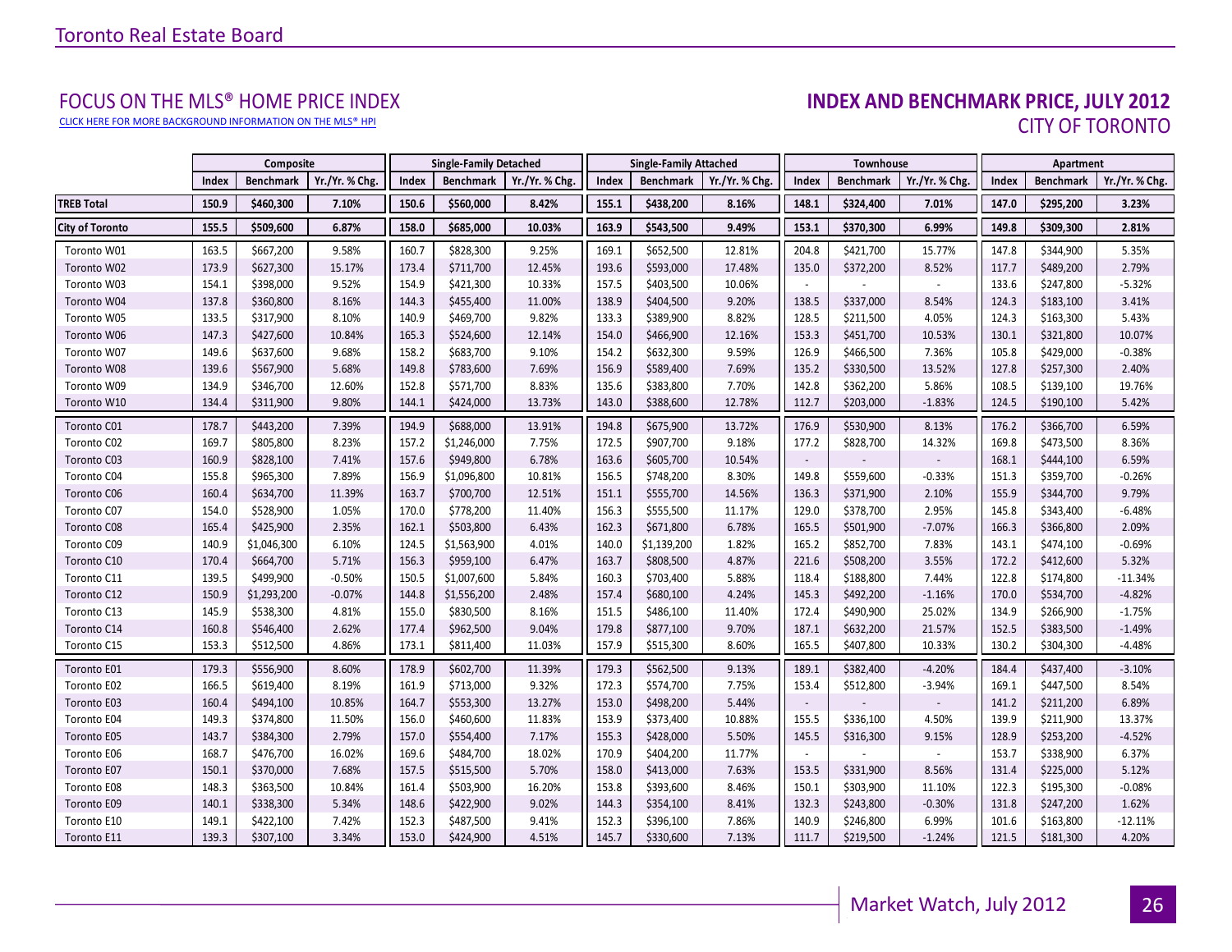# FOCUS ON THE MLS® HOME PRICE INDEX

CLICK HERE FOR MORE BACKGROUND INFORMATION ON THE MLS® HPI

## INDEX AND BENCHMARK PRICE, JULY 2012

### CITY OF TORONTO

| | Composite | | | Single-Family Detached | | | Single-Family Attached | | | Townhouse | | | Apartment | | |
|---|---|---|---|---|---|---|---|---|---|---|---|---|---|---|---|
| | Index | Benchmark | Yr./Yr. % Chg. | Index | Benchmark | Yr./Yr. % Chg. | Index | Benchmark | Yr./Yr. % Chg. | Index | Benchmark | Yr./Yr. % Chg. | Index | Benchmark | Yr./Yr. % Chg. |
| **TREB Total** | **150.9** | **$460,300** | **7.10%** | **150.6** | **$560,000** | **8.42%** | **155.1** | **$438,200** | **8.16%** | **148.1** | **$324,400** | **7.01%** | **147.0** | **$295,200** | **3.23%** |
| **City of Toronto** | **155.5** | **$509,600** | **6.87%** | **158.0** | **$685,000** | **10.03%** | **163.9** | **$543,500** | **9.49%** | **153.1** | **$370,300** | **6.99%** | **149.8** | **$309,300** | **2.81%** |
| Toronto W01 | 163.5 | $667,200 | 9.58% | 160.7 | $828,300 | 9.25% | 169.1 | $652,500 | 12.81% | 204.8 | $421,700 | 15.77% | 147.8 | $344,900 | 5.35% |
| Toronto W02 | 173.9 | $627,300 | 15.17% | 173.4 | $711,700 | 12.45% | 193.6 | $593,000 | 17.48% | 135.0 | $372,200 | 8.52% | 117.7 | $489,200 | 2.79% |
| Toronto W03 | 154.1 | $398,000 | 9.52% | 154.9 | $421,300 | 10.33% | 157.5 | $403,500 | 10.06% | - | - | - | 133.6 | $247,800 | -5.32% |
| Toronto W04 | 137.8 | $360,800 | 8.16% | 144.3 | $455,400 | 11.00% | 138.9 | $404,500 | 9.20% | 138.5 | $337,000 | 8.54% | 124.3 | $183,100 | 3.41% |
| Toronto W05 | 133.5 | $317,900 | 8.10% | 140.9 | $469,700 | 9.82% | 133.3 | $389,900 | 8.82% | 128.5 | $211,500 | 4.05% | 124.3 | $163,300 | 5.43% |
| Toronto W06 | 147.3 | $427,600 | 10.84% | 165.3 | $524,600 | 12.14% | 154.0 | $466,900 | 12.16% | 153.3 | $451,700 | 10.53% | 130.1 | $321,800 | 10.07% |
| Toronto W07 | 149.6 | $637,600 | 9.68% | 158.2 | $683,700 | 9.10% | 154.2 | $632,300 | 9.59% | 126.9 | $466,500 | 7.36% | 105.8 | $429,000 | -0.38% |
| Toronto W08 | 139.6 | $567,900 | 5.68% | 149.8 | $783,600 | 7.69% | 156.9 | $589,400 | 7.69% | 135.2 | $330,500 | 13.52% | 127.8 | $257,300 | 2.40% |
| Toronto W09 | 134.9 | $346,700 | 12.60% | 152.8 | $571,700 | 8.83% | 135.6 | $383,800 | 7.70% | 142.8 | $362,200 | 5.86% | 108.5 | $139,100 | 19.76% |
| Toronto W10 | 134.4 | $311,900 | 9.80% | 144.1 | $424,000 | 13.73% | 143.0 | $388,600 | 12.78% | 112.7 | $203,000 | -1.83% | 124.5 | $190,100 | 5.42% |
| Toronto C01 | 178.7 | $443,200 | 7.39% | 194.9 | $688,000 | 13.91% | 194.8 | $675,900 | 13.72% | 176.9 | $530,900 | 8.13% | 176.2 | $366,700 | 6.59% |
| Toronto C02 | 169.7 | $805,800 | 8.23% | 157.2 | $1,246,000 | 7.75% | 172.5 | $907,700 | 9.18% | 177.2 | $828,700 | 14.32% | 169.8 | $473,500 | 8.36% |
| Toronto C03 | 160.9 | $828,100 | 7.41% | 157.6 | $949,800 | 6.78% | 163.6 | $605,700 | 10.54% | - | - | - | 168.1 | $444,100 | 6.59% |
| Toronto C04 | 155.8 | $965,300 | 7.89% | 156.9 | $1,096,800 | 10.81% | 156.5 | $748,200 | 8.30% | 149.8 | $559,600 | -0.33% | 151.3 | $359,700 | -0.26% |
| Toronto C06 | 160.4 | $634,700 | 11.39% | 163.7 | $700,700 | 12.51% | 151.1 | $555,700 | 14.56% | 136.3 | $371,900 | 2.10% | 155.9 | $344,700 | 9.79% |
| Toronto C07 | 154.0 | $528,900 | 1.05% | 170.0 | $778,200 | 11.40% | 156.3 | $555,500 | 11.17% | 129.0 | $378,700 | 2.95% | 145.8 | $343,400 | -6.48% |
| Toronto C08 | 165.4 | $425,900 | 2.35% | 162.1 | $503,800 | 6.43% | 162.3 | $671,800 | 6.78% | 165.5 | $501,900 | -7.07% | 166.3 | $366,800 | 2.09% |
| Toronto C09 | 140.9 | $1,046,300 | 6.10% | 124.5 | $1,563,900 | 4.01% | 140.0 | $1,139,200 | 1.82% | 165.2 | $852,700 | 7.83% | 143.1 | $474,100 | -0.69% |
| Toronto C10 | 170.4 | $664,700 | 5.71% | 156.3 | $959,100 | 6.47% | 163.7 | $808,500 | 4.87% | 221.6 | $508,200 | 3.55% | 172.2 | $412,600 | 5.32% |
| Toronto C11 | 139.5 | $499,900 | -0.50% | 150.5 | $1,007,600 | 5.84% | 160.3 | $703,400 | 5.88% | 118.4 | $188,800 | 7.44% | 122.8 | $174,800 | -11.34% |
| Toronto C12 | 150.9 | $1,293,200 | -0.07% | 144.8 | $1,556,200 | 2.48% | 157.4 | $680,100 | 4.24% | 145.3 | $492,200 | -1.16% | 170.0 | $534,700 | -4.82% |
| Toronto C13 | 145.9 | $538,300 | 4.81% | 155.0 | $830,500 | 8.16% | 151.5 | $486,100 | 11.40% | 172.4 | $490,900 | 25.02% | 134.9 | $266,900 | -1.75% |
| Toronto C14 | 160.8 | $546,400 | 2.62% | 177.4 | $962,500 | 9.04% | 179.8 | $877,100 | 9.70% | 187.1 | $632,200 | 21.57% | 152.5 | $383,500 | -1.49% |
| Toronto C15 | 153.3 | $512,500 | 4.86% | 173.1 | $811,400 | 11.03% | 157.9 | $515,300 | 8.60% | 165.5 | $407,800 | 10.33% | 130.2 | $304,300 | -4.48% |
| Toronto E01 | 179.3 | $556,900 | 8.60% | 178.9 | $602,700 | 11.39% | 179.3 | $562,500 | 9.13% | 189.1 | $382,400 | -4.20% | 184.4 | $437,400 | -3.10% |
| Toronto E02 | 166.5 | $619,400 | 8.19% | 161.9 | $713,000 | 9.32% | 172.3 | $574,700 | 7.75% | 153.4 | $512,800 | -3.94% | 169.1 | $447,500 | 8.54% |
| Toronto E03 | 160.4 | $494,100 | 10.85% | 164.7 | $553,300 | 13.27% | 153.0 | $498,200 | 5.44% | - | - | - | 141.2 | $211,200 | 6.89% |
| Toronto E04 | 149.3 | $374,800 | 11.50% | 156.0 | $460,600 | 11.83% | 153.9 | $373,400 | 10.88% | 155.5 | $336,100 | 4.50% | 139.9 | $211,900 | 13.37% |
| Toronto E05 | 143.7 | $384,300 | 2.79% | 157.0 | $554,400 | 7.17% | 155.3 | $428,000 | 5.50% | 145.5 | $316,300 | 9.15% | 128.9 | $253,200 | -4.52% |
| Toronto E06 | 168.7 | $476,700 | 16.02% | 169.6 | $484,700 | 18.02% | 170.9 | $404,200 | 11.77% | - | - | - | 153.7 | $338,900 | 6.37% |
| Toronto E07 | 150.1 | $370,000 | 7.68% | 157.5 | $515,500 | 5.70% | 158.0 | $413,000 | 7.63% | 153.5 | $331,900 | 8.56% | 131.4 | $225,000 | 5.12% |
| Toronto E08 | 148.3 | $363,500 | 10.84% | 161.4 | $503,900 | 16.20% | 153.8 | $393,600 | 8.46% | 150.1 | $303,900 | 11.10% | 122.3 | $195,300 | -0.08% |
| Toronto E09 | 140.1 | $338,300 | 5.34% | 148.6 | $422,900 | 9.02% | 144.3 | $354,100 | 8.41% | 132.3 | $243,800 | -0.30% | 131.8 | $247,200 | 1.62% |
| Toronto E10 | 149.1 | $422,100 | 7.42% | 152.3 | $487,500 | 9.41% | 152.3 | $396,100 | 7.86% | 140.9 | $246,800 | 6.99% | 101.6 | $163,800 | -12.11% |
| Toronto E11 | 139.3 | $307,100 | 3.34% | 153.0 | $424,900 | 4.51% | 145.7 | $330,600 | 7.13% | 111.7 | $219,500 | -1.24% | 121.5 | $181,300 | 4.20% |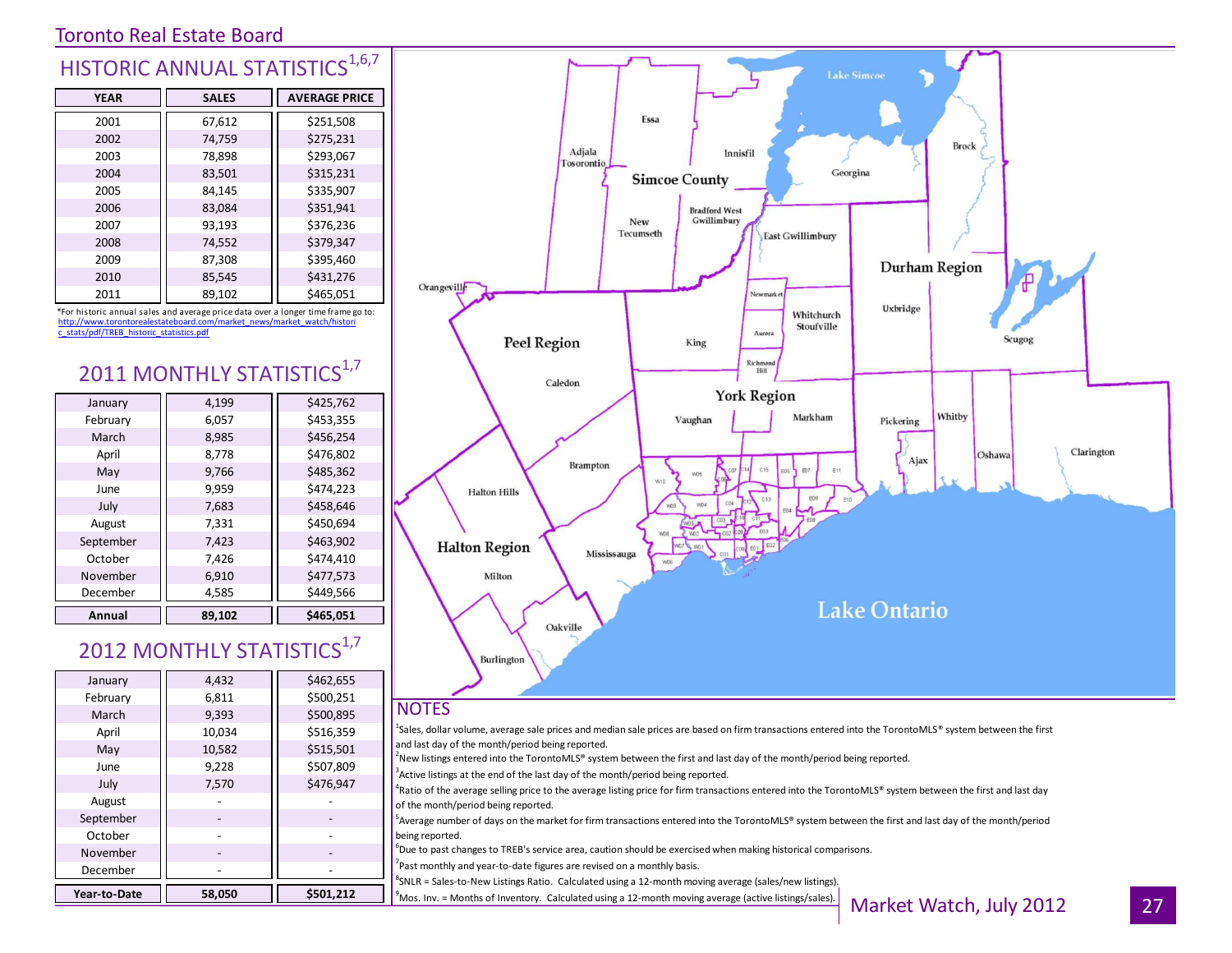Toronto Real Estate Board

## HISTORIC ANNUAL STATISTICS[1,6,7]

| YEAR | SALES | AVERAGE PRICE |
|---|---|---|
| 2001 | 67,612 | $251,508 |
| 2002 | 74,759 | $275,231 |
| 2003 | 78,898 | $293,067 |
| 2004 | 83,501 | $315,231 |
| 2005 | 84,145 | $335,907 |
| 2006 | 83,084 | $351,941 |
| 2007 | 93,193 | $376,236 |
| 2008 | 74,552 | $379,347 |
| 2009 | 87,308 | $395,460 |
| 2010 | 85,545 | $431,276 |
| 2011 | 89,102 | $465,051 |

*For historic annual sales and average price data over a longer time frame go to: http://www.torontorealestateboard.com/market_news/market_watch/historic_stats/pdf/TREB_historic_statistics.pdf

## 2011 MONTHLY STATISTICS[1,7]

| | | |
|---|---|---|
| January | 4,199 | $425,762 |
| February | 6,057 | $453,355 |
| March | 8,985 | $456,254 |
| April | 8,778 | $476,802 |
| May | 9,766 | $485,362 |
| June | 9,959 | $474,223 |
| July | 7,683 | $458,646 |
| August | 7,331 | $450,694 |
| September | 7,423 | $463,902 |
| October | 7,426 | $474,410 |
| November | 6,910 | $477,573 |
| December | 4,585 | $449,566 |
| **Annual** | **89,102** | **$465,051** |

## 2012 MONTHLY STATISTICS[1,7]

| | | |
|---|---|---|
| January | 4,432 | $462,655 |
| February | 6,811 | $500,251 |
| March | 9,393 | $500,895 |
| April | 10,034 | $516,359 |
| May | 10,582 | $515,501 |
| June | 9,228 | $507,809 |
| July | 7,570 | $476,947 |
| August | - | - |
| September | - | - |
| October | - | - |
| November | - | - |
| December | - | - |
| **Year-to-Date** | **58,050** | **$501,212** |

Lake Simcoe
Essa
Adjala Tosorontio
Innisfil
Brock
Simcoe County
Georgina
Bradford West Gwillimbury
New Tecumseth
East Gwillimbury
Durham Region
Orangeville
Newmarket
Whitchurch Stoufville
Uxbridge
Aurora
Peel Region
King
Scugog
Richmond Hill
Caledon
York Region
Vaughan
Markham
Pickering
Whitby
Ajax
Oshawa
Clarington
Brampton
Halton Hills
Halton Region
Mississauga
Milton
Lake Ontario
Oakville
Burlington

## NOTES

[1]Sales, dollar volume, average sale prices and median sale prices are based on firm transactions entered into the TorontoMLS® system between the first and last day of the month/period being reported.

[2]New listings entered into the TorontoMLS® system between the first and last day of the month/period being reported.

[3]Active listings at the end of the last day of the month/period being reported.

[4]Ratio of the average selling price to the average listing price for firm transactions entered into the TorontoMLS® system between the first and last day of the month/period being reported.

[5]Average number of days on the market for firm transactions entered into the TorontoMLS® system between the first and last day of the month/period being reported.

[6]Due to past changes to TREB's service area, caution should be exercised when making historical comparisons.

[7]Past monthly and year-to-date figures are revised on a monthly basis.

[8]SNLR = Sales-to-New Listings Ratio. Calculated using a 12-month moving average (sales/new listings).

[9]Mos. Inv. = Months of Inventory. Calculated using a 12-month moving average (active listings/sales).

Market Watch, July 2012